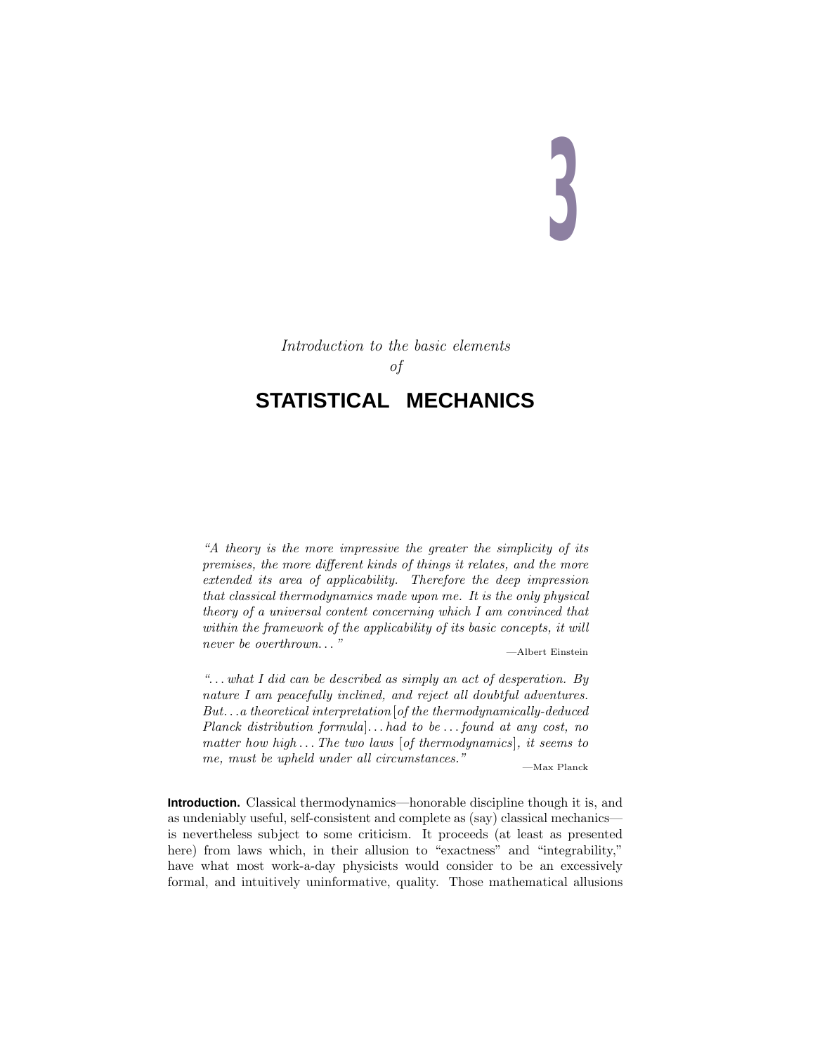# 3

*Introduction to the basic elements*
*of*

## STATISTICAL MECHANICS

*"A theory is the more impressive the greater the simplicity of its premises, the more different kinds of things it relates, and the more extended its area of applicability. Therefore the deep impression that classical thermodynamics made upon me. It is the only physical theory of a universal content concerning which I am convinced that within the framework of the applicability of its basic concepts, it will never be overthrown..."*

—Albert Einstein

*"...what I did can be described as simply an act of desperation. By nature I am peacefully inclined, and reject all doubtful adventures. But...a theoretical interpretation [of the thermodynamically-deduced Planck distribution formula]...had to be ...found at any cost, no matter how high ...The two laws [of thermodynamics], it seems to me, must be upheld under all circumstances."*

—Max Planck

**Introduction.** Classical thermodynamics—honorable discipline though it is, and as undeniably useful, self-consistent and complete as (say) classical mechanics—is nevertheless subject to some criticism. It proceeds (at least as presented here) from laws which, in their allusion to "exactness" and "integrability," have what most work-a-day physicists would consider to be an excessively formal, and intuitively uninformative, quality. Those mathematical allusions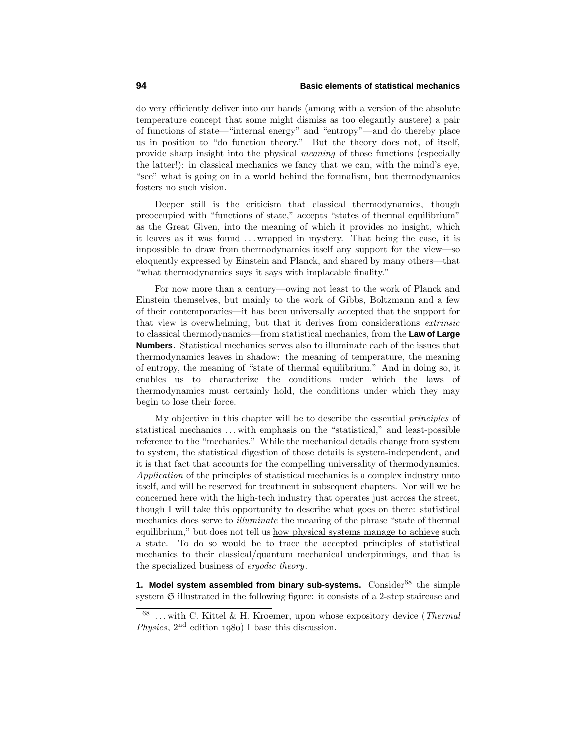do very efficiently deliver into our hands (among with a version of the absolute temperature concept that some might dismiss as too elegantly austere) a pair of functions of state—"internal energy" and "entropy"—and do thereby place us in position to "do function theory." But the theory does not, of itself, provide sharp insight into the physical *meaning* of those functions (especially the latter!): in classical mechanics we fancy that we can, with the mind's eye, "see" what is going on in a world behind the formalism, but thermodynamics fosters no such vision.

Deeper still is the criticism that classical thermodynamics, though preoccupied with "functions of state," accepts "states of thermal equilibrium" as the Great Given, into the meaning of which it provides no insight, which it leaves as it was found ... wrapped in mystery. That being the case, it is impossible to draw from thermodynamics itself any support for the view—so eloquently expressed by Einstein and Planck, and shared by many others—that "what thermodynamics says it says with implacable finality."

For now more than a century—owing not least to the work of Planck and Einstein themselves, but mainly to the work of Gibbs, Boltzmann and a few of their contemporaries—it has been universally accepted that the support for that view is overwhelming, but that it derives from considerations *extrinsic* to classical thermodynamics—from statistical mechanics, from the **Law of Large Numbers**. Statistical mechanics serves also to illuminate each of the issues that thermodynamics leaves in shadow: the meaning of temperature, the meaning of entropy, the meaning of "state of thermal equilibrium." And in doing so, it enables us to characterize the conditions under which the laws of thermodynamics must certainly hold, the conditions under which they may begin to lose their force.

My objective in this chapter will be to describe the essential *principles* of statistical mechanics ... with emphasis on the "statistical," and least-possible reference to the "mechanics." While the mechanical details change from system to system, the statistical digestion of those details is system-independent, and it is that fact that accounts for the compelling universality of thermodynamics. *Application* of the principles of statistical mechanics is a complex industry unto itself, and will be reserved for treatment in subsequent chapters. Nor will we be concerned here with the high-tech industry that operates just across the street, though I will take this opportunity to describe what goes on there: statistical mechanics does serve to *illuminate* the meaning of the phrase "state of thermal equilibrium," but does not tell us how physical systems manage to achieve such a state. To do so would be to trace the accepted principles of statistical mechanics to their classical/quantum mechanical underpinnings, and that is the specialized business of *ergodic theory*.

**1. Model system assembled from binary sub-systems.** Consider[68] the simple system $\mathfrak{S}$ illustrated in the following figure: it consists of a 2-step staircase and

[68] ... with C. Kittel & H. Kroemer, upon whose expository device (*Thermal Physics*, 2nd edition 1980) I base this discussion.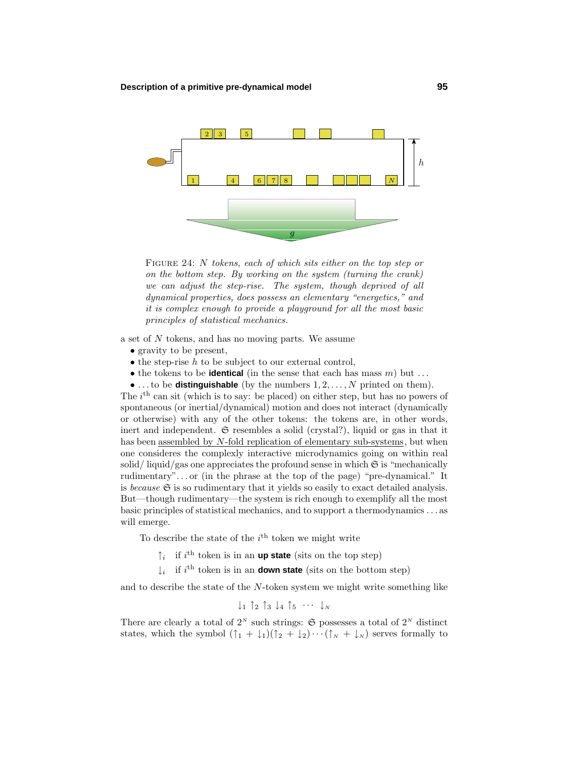FIGURE 24: *$N$ tokens, each of which sits either on the top step or on the bottom step. By working on the system (turning the crank) we can adjust the step-rise. The system, though deprived of all dynamical properties, does possess an elementary "energetics," and it is complex enough to provide a playground for all the most basic principles of statistical mechanics.*

a set of $N$ tokens, and has no moving parts. We assume

- gravity to be present,
- the step-rise $h$ to be subject to our external control,
- the tokens to be **identical** (in the sense that each has mass $m$) but ...
- ... to be **distinguishable** (by the numbers $1, 2, \ldots, N$ printed on them).

The $i^{\text{th}}$ can sit (which is to say: be placed) on either step, but has no powers of spontaneous (or inertial/dynamical) motion and does not interact (dynamically or otherwise) with any of the other tokens: the tokens are, in other words, inert and independent. $\mathfrak{S}$ resembles a solid (crystal?), liquid or gas in that it has been assembled by $N$-fold replication of elementary sub-systems, but when one consideres the complexly interactive microdynamics going on within real solid/ liquid/gas one appreciates the profound sense in which $\mathfrak{S}$ is "mechanically rudimentary"... or (in the phrase at the top of the page) "pre-dynamical." It is *because* $\mathfrak{S}$ is so rudimentary that it yields so easily to exact detailed analysis. But—though rudimentary—the system is rich enough to exemplify all the most basic principles of statistical mechanics, and to support a thermodynamics ... as will emerge.

To describe the state of the $i^{\text{th}}$ token we might write

$\uparrow_i$ if $i^{\text{th}}$ token is in an **up state** (sits on the top step)

$\downarrow_i$ if $i^{\text{th}}$ token is in an **down state** (sits on the bottom step)

and to describe the state of the $N$-token system we might write something like

$$\downarrow_1 \uparrow_2 \uparrow_3 \downarrow_4 \uparrow_5 \;\cdots\; \downarrow_N$$

There are clearly a total of $2^N$ such strings: $\mathfrak{S}$ possesses a total of $2^N$ distinct states, which the symbol $(\uparrow_1 + \downarrow_1)(\uparrow_2 + \downarrow_2)\cdots(\uparrow_N + \downarrow_N)$ serves formally to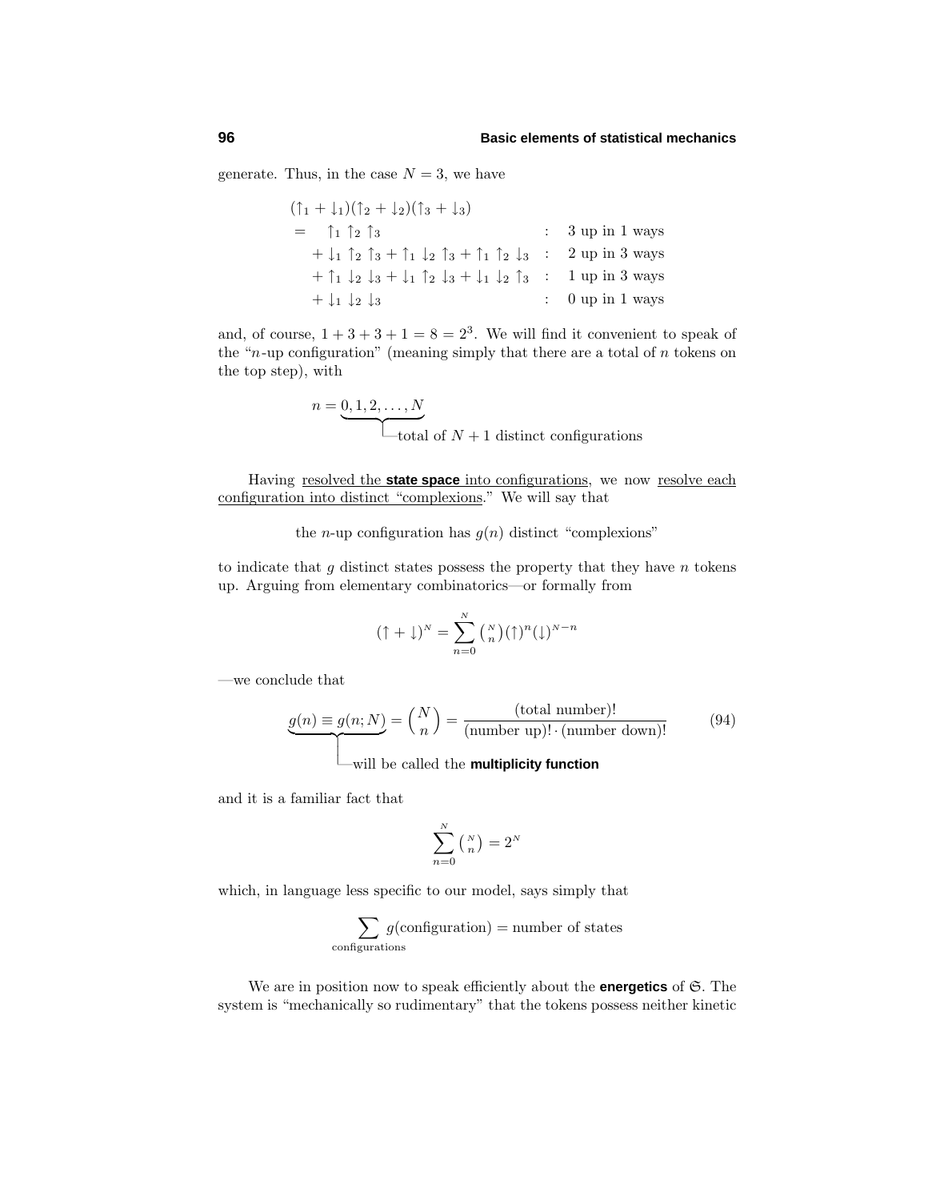generate. Thus, in the case $N = 3$, we have

$$
\begin{aligned}
&(\uparrow_1 + \downarrow_1)(\uparrow_2 + \downarrow_2)(\uparrow_3 + \downarrow_3) \\
&= \quad \uparrow_1 \uparrow_2 \uparrow_3 && : \quad \text{3 up in 1 ways} \\
&\quad + \downarrow_1 \uparrow_2 \uparrow_3 + \uparrow_1 \downarrow_2 \uparrow_3 + \uparrow_1 \uparrow_2 \downarrow_3 && : \quad \text{2 up in 3 ways} \\
&\quad + \uparrow_1 \downarrow_2 \downarrow_3 + \downarrow_1 \uparrow_2 \downarrow_3 + \downarrow_1 \downarrow_2 \uparrow_3 && : \quad \text{1 up in 3 ways} \\
&\quad + \downarrow_1 \downarrow_2 \downarrow_3 && : \quad \text{0 up in 1 ways}
\end{aligned}
$$

and, of course, $1 + 3 + 3 + 1 = 8 = 2^3$. We will find it convenient to speak of the "$n$-up configuration" (meaning simply that there are a total of $n$ tokens on the top step), with

$$
n = \underbrace{0, 1, 2, \ldots, N}_{\text{total of } N+1 \text{ distinct configurations}}
$$

Having resolved the **state space** into configurations, we now resolve each configuration into distinct "complexions." We will say that

the $n$-up configuration has $g(n)$ distinct "complexions"

to indicate that $g$ distinct states possess the property that they have $n$ tokens up. Arguing from elementary combinatorics—or formally from

$$
(\uparrow + \downarrow)^N = \sum_{n=0}^{N} \binom{N}{n} (\uparrow)^n (\downarrow)^{N-n}
$$

—we conclude that

$$
\underbrace{g(n) \equiv g(n; N)}_{\text{will be called the \textbf{multiplicity function}}} = \binom{N}{n} = \frac{(\text{total number})!}{(\text{number up})! \cdot (\text{number down})!} \tag{94}
$$

and it is a familiar fact that

$$
\sum_{n=0}^{N} \binom{N}{n} = 2^N
$$

which, in language less specific to our model, says simply that

$$
\sum_{\text{configurations}} g(\text{configuration}) = \text{number of states}
$$

We are in position now to speak efficiently about the **energetics** of $\mathfrak{S}$. The system is "mechanically so rudimentary" that the tokens possess neither kinetic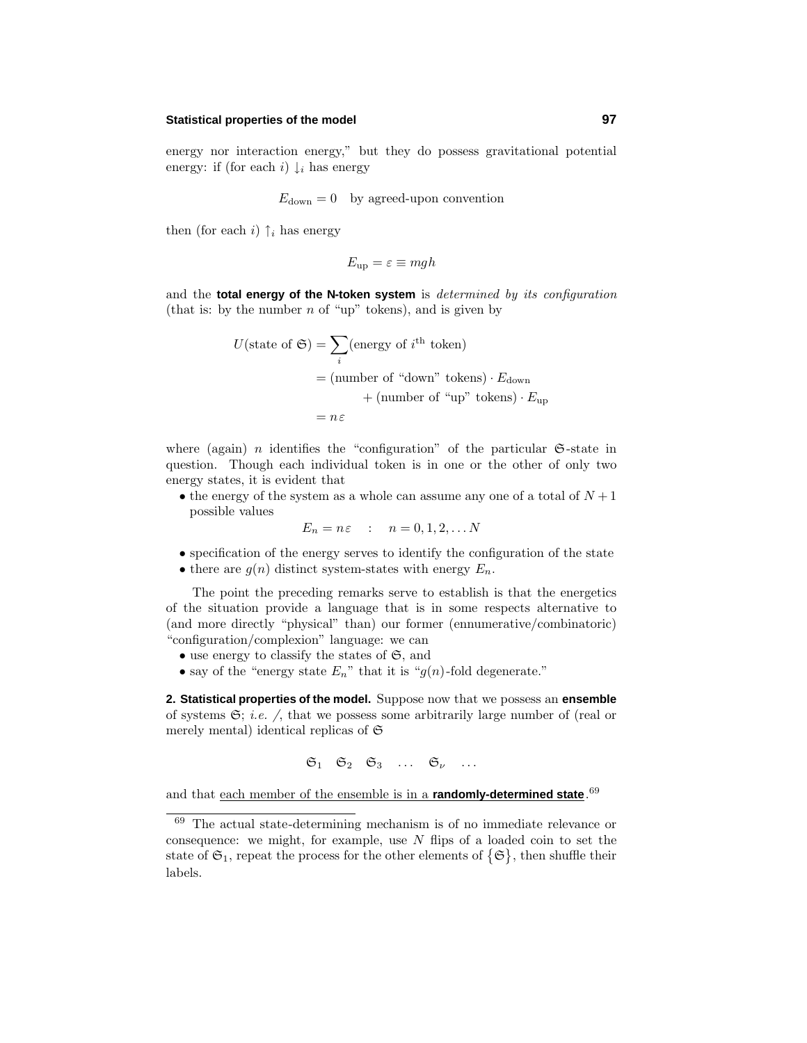energy nor interaction energy," but they do possess gravitational potential energy: if (for each $i$) $\downarrow_i$ has energy

$$E_{\text{down}} = 0 \quad \text{by agreed-upon convention}$$

then (for each $i$) $\uparrow_i$ has energy

$$E_{\text{up}} = \varepsilon \equiv mgh$$

and the **total energy of the N-token system** is *determined by its configuration* (that is: by the number $n$ of "up" tokens), and is given by

$$\begin{aligned}
U(\text{state of } \mathfrak{S}) &= \sum_i (\text{energy of } i^{\text{th}} \text{ token}) \\
&= (\text{number of "down" tokens}) \cdot E_{\text{down}} \\
&\qquad + (\text{number of "up" tokens}) \cdot E_{\text{up}} \\
&= n\varepsilon
\end{aligned}$$

where (again) $n$ identifies the "configuration" of the particular $\mathfrak{S}$-state in question. Though each individual token is in one or the other of only two energy states, it is evident that

- the energy of the system as a whole can assume any one of a total of $N+1$ possible values

$$E_n = n\varepsilon \quad : \quad n = 0, 1, 2, \ldots N$$

- specification of the energy serves to identify the configuration of the state
- there are $g(n)$ distinct system-states with energy $E_n$.

The point the preceding remarks serve to establish is that the energetics of the situation provide a language that is in some respects alternative to (and more directly "physical" than) our former (ennumerative/combinatoric) "configuration/complexion" language: we can

- use energy to classify the states of $\mathfrak{S}$, and
- say of the "energy state $E_n$" that it is "$g(n)$-fold degenerate."

**2. Statistical properties of the model.** Suppose now that we possess an **ensemble** of systems $\mathfrak{S}$; *i.e.* /, that we possess some arbitrarily large number of (real or merely mental) identical replicas of $\mathfrak{S}$

$$\mathfrak{S}_1 \quad \mathfrak{S}_2 \quad \mathfrak{S}_3 \quad \ldots \quad \mathfrak{S}_\nu \quad \ldots$$

and that each member of the ensemble is in a **randomly-determined state**.[69]

[69] The actual state-determining mechanism is of no immediate relevance or consequence: we might, for example, use $N$ flips of a loaded coin to set the state of $\mathfrak{S}_1$, repeat the process for the other elements of $\{\mathfrak{S}\}$, then shuffle their labels.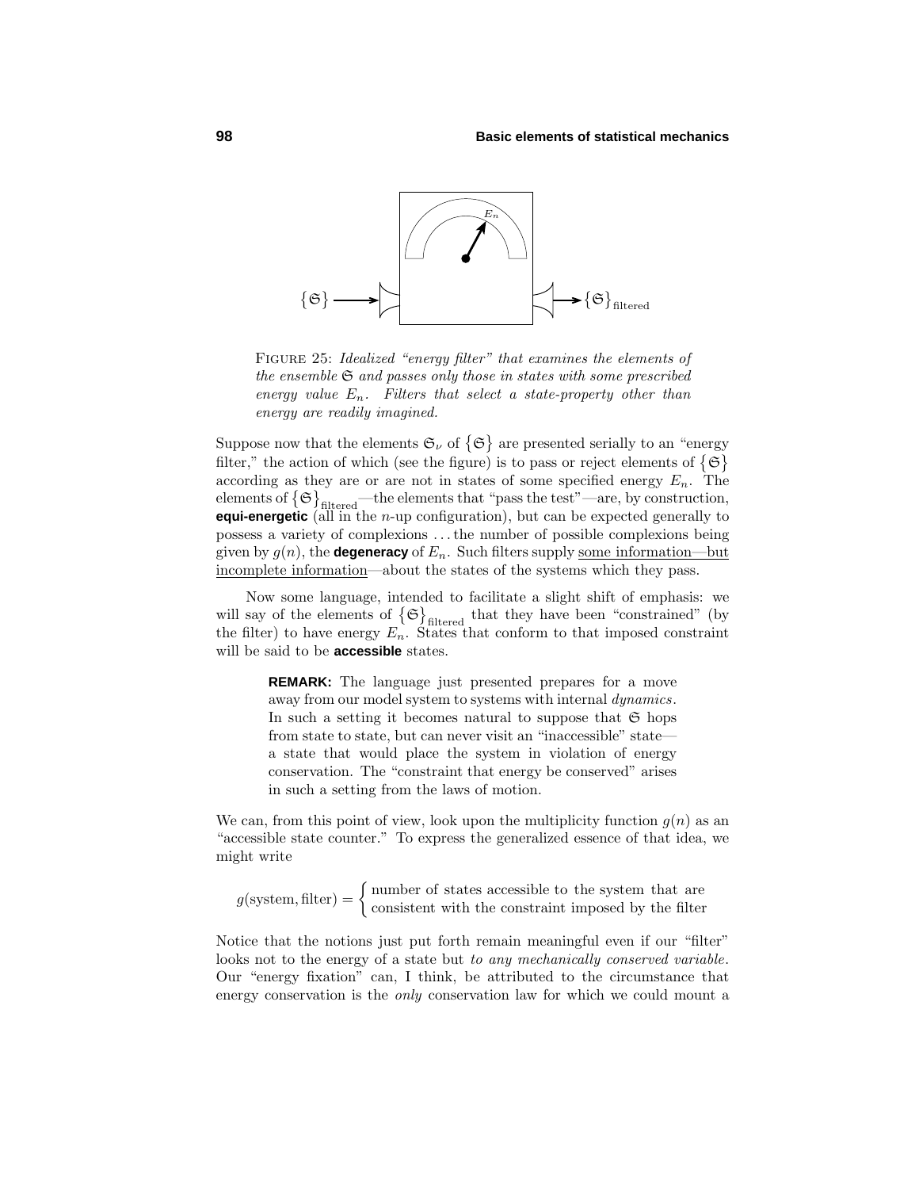FIGURE 25: *Idealized "energy filter" that examines the elements of the ensemble $\mathfrak{S}$ and passes only those in states with some prescribed energy value $E_n$. Filters that select a state-property other than energy are readily imagined.*

Suppose now that the elements $\mathfrak{S}_\nu$ of $\{\mathfrak{S}\}$ are presented serially to an "energy filter," the action of which (see the figure) is to pass or reject elements of $\{\mathfrak{S}\}$ according as they are or are not in states of some specified energy $E_n$. The elements of $\{\mathfrak{S}\}_{\text{filtered}}$—the elements that "pass the test"—are, by construction, **equi-energetic** (all in the $n$-up configuration), but can be expected generally to possess a variety of complexions . . . the number of possible complexions being given by $g(n)$, the **degeneracy** of $E_n$. Such filters supply some information—but incomplete information—about the states of the systems which they pass.

Now some language, intended to facilitate a slight shift of emphasis: we will say of the elements of $\{\mathfrak{S}\}_{\text{filtered}}$ that they have been "constrained" (by the filter) to have energy $E_n$. States that conform to that imposed constraint will be said to be **accessible** states.

> **REMARK:** The language just presented prepares for a move away from our model system to systems with internal *dynamics*. In such a setting it becomes natural to suppose that $\mathfrak{S}$ hops from state to state, but can never visit an "inaccessible" state—a state that would place the system in violation of energy conservation. The "constraint that energy be conserved" arises in such a setting from the laws of motion.

We can, from this point of view, look upon the multiplicity function $g(n)$ as an "accessible state counter." To express the generalized essence of that idea, we might write

$$g(\text{system}, \text{filter}) = \begin{cases} \text{number of states accessible to the system that are} \\ \text{consistent with the constraint imposed by the filter} \end{cases}$$

Notice that the notions just put forth remain meaningful even if our "filter" looks not to the energy of a state but *to any mechanically conserved variable*. Our "energy fixation" can, I think, be attributed to the circumstance that energy conservation is the *only* conservation law for which we could mount a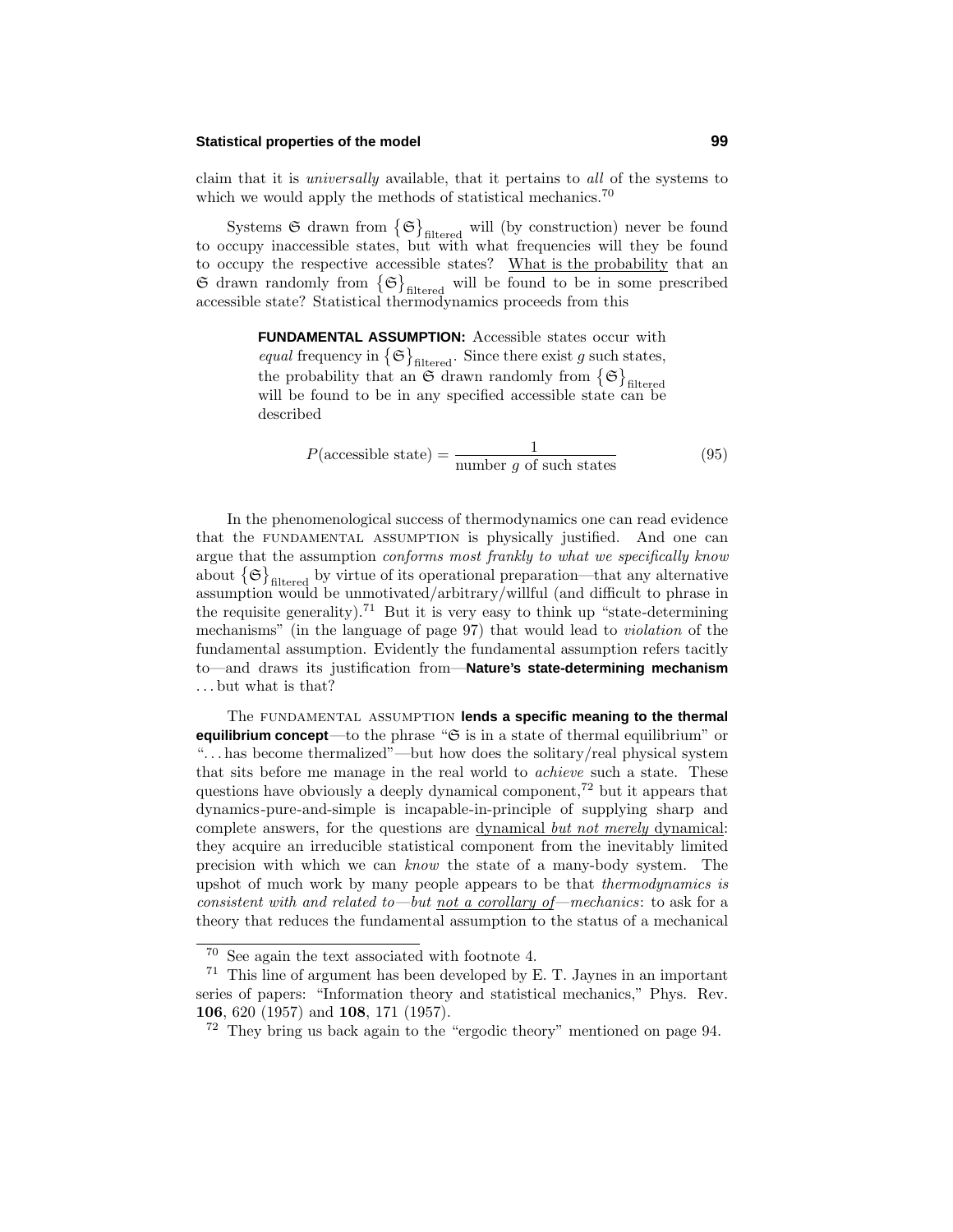claim that it is *universally* available, that it pertains to *all* of the systems to which we would apply the methods of statistical mechanics.[70]

Systems $\mathfrak{S}$ drawn from $\{\mathfrak{S}\}_{\text{filtered}}$ will (by construction) never be found to occupy inaccessible states, but with what frequencies will they be found to occupy the respective accessible states? <u>What is the probability</u> that an $\mathfrak{S}$ drawn randomly from $\{\mathfrak{S}\}_{\text{filtered}}$ will be found to be in some prescribed accessible state? Statistical thermodynamics proceeds from this

> **FUNDAMENTAL ASSUMPTION:** Accessible states occur with *equal* frequency in $\{\mathfrak{S}\}_{\text{filtered}}$. Since there exist $g$ such states, the probability that an $\mathfrak{S}$ drawn randomly from $\{\mathfrak{S}\}_{\text{filtered}}$ will be found to be in any specified accessible state can be described
>
> $$P(\text{accessible state}) = \frac{1}{\text{number } g \text{ of such states}} \tag{95}$$

In the phenomenological success of thermodynamics one can read evidence that the FUNDAMENTAL ASSUMPTION is physically justified. And one can argue that the assumption *conforms most frankly to what we specifically know* about $\{\mathfrak{S}\}_{\text{filtered}}$ by virtue of its operational preparation—that any alternative assumption would be unmotivated/arbitrary/willful (and difficult to phrase in the requisite generality).[71] But it is very easy to think up "state-determining mechanisms" (in the language of page 97) that would lead to *violation* of the fundamental assumption. Evidently the fundamental assumption refers tacitly to—and draws its justification from—**Nature's state-determining mechanism** ... but what is that?

The FUNDAMENTAL ASSUMPTION **lends a specific meaning to the thermal equilibrium concept**—to the phrase "$\mathfrak{S}$ is in a state of thermal equilibrium" or "...has become thermalized"—but how does the solitary/real physical system that sits before me manage in the real world to *achieve* such a state. These questions have obviously a deeply dynamical component,[72] but it appears that dynamics-pure-and-simple is incapable-in-principle of supplying sharp and complete answers, for the questions are <u>dynamical *but not merely* dynamical</u>: they acquire an irreducible statistical component from the inevitably limited precision with which we can *know* the state of a many-body system. The upshot of much work by many people appears to be that *thermodynamics is consistent with and related to—but <u>not a corollary of</u>—mechanics*: to ask for a theory that reduces the fundamental assumption to the status of a mechanical

---

[70] See again the text associated with footnote 4.

[71] This line of argument has been developed by E. T. Jaynes in an important series of papers: "Information theory and statistical mechanics," Phys. Rev. **106**, 620 (1957) and **108**, 171 (1957).

[72] They bring us back again to the "ergodic theory" mentioned on page 94.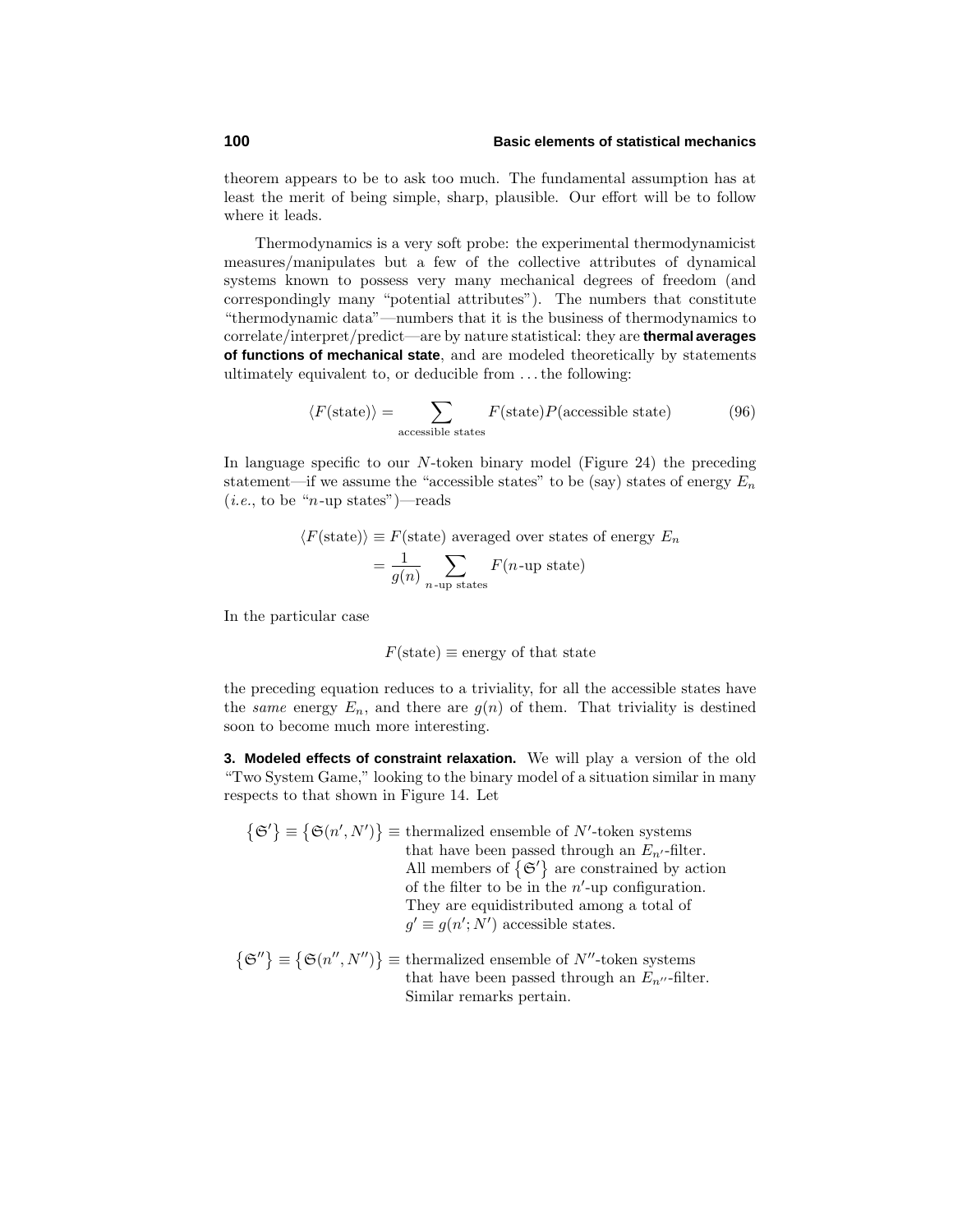theorem appears to be to ask too much. The fundamental assumption has at least the merit of being simple, sharp, plausible. Our effort will be to follow where it leads.

Thermodynamics is a very soft probe: the experimental thermodynamicist measures/manipulates but a few of the collective attributes of dynamical systems known to possess very many mechanical degrees of freedom (and correspondingly many "potential attributes"). The numbers that constitute "thermodynamic data"—numbers that it is the business of thermodynamics to correlate/interpret/predict—are by nature statistical: they are **thermal averages of functions of mechanical state**, and are modeled theoretically by statements ultimately equivalent to, or deducible from . . . the following:

$$\langle F(\text{state})\rangle = \sum_{\text{accessible states}} F(\text{state})P(\text{accessible state}) \tag{96}$$

In language specific to our $N$-token binary model (Figure 24) the preceding statement—if we assume the "accessible states" to be (say) states of energy $E_n$ (*i.e.*, to be "$n$-up states")—reads

$$\begin{aligned}\langle F(\text{state})\rangle &\equiv F(\text{state}) \text{ averaged over states of energy } E_n\\ &= \frac{1}{g(n)}\sum_{n\text{-up states}} F(n\text{-up state})\end{aligned}$$

In the particular case

$$F(\text{state}) \equiv \text{energy of that state}$$

the preceding equation reduces to a triviality, for all the accessible states have the *same* energy $E_n$, and there are $g(n)$ of them. That triviality is destined soon to become much more interesting.

**3. Modeled effects of constraint relaxation.** We will play a version of the old "Two System Game," looking to the binary model of a situation similar in many respects to that shown in Figure 14. Let

$\{\mathfrak{S}'\} \equiv \{\mathfrak{S}(n', N')\} \equiv$ thermalized ensemble of $N'$-token systems that have been passed through an $E_{n'}$-filter. All members of $\{\mathfrak{S}'\}$ are constrained by action of the filter to be in the $n'$-up configuration. They are equidistributed among a total of $g' \equiv g(n'; N')$ accessible states.

$\{\mathfrak{S}''\} \equiv \{\mathfrak{S}(n'', N'')\} \equiv$ thermalized ensemble of $N''$-token systems that have been passed through an $E_{n''}$-filter. Similar remarks pertain.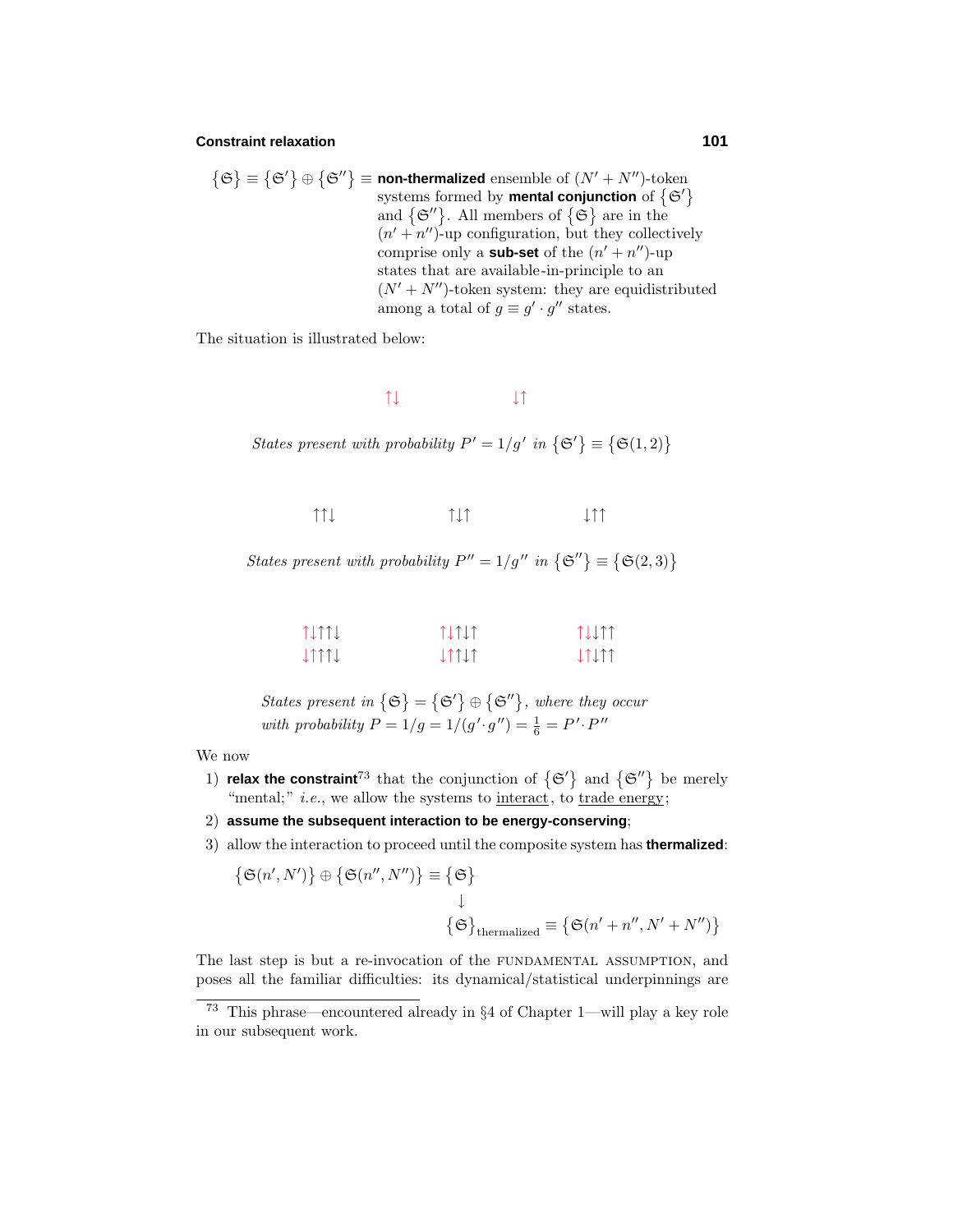$\{\mathfrak{S}\} \equiv \{\mathfrak{S}'\} \oplus \{\mathfrak{S}''\} \equiv$ **non-thermalized** ensemble of $(N' + N'')$-token systems formed by **mental conjunction** of $\{\mathfrak{S}'\}$ and $\{\mathfrak{S}''\}$. All members of $\{\mathfrak{S}\}$ are in the $(n' + n'')$-up configuration, but they collectively comprise only a **sub-set** of the $(n' + n'')$-up states that are available-in-principle to an $(N' + N'')$-token system: they are equidistributed among a total of $g \equiv g' \cdot g''$ states.

The situation is illustrated below:

↑↓ ↓↑

*States present with probability* $P' = 1/g'$ *in* $\{\mathfrak{S}'\} \equiv \{\mathfrak{S}(1, 2)\}$

↑↑↓ ↑↓↑ ↓↑↑

*States present with probability* $P'' = 1/g''$ *in* $\{\mathfrak{S}''\} \equiv \{\mathfrak{S}(2, 3)\}$

↑↓↑↑↓ ↑↓↑↓↑ ↑↓↓↑↑

↓↑↑↑↓ ↓↑↑↓↑ ↓↑↓↑↑

*States present in* $\{\mathfrak{S}\} = \{\mathfrak{S}'\} \oplus \{\mathfrak{S}''\}$*, where they occur with probability* $P = 1/g = 1/(g' \cdot g'') = \frac{1}{6} = P' \cdot P''$

We now

1) **relax the constraint**[73] that the conjunction of $\{\mathfrak{S}'\}$ and $\{\mathfrak{S}''\}$ be merely "mental;" *i.e.*, we allow the systems to interact, to trade energy;
2) **assume the subsequent interaction to be energy-conserving**;
3) allow the interaction to proceed until the composite system has **thermalized**:

$$
\begin{aligned}
\{\mathfrak{S}(n', N')\} \oplus \{\mathfrak{S}(n'', N'')\} \equiv \{\mathfrak{S}\} \\
\downarrow \\
\{\mathfrak{S}\}_{\text{thermalized}} \equiv \{\mathfrak{S}(n' + n'', N' + N'')\}
\end{aligned}
$$

The last step is but a re-invocation of the FUNDAMENTAL ASSUMPTION, and poses all the familiar difficulties: its dynamical/statistical underpinnings are

---

[73] This phrase—encountered already in §4 of Chapter 1—will play a key role in our subsequent work.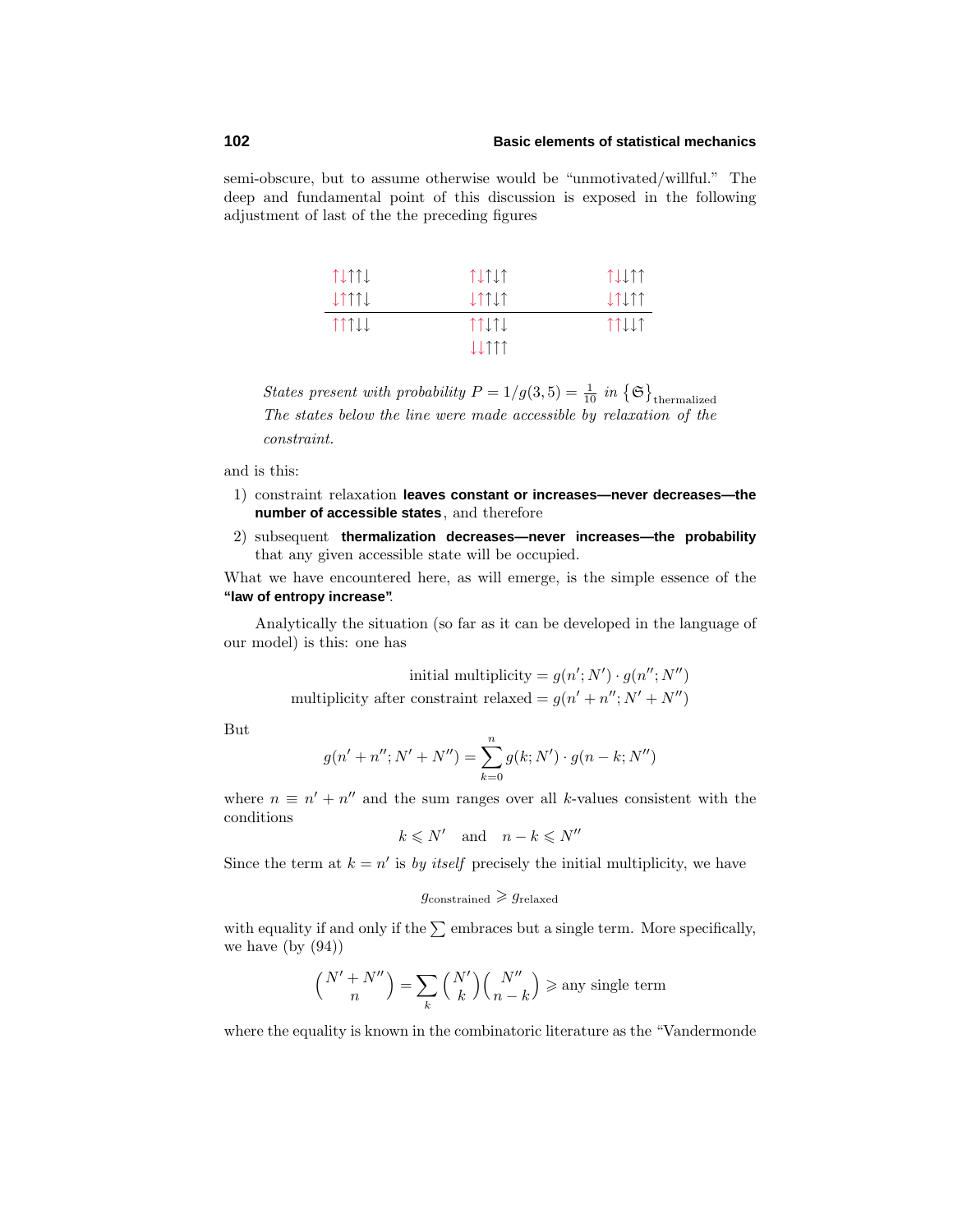semi-obscure, but to assume otherwise would be "unmotivated/willful." The deep and fundamental point of this discussion is exposed in the following adjustment of last of the the preceding figures

| ↑↓↑↑↓ | ↑↓↑↓↑ | ↑↓↓↑↑ |
|---|---|---|
| ↓↑↑↑↓ | ↓↑↑↓↑ | ↓↑↓↑↑ |
| ↑↑↑↓↓ | ↑↑↓↑↓ | ↑↑↓↓↑ |
| | ↓↓↑↑↑ | |

*States present with probability* $P = 1/g(3,5) = \frac{1}{10}$ *in* $\{\mathfrak{S}\}_{\text{thermalized}}$ *The states below the line were made accessible by relaxation of the constraint.*

and is this:

1) constraint relaxation **leaves constant or increases—never decreases—the number of accessible states**, and therefore
2) subsequent **thermalization decreases—never increases—the probability** that any given accessible state will be occupied.

What we have encountered here, as will emerge, is the simple essence of the **"law of entropy increase"**.

Analytically the situation (so far as it can be developed in the language of our model) is this: one has

$$\text{initial multiplicity} = g(n'; N') \cdot g(n''; N'')$$
$$\text{multiplicity after constraint relaxed} = g(n' + n''; N' + N'')$$

But

$$g(n' + n''; N' + N'') = \sum_{k=0}^{n} g(k; N') \cdot g(n - k; N'')$$

where $n \equiv n' + n''$ and the sum ranges over all $k$-values consistent with the conditions

$$k \leqslant N' \quad \text{and} \quad n - k \leqslant N''$$

Since the term at $k = n'$ is *by itself* precisely the initial multiplicity, we have

$$g_{\text{constrained}} \geqslant g_{\text{relaxed}}$$

with equality if and only if the $\sum$ embraces but a single term. More specifically, we have (by (94))

$$\binom{N' + N''}{n} = \sum_k \binom{N'}{k}\binom{N''}{n-k} \geqslant \text{any single term}$$

where the equality is known in the combinatoric literature as the "Vandermonde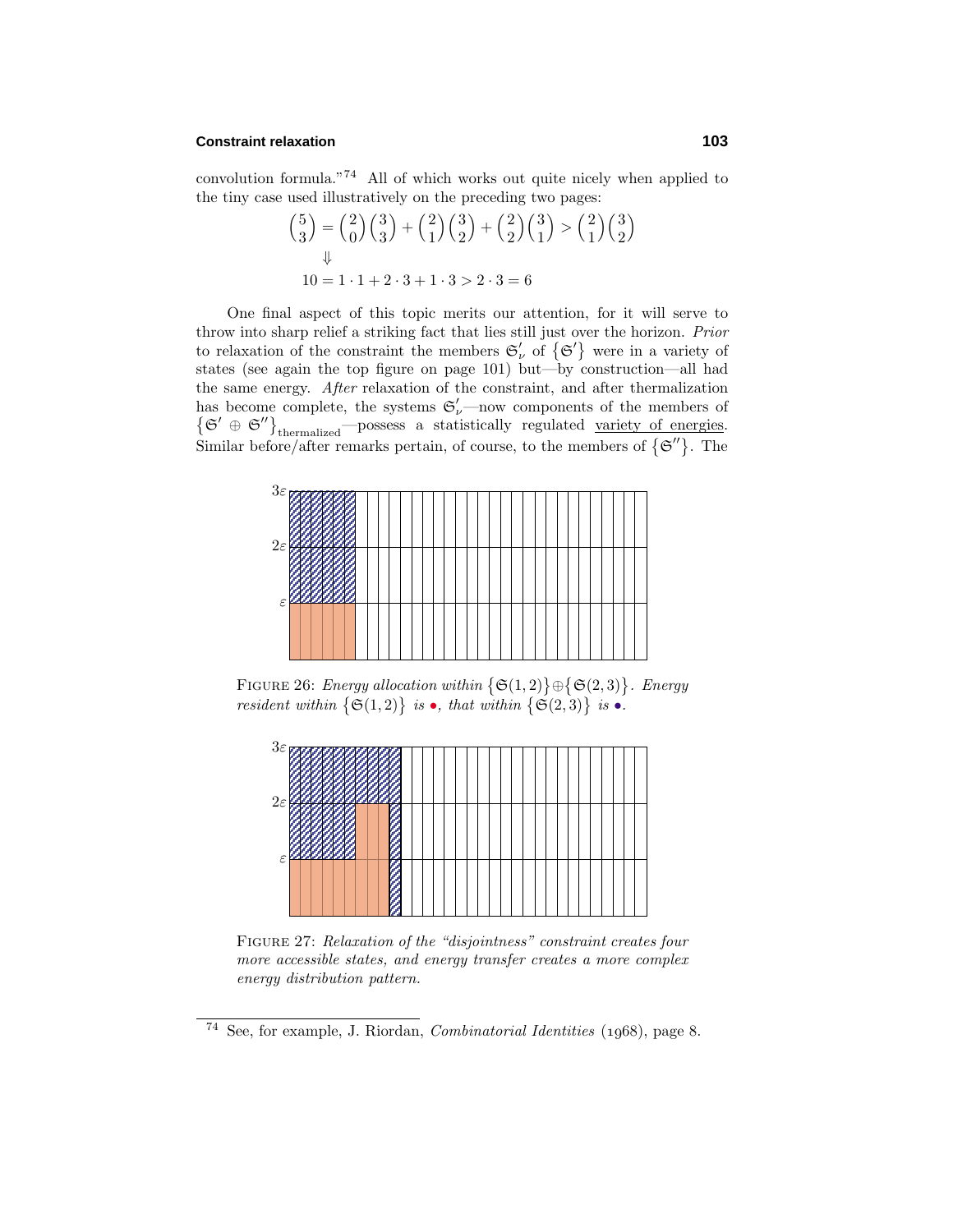convolution formula."[74] All of which works out quite nicely when applied to the tiny case used illustratively on the preceding two pages:

$$\binom{5}{3} = \binom{2}{0}\binom{3}{3} + \binom{2}{1}\binom{3}{2} + \binom{2}{2}\binom{3}{1} > \binom{2}{1}\binom{3}{2}$$
$$\Downarrow$$
$$10 = 1 \cdot 1 + 2 \cdot 3 + 1 \cdot 3 > 2 \cdot 3 = 6$$

One final aspect of this topic merits our attention, for it will serve to throw into sharp relief a striking fact that lies still just over the horizon. *Prior* to relaxation of the constraint the members $\mathfrak{S}'_\nu$ of $\{\mathfrak{S}'\}$ were in a variety of states (see again the top figure on page 101) but—by construction—all had the same energy. *After* relaxation of the constraint, and after thermalization has become complete, the systems $\mathfrak{S}'_\nu$—now components of the members of $\{\mathfrak{S}' \oplus \mathfrak{S}''\}_{\text{thermalized}}$—possess a statistically regulated <u>variety of energies</u>. Similar before/after remarks pertain, of course, to the members of $\{\mathfrak{S}''\}$. The

FIGURE 26: *Energy allocation within* $\{\mathfrak{S}(1,2)\}\oplus\{\mathfrak{S}(2,3)\}$. *Energy resident within* $\{\mathfrak{S}(1,2)\}$ *is* •, *that within* $\{\mathfrak{S}(2,3)\}$ *is* •.

FIGURE 27: *Relaxation of the "disjointness" constraint creates four more accessible states, and energy transfer creates a more complex energy distribution pattern.*

---

[74] See, for example, J. Riordan, *Combinatorial Identities* (1968), page 8.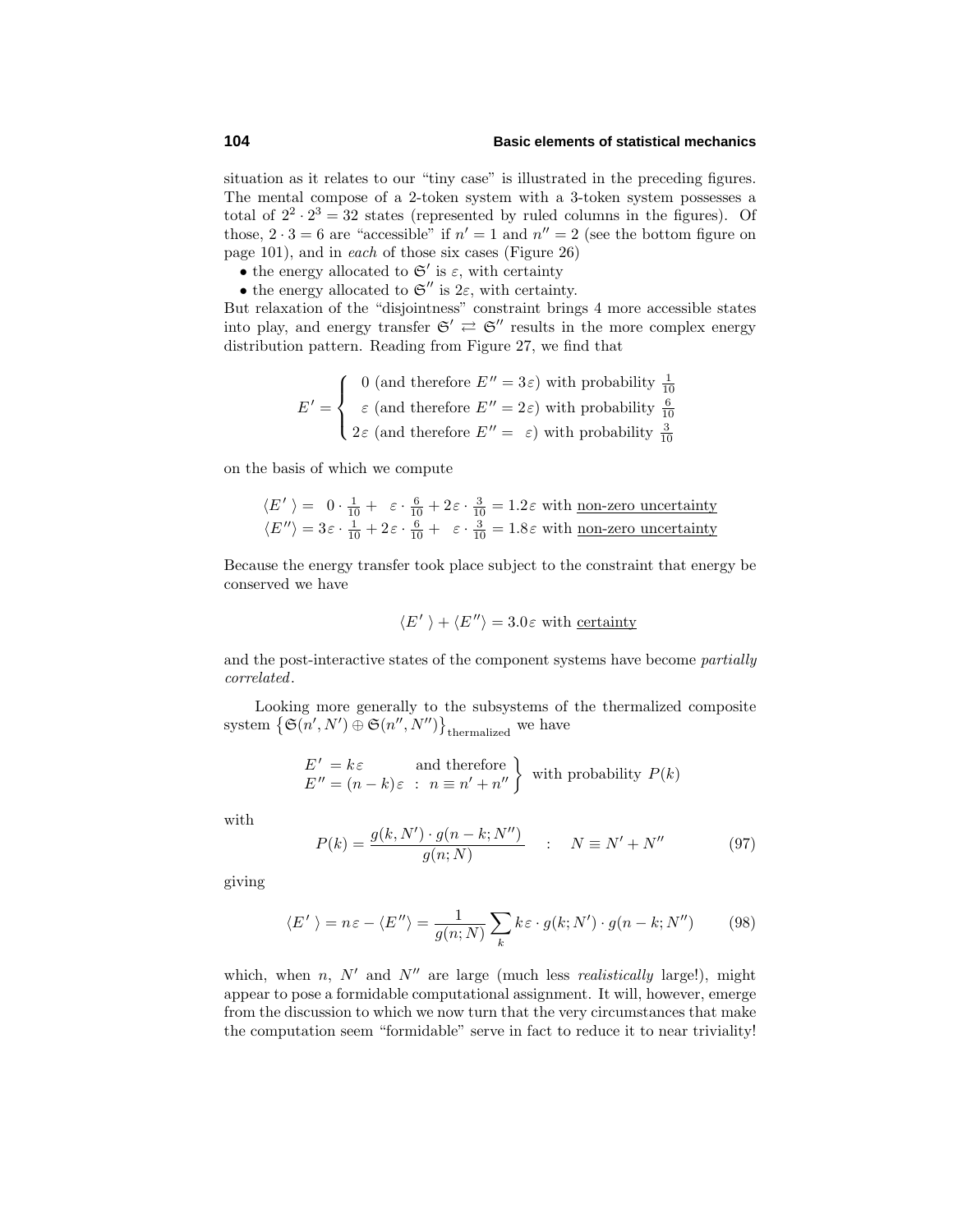situation as it relates to our "tiny case" is illustrated in the preceding figures. The mental compose of a 2-token system with a 3-token system possesses a total of $2^2 \cdot 2^3 = 32$ states (represented by ruled columns in the figures). Of those, $2 \cdot 3 = 6$ are "accessible" if $n' = 1$ and $n'' = 2$ (see the bottom figure on page 101), and in *each* of those six cases (Figure 26)

- the energy allocated to $\mathfrak{S}'$ is $\varepsilon$, with certainty
- the energy allocated to $\mathfrak{S}''$ is $2\varepsilon$, with certainty.

But relaxation of the "disjointness" constraint brings 4 more accessible states into play, and energy transfer $\mathfrak{S}' \rightleftarrows \mathfrak{S}''$ results in the more complex energy distribution pattern. Reading from Figure 27, we find that

$$E' = \begin{cases} 0 \text{ (and therefore } E'' = 3\varepsilon) \text{ with probability } \frac{1}{10} \\ \varepsilon \text{ (and therefore } E'' = 2\varepsilon) \text{ with probability } \frac{6}{10} \\ 2\varepsilon \text{ (and therefore } E'' = \varepsilon) \text{ with probability } \frac{3}{10} \end{cases}$$

on the basis of which we compute

$$\begin{aligned} \langle E' \rangle &= 0 \cdot \tfrac{1}{10} + \varepsilon \cdot \tfrac{6}{10} + 2\varepsilon \cdot \tfrac{3}{10} = 1.2\varepsilon \text{ with } \underline{\text{non-zero uncertainty}} \\ \langle E'' \rangle &= 3\varepsilon \cdot \tfrac{1}{10} + 2\varepsilon \cdot \tfrac{6}{10} + \varepsilon \cdot \tfrac{3}{10} = 1.8\varepsilon \text{ with } \underline{\text{non-zero uncertainty}} \end{aligned}$$

Because the energy transfer took place subject to the constraint that energy be conserved we have

$$\langle E' \rangle + \langle E'' \rangle = 3.0\varepsilon \text{ with } \underline{\text{certainty}}$$

and the post-interactive states of the component systems have become *partially correlated*.

Looking more generally to the subsystems of the thermalized composite system $\big\{\mathfrak{S}(n', N') \oplus \mathfrak{S}(n'', N'')\big\}_{\text{thermalized}}$ we have

$$\left.\begin{aligned} E' &= k\varepsilon && \text{and therefore} \\ E'' &= (n-k)\varepsilon && : \ n \equiv n' + n'' \end{aligned}\right\} \text{ with probability } P(k)$$

with

$$P(k) = \frac{g(k, N') \cdot g(n-k; N'')}{g(n; N)} \quad : \quad N \equiv N' + N'' \tag{97}$$

giving

$$\langle E' \rangle = n\varepsilon - \langle E'' \rangle = \frac{1}{g(n; N)} \sum_k k\varepsilon \cdot g(k; N') \cdot g(n-k; N'') \tag{98}$$

which, when $n$, $N'$ and $N''$ are large (much less *realistically* large!), might appear to pose a formidable computational assignment. It will, however, emerge from the discussion to which we now turn that the very circumstances that make the computation seem "formidable" serve in fact to reduce it to near triviality!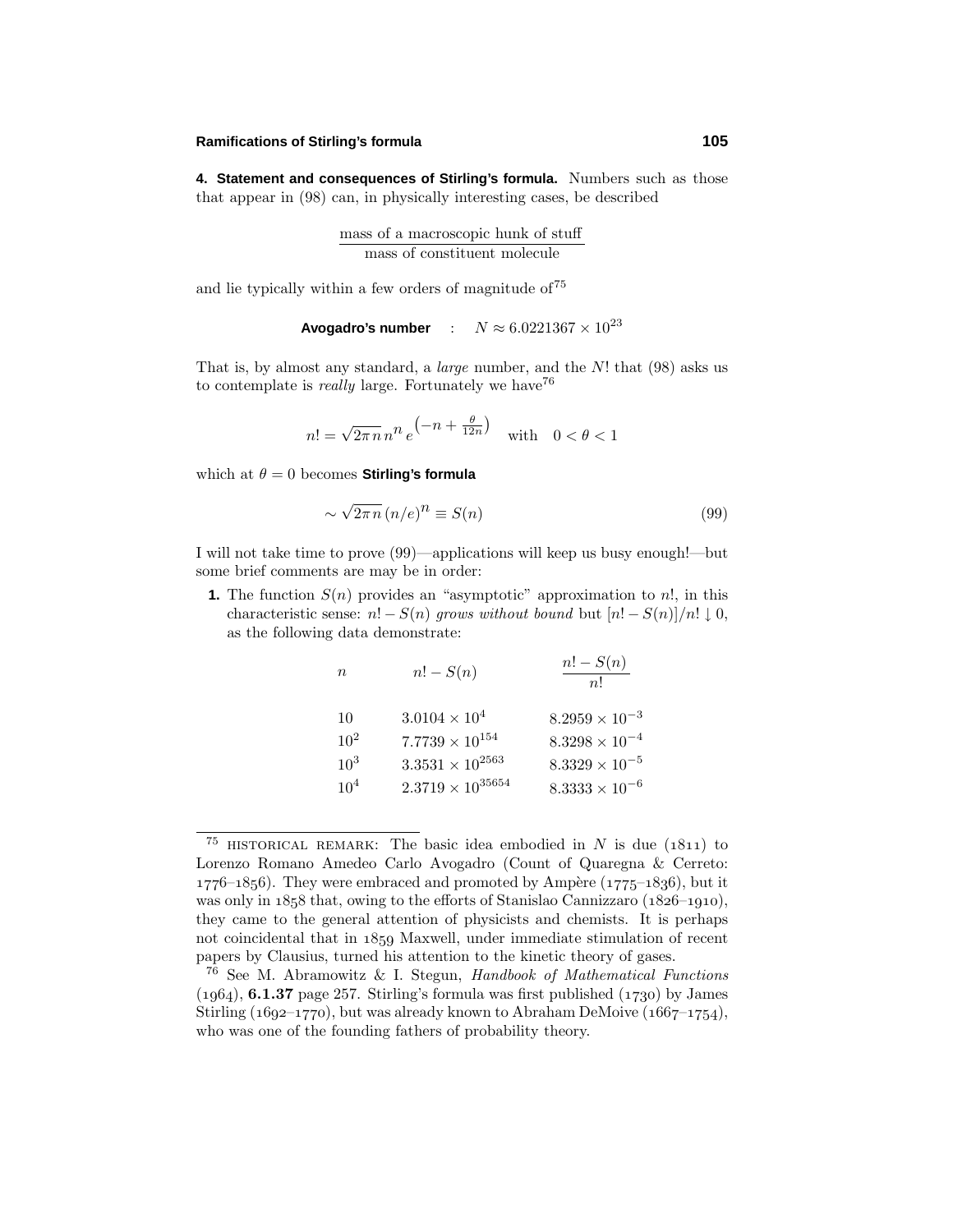**4. Statement and consequences of Stirling's formula.** Numbers such as those that appear in (98) can, in physically interesting cases, be described

$$\frac{\text{mass of a macroscopic hunk of stuff}}{\text{mass of constituent molecule}}$$

and lie typically within a few orders of magnitude of[75]

$$\textbf{Avogadro's number} \quad : \quad N \approx 6.0221367 \times 10^{23}$$

That is, by almost any standard, a *large* number, and the $N!$ that (98) asks us to contemplate is *really* large. Fortunately we have[76]

$$n! = \sqrt{2\pi n}\, n^n\, e^{\left(-n + \frac{\theta}{12n}\right)} \quad \text{with} \quad 0 < \theta < 1$$

which at $\theta = 0$ becomes **Stirling's formula**

$$\sim \sqrt{2\pi n}\,(n/e)^n \equiv S(n) \tag{99}$$

I will not take time to prove (99)—applications will keep us busy enough!—but some brief comments are may be in order:

**1.** The function $S(n)$ provides an "asymptotic" approximation to $n!$, in this characteristic sense: $n! - S(n)$ *grows without bound* but $[n! - S(n)]/n! \downarrow 0$, as the following data demonstrate:

| $n$ | $n! - S(n)$ | $\dfrac{n! - S(n)}{n!}$ |
|---|---|---|
| 10 | $3.0104 \times 10^{4}$ | $8.2959 \times 10^{-3}$ |
| $10^2$ | $7.7739 \times 10^{154}$ | $8.3298 \times 10^{-4}$ |
| $10^3$ | $3.3531 \times 10^{2563}$ | $8.3329 \times 10^{-5}$ |
| $10^4$ | $2.3719 \times 10^{35654}$ | $8.3333 \times 10^{-6}$ |

---

[75] HISTORICAL REMARK: The basic idea embodied in $N$ is due (1811) to Lorenzo Romano Amedeo Carlo Avogadro (Count of Quaregna & Cerreto: 1776–1856). They were embraced and promoted by Ampère (1775–1836), but it was only in 1858 that, owing to the efforts of Stanislao Cannizzaro (1826–1910), they came to the general attention of physicists and chemists. It is perhaps not coincidental that in 1859 Maxwell, under immediate stimulation of recent papers by Clausius, turned his attention to the kinetic theory of gases.

[76] See M. Abramowitz & I. Stegun, *Handbook of Mathematical Functions* (1964), **6.1.37** page 257. Stirling's formula was first published (1730) by James Stirling (1692–1770), but was already known to Abraham DeMoive (1667–1754), who was one of the founding fathers of probability theory.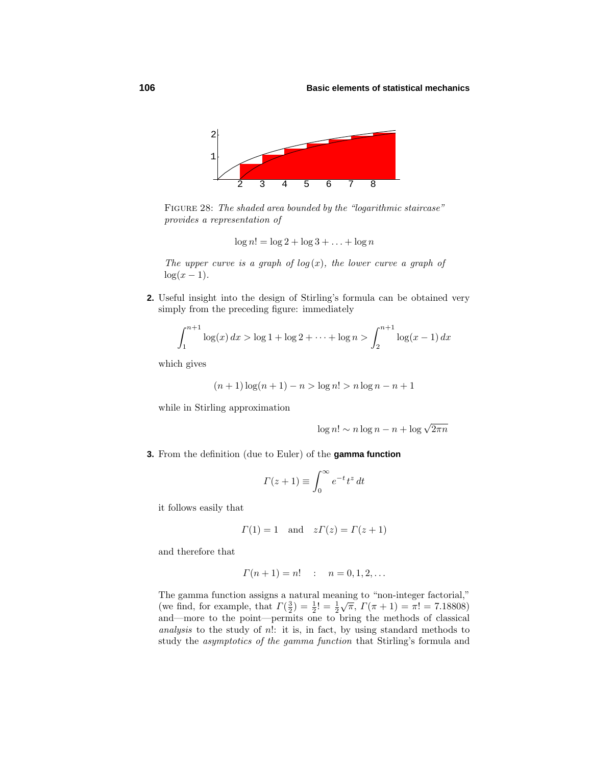FIGURE 28: *The shaded area bounded by the "logarithmic staircase" provides a representation of*

$$\log n! = \log 2 + \log 3 + \ldots + \log n$$

*The upper curve is a graph of* $\log(x)$*, the lower curve a graph of* $\log(x-1)$.

**2.** Useful insight into the design of Stirling's formula can be obtained very simply from the preceding figure: immediately

$$\int_1^{n+1} \log(x)\, dx > \log 1 + \log 2 + \cdots + \log n > \int_2^{n+1} \log(x-1)\, dx$$

which gives

$$(n+1)\log(n+1) - n > \log n! > n \log n - n + 1$$

while in Stirling approximation

$$\log n! \sim n \log n - n + \log \sqrt{2\pi n}$$

**3.** From the definition (due to Euler) of the **gamma function**

$$\Gamma(z+1) \equiv \int_0^\infty e^{-t} t^z\, dt$$

it follows easily that

$$\Gamma(1) = 1 \quad \text{and} \quad z\Gamma(z) = \Gamma(z+1)$$

and therefore that

$$\Gamma(n+1) = n! \quad : \quad n = 0, 1, 2, \ldots$$

The gamma function assigns a natural meaning to "non-integer factorial," (we find, for example, that $\Gamma(\frac{3}{2}) = \frac{1}{2}! = \frac{1}{2}\sqrt{\pi}$, $\Gamma(\pi+1) = \pi! = 7.18808$) and—more to the point—permits one to bring the methods of classical *analysis* to the study of $n!$: it is, in fact, by using standard methods to study the *asymptotics of the gamma function* that Stirling's formula and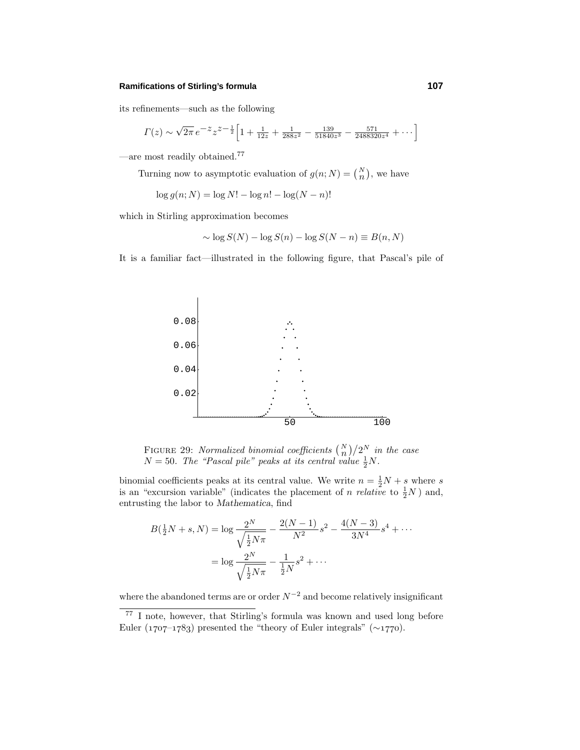its refinements—such as the following

$$\Gamma(z) \sim \sqrt{2\pi}\, e^{-z} z^{z-\frac{1}{2}}\Big[1 + \tfrac{1}{12z} + \tfrac{1}{288z^2} - \tfrac{139}{51840z^3} - \tfrac{571}{2488320z^4} + \cdots\Big]$$

—are most readily obtained.[77]

Turning now to asymptotic evaluation of $g(n;N) = \binom{N}{n}$, we have

$$\log g(n;N) = \log N! - \log n! - \log(N-n)!$$

which in Stirling approximation becomes

$$\sim \log S(N) - \log S(n) - \log S(N-n) \equiv B(n,N)$$

It is a familiar fact—illustrated in the following figure, that Pascal's pile of

FIGURE 29: *Normalized binomial coefficients* $\binom{N}{n}/2^N$ *in the case* $N = 50$. *The "Pascal pile" peaks at its central value* $\frac{1}{2}N$.

binomial coefficients peaks at its central value. We write $n = \frac{1}{2}N + s$ where $s$ is an "excursion variable" (indicates the placement of $n$ *relative* to $\frac{1}{2}N$ ) and, entrusting the labor to *Mathematica*, find

$$\begin{aligned} B(\tfrac{1}{2}N + s, N) &= \log \frac{2^N}{\sqrt{\frac{1}{2}N\pi}} - \frac{2(N-1)}{N^2}s^2 - \frac{4(N-3)}{3N^4}s^4 + \cdots \\ &= \log \frac{2^N}{\sqrt{\frac{1}{2}N\pi}} - \frac{1}{\frac{1}{2}N}s^2 + \cdots \end{aligned}$$

where the abandoned terms are or order $N^{-2}$ and become relatively insignificant

[77] I note, however, that Stirling's formula was known and used long before Euler (1707–1783) presented the "theory of Euler integrals" (∼1770).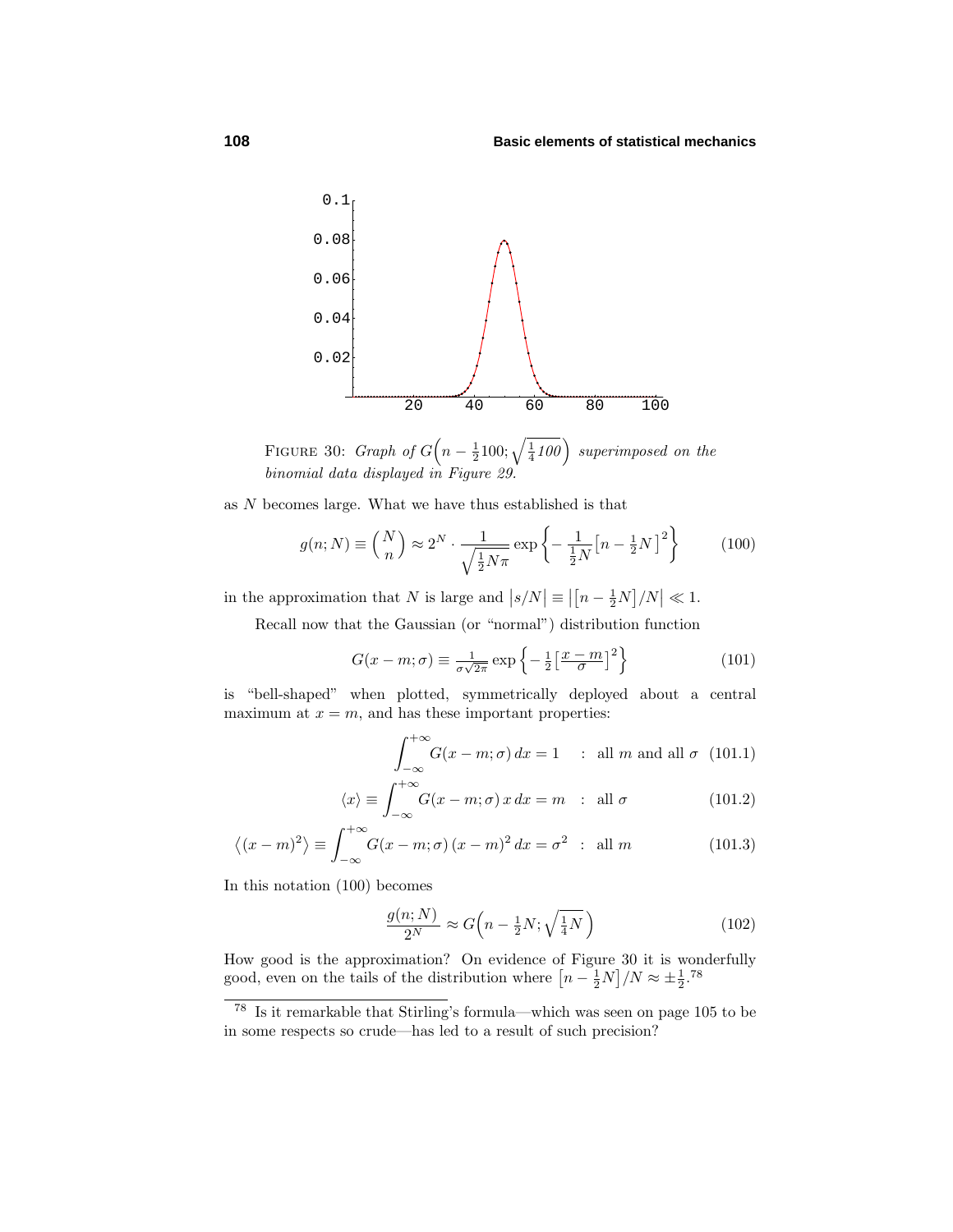FIGURE 30: *Graph of* $G\Big(n - \frac{1}{2}100; \sqrt{\frac{1}{4}100}\Big)$ *superimposed on the binomial data displayed in Figure 29.*

as $N$ becomes large. What we have thus established is that

$$g(n;N) \equiv \binom{N}{n} \approx 2^N \cdot \frac{1}{\sqrt{\frac{1}{2}N\pi}} \exp\left\{-\frac{1}{\frac{1}{2}N}\big[n - \tfrac{1}{2}N\big]^2\right\} \tag{100}$$

in the approximation that $N$ is large and $\big|s/N\big| \equiv \big|\big[n - \frac{1}{2}N\big]/N\big| \ll 1$.

Recall now that the Gaussian (or "normal") distribution function

$$G(x-m;\sigma) \equiv \tfrac{1}{\sigma\sqrt{2\pi}} \exp\left\{-\tfrac{1}{2}\big[\tfrac{x-m}{\sigma}\big]^2\right\} \tag{101}$$

is "bell-shaped" when plotted, symmetrically deployed about a central maximum at $x = m$, and has these important properties:

$$\int_{-\infty}^{+\infty} G(x-m;\sigma)\,dx = 1 \quad : \text{ all } m \text{ and all } \sigma \tag{101.1}$$

$$\langle x \rangle \equiv \int_{-\infty}^{+\infty} G(x-m;\sigma)\,x\,dx = m \quad : \text{ all } \sigma \tag{101.2}$$

$$\big\langle (x-m)^2 \big\rangle \equiv \int_{-\infty}^{+\infty} G(x-m;\sigma)\,(x-m)^2\,dx = \sigma^2 \quad : \text{ all } m \tag{101.3}$$

In this notation (100) becomes

$$\frac{g(n;N)}{2^N} \approx G\Big(n - \tfrac{1}{2}N; \sqrt{\tfrac{1}{4}N}\Big) \tag{102}$$

How good is the approximation? On evidence of Figure 30 it is wonderfully good, even on the tails of the distribution where $\big[n - \frac{1}{2}N\big]/N \approx \pm\frac{1}{2}$.[78]

[78] Is it remarkable that Stirling's formula—which was seen on page 105 to be in some respects so crude—has led to a result of such precision?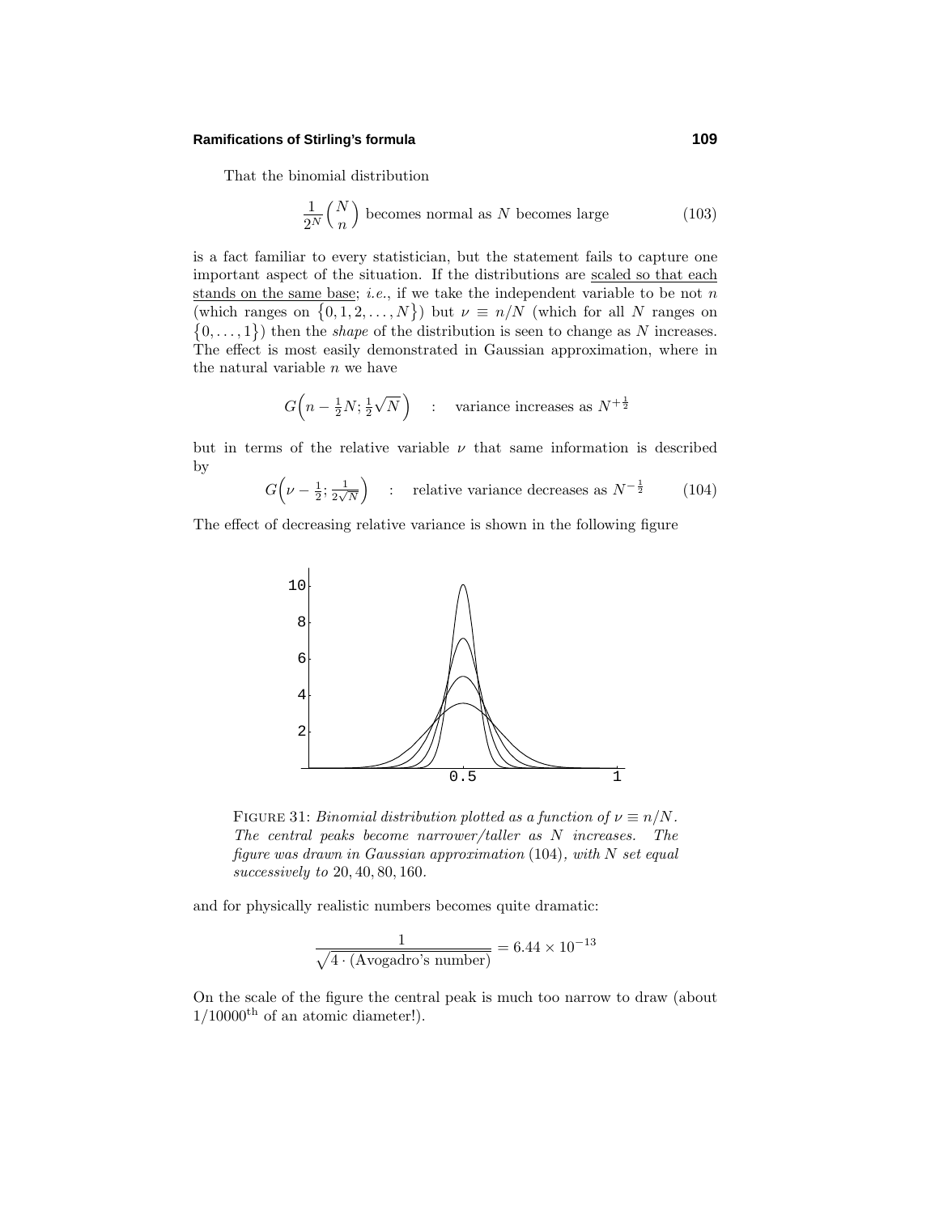That the binomial distribution

$$\frac{1}{2^N}\binom{N}{n} \text{ becomes normal as } N \text{ becomes large} \tag{103}$$

is a fact familiar to every statistician, but the statement fails to capture one important aspect of the situation. If the distributions are scaled so that each stands on the same base; *i.e.*, if we take the independent variable to be not $n$ (which ranges on $\{0, 1, 2, \ldots, N\}$) but $\nu \equiv n/N$ (which for all $N$ ranges on $\{0, \ldots, 1\}$) then the *shape* of the distribution is seen to change as $N$ increases. The effect is most easily demonstrated in Gaussian approximation, where in the natural variable $n$ we have

$$G\Big(n - \tfrac{1}{2}N; \tfrac{1}{2}\sqrt{N}\Big) \quad : \quad \text{variance increases as } N^{+\frac{1}{2}}$$

but in terms of the relative variable $\nu$ that same information is described by

$$G\Big(\nu - \tfrac{1}{2}; \tfrac{1}{2\sqrt{N}}\Big) \quad : \quad \text{relative variance decreases as } N^{-\frac{1}{2}} \tag{104}$$

The effect of decreasing relative variance is shown in the following figure

FIGURE 31: *Binomial distribution plotted as a function of $\nu \equiv n/N$. The central peaks become narrower/taller as $N$ increases. The figure was drawn in Gaussian approximation* (104)*, with $N$ set equal successively to* 20, 40, 80, 160.

and for physically realistic numbers becomes quite dramatic:

$$\frac{1}{\sqrt{4 \cdot (\text{Avogadro's number})}} = 6.44 \times 10^{-13}$$

On the scale of the figure the central peak is much too narrow to draw (about $1/10000^{\text{th}}$ of an atomic diameter!).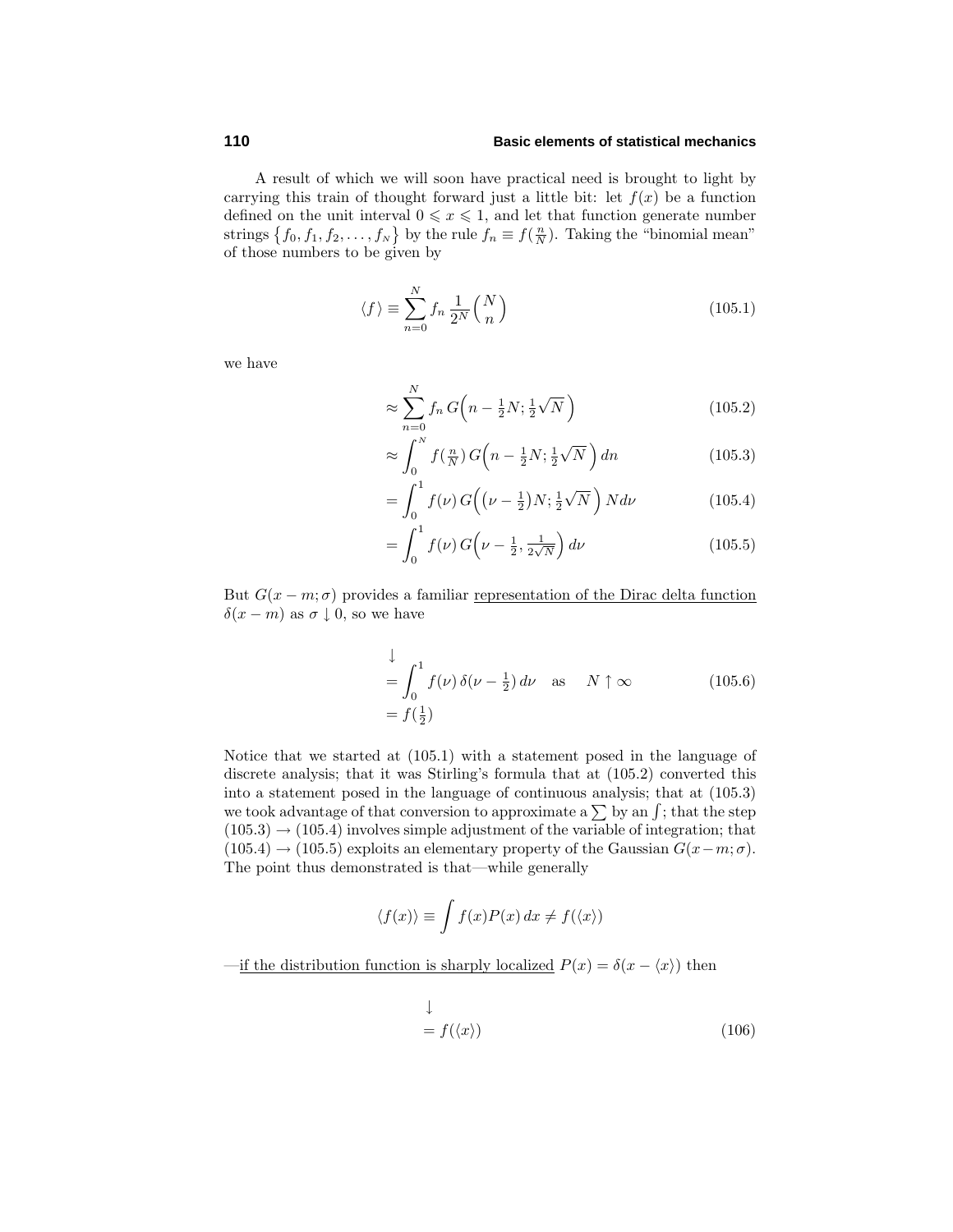A result of which we will soon have practical need is brought to light by carrying this train of thought forward just a little bit: let $f(x)$ be a function defined on the unit interval $0 \leqslant x \leqslant 1$, and let that function generate number strings $\{f_0, f_1, f_2, \ldots, f_N\}$ by the rule $f_n \equiv f(\frac{n}{N})$. Taking the "binomial mean" of those numbers to be given by

$$\langle f \rangle \equiv \sum_{n=0}^{N} f_n \, \frac{1}{2^N} \binom{N}{n} \tag{105.1}$$

we have

$$\approx \sum_{n=0}^{N} f_n \, G\Big(n - \tfrac{1}{2}N; \tfrac{1}{2}\sqrt{N}\,\Big) \tag{105.2}$$

$$\approx \int_0^N f(\tfrac{n}{N}) \, G\Big(n - \tfrac{1}{2}N; \tfrac{1}{2}\sqrt{N}\,\Big) \, dn \tag{105.3}$$

$$= \int_0^1 f(\nu) \, G\Big(\big(\nu - \tfrac{1}{2}\big)N; \tfrac{1}{2}\sqrt{N}\,\Big) \, N d\nu \tag{105.4}$$

$$= \int_0^1 f(\nu) \, G\Big(\nu - \tfrac{1}{2}, \tfrac{1}{2\sqrt{N}}\Big) \, d\nu \tag{105.5}$$

But $G(x - m; \sigma)$ provides a familiar <u>representation of the Dirac delta function</u> $\delta(x - m)$ as $\sigma \downarrow 0$, so we have

$$\begin{aligned} &\downarrow \\ &= \int_0^1 f(\nu) \, \delta(\nu - \tfrac{1}{2}) \, d\nu \quad \text{as} \quad N \uparrow \infty \\ &= f(\tfrac{1}{2}) \end{aligned} \tag{105.6}$$

Notice that we started at (105.1) with a statement posed in the language of discrete analysis; that it was Stirling's formula that at (105.2) converted this into a statement posed in the language of continuous analysis; that at (105.3) we took advantage of that conversion to approximate a $\sum$ by an $\int$; that the step (105.3) → (105.4) involves simple adjustment of the variable of integration; that (105.4) → (105.5) exploits an elementary property of the Gaussian $G(x-m; \sigma)$. The point thus demonstrated is that—while generally

$$\langle f(x) \rangle \equiv \int f(x) P(x) \, dx \neq f(\langle x \rangle)$$

—<u>if the distribution function is sharply localized</u> $P(x) = \delta(x - \langle x \rangle)$ then

$$\begin{aligned} &\downarrow \\ &= f(\langle x \rangle) \end{aligned} \tag{106}$$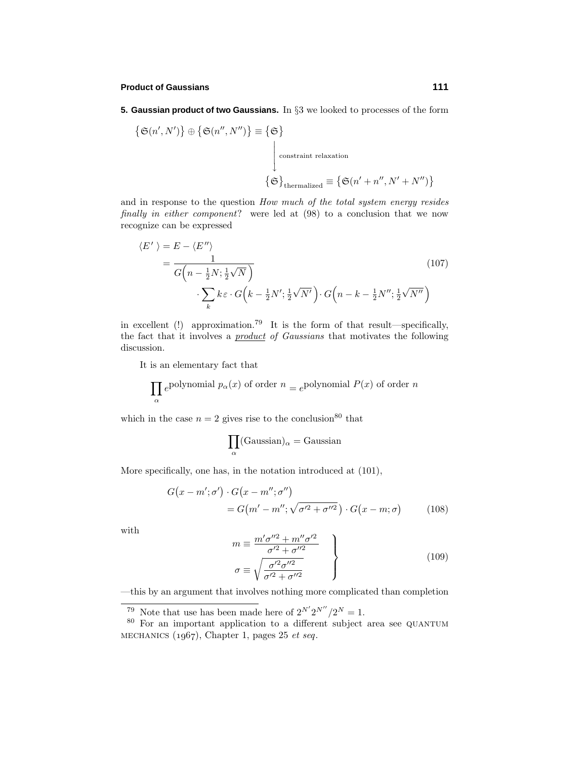**5. Gaussian product of two Gaussians.** In §3 we looked to processes of the form

$$\big\{\mathfrak{S}(n',N')\big\}\oplus\big\{\mathfrak{S}(n'',N'')\big\}\equiv\big\{\mathfrak{S}\big\}$$

$$\Big\downarrow \text{ constraint relaxation}$$

$$\big\{\mathfrak{S}\big\}_{\text{thermalized}}\equiv\big\{\mathfrak{S}(n'+n'',N'+N'')\big\}$$

and in response to the question *How much of the total system energy resides finally in either component?* were led at (98) to a conclusion that we now recognize can be expressed

$$
\begin{aligned}
\langle E'\,\rangle &= E-\langle E''\rangle\\
&=\frac{1}{G\Big(n-\tfrac{1}{2}N;\tfrac{1}{2}\sqrt{N}\,\Big)}\\
&\qquad\cdot\sum_k k\varepsilon\cdot G\Big(k-\tfrac{1}{2}N';\tfrac{1}{2}\sqrt{N'}\Big)\cdot G\Big(n-k-\tfrac{1}{2}N'';\tfrac{1}{2}\sqrt{N''}\Big)
\end{aligned}
\tag{107}
$$

in excellent (!) approximation.[79] It is the form of that result—specifically, the fact that it involves a *product of Gaussians* that motivates the following discussion.

It is an elementary fact that

$$\prod_\alpha e^{\text{polynomial } p_\alpha(x) \text{ of order } n}=e^{\text{polynomial } P(x) \text{ of order } n}$$

which in the case $n=2$ gives rise to the conclusion[80] that

$$\prod_\alpha(\text{Gaussian})_\alpha=\text{Gaussian}$$

More specifically, one has, in the notation introduced at (101),

$$
\begin{aligned}
G\big(x-m';\sigma'\big)&\cdot G\big(x-m'';\sigma''\big)\\
&=G\big(m'-m'';\sqrt{\sigma'^2+\sigma''^2}\,\big)\cdot G\big(x-m;\sigma\big)
\end{aligned}
\tag{108}
$$

with

$$
\left.
\begin{aligned}
m&\equiv\frac{m'\sigma''^2+m''\sigma'^2}{\sigma'^2+\sigma''^2}\\
\sigma&\equiv\sqrt{\frac{\sigma'^2\sigma''^2}{\sigma'^2+\sigma''^2}}
\end{aligned}
\right\}
\tag{109}
$$

—this by an argument that involves nothing more complicated than completion

---

[79] Note that use has been made here of $2^{N'}2^{N''}/2^N=1$.

[80] For an important application to a different subject area see QUANTUM MECHANICS (1967), Chapter 1, pages 25 *et seq*.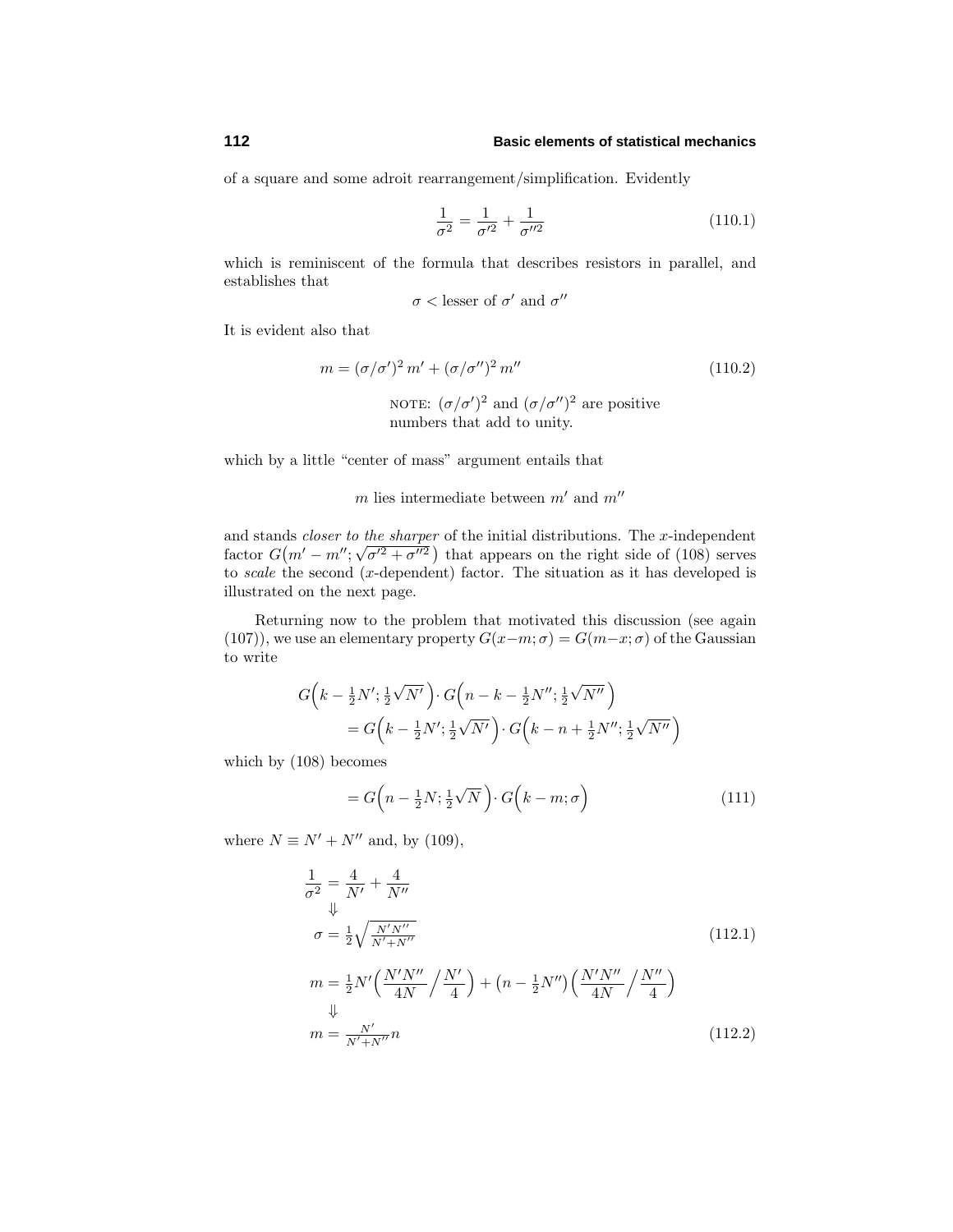of a square and some adroit rearrangement/simplification. Evidently

$$\frac{1}{\sigma^2} = \frac{1}{\sigma'^2} + \frac{1}{\sigma''^2} \tag{110.1}$$

which is reminiscent of the formula that describes resistors in parallel, and establishes that

$$\sigma < \text{lesser of } \sigma' \text{ and } \sigma''$$

It is evident also that

$$m = (\sigma/\sigma')^2\, m' + (\sigma/\sigma'')^2\, m'' \tag{110.2}$$

NOTE: $(\sigma/\sigma')^2$ and $(\sigma/\sigma'')^2$ are positive numbers that add to unity.

which by a little "center of mass" argument entails that

$$m \text{ lies intermediate between } m' \text{ and } m''$$

and stands *closer to the sharper* of the initial distributions. The $x$-independent factor $G\big(m' - m''; \sqrt{\sigma'^2 + \sigma''^2}\,\big)$ that appears on the right side of (108) serves to *scale* the second ($x$-dependent) factor. The situation as it has developed is illustrated on the next page.

Returning now to the problem that motivated this discussion (see again (107)), we use an elementary property $G(x-m;\sigma) = G(m-x;\sigma)$ of the Gaussian to write

$$\begin{aligned} &G\Big(k - \tfrac{1}{2}N'; \tfrac{1}{2}\sqrt{N'}\,\Big)\cdot G\Big(n - k - \tfrac{1}{2}N''; \tfrac{1}{2}\sqrt{N''}\,\Big) \\ &\qquad = G\Big(k - \tfrac{1}{2}N'; \tfrac{1}{2}\sqrt{N'}\,\Big)\cdot G\Big(k - n + \tfrac{1}{2}N''; \tfrac{1}{2}\sqrt{N''}\,\Big) \end{aligned}$$

which by (108) becomes

$$= G\Big(n - \tfrac{1}{2}N; \tfrac{1}{2}\sqrt{N}\,\Big)\cdot G\Big(k - m; \sigma\Big) \tag{111}$$

where $N \equiv N' + N''$ and, by (109),

$$\begin{aligned} \frac{1}{\sigma^2} &= \frac{4}{N'} + \frac{4}{N''} \\ &\Downarrow \\ \sigma &= \tfrac{1}{2}\sqrt{\tfrac{N'N''}{N'+N''}} \end{aligned} \tag{112.1}$$

$$\begin{aligned} m &= \tfrac{1}{2}N'\Big(\frac{N'N''}{4N}\Big/\frac{N'}{4}\Big) + \big(n - \tfrac{1}{2}N''\big)\Big(\frac{N'N''}{4N}\Big/\frac{N''}{4}\Big) \\ &\Downarrow \\ m &= \tfrac{N'}{N'+N''}\,n \end{aligned} \tag{112.2}$$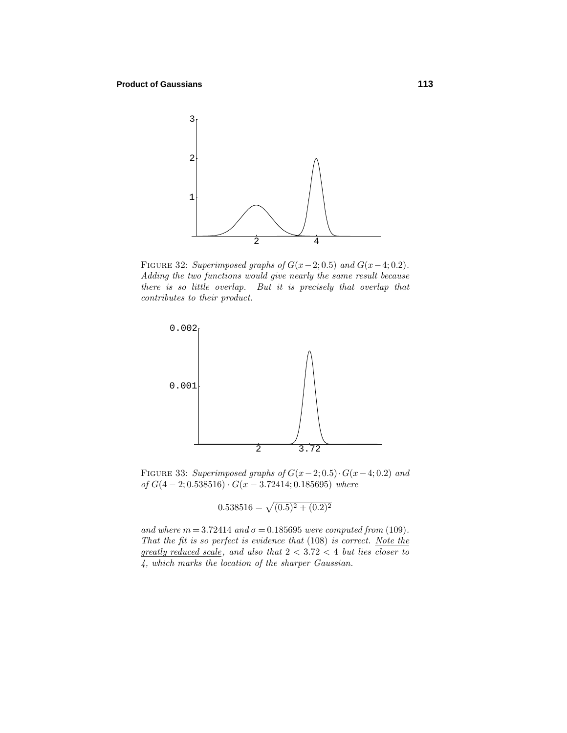FIGURE 32: *Superimposed graphs of $G(x-2;0.5)$ and $G(x-4;0.2)$. Adding the two functions would give nearly the same result because there is so little overlap. But it is precisely that overlap that contributes to their product.*

FIGURE 33: *Superimposed graphs of $G(x-2;0.5)\cdot G(x-4;0.2)$ and of $G(4-2;0.538516)\cdot G(x-3.72414;0.185695)$ where*

$$0.538516 = \sqrt{(0.5)^2 + (0.2)^2}$$

*and where $m = 3.72414$ and $\sigma = 0.185695$ were computed from (109). That the fit is so perfect is evidence that (108) is correct. Note the greatly reduced scale, and also that $2 < 3.72 < 4$ but lies closer to 4, which marks the location of the sharper Gaussian.*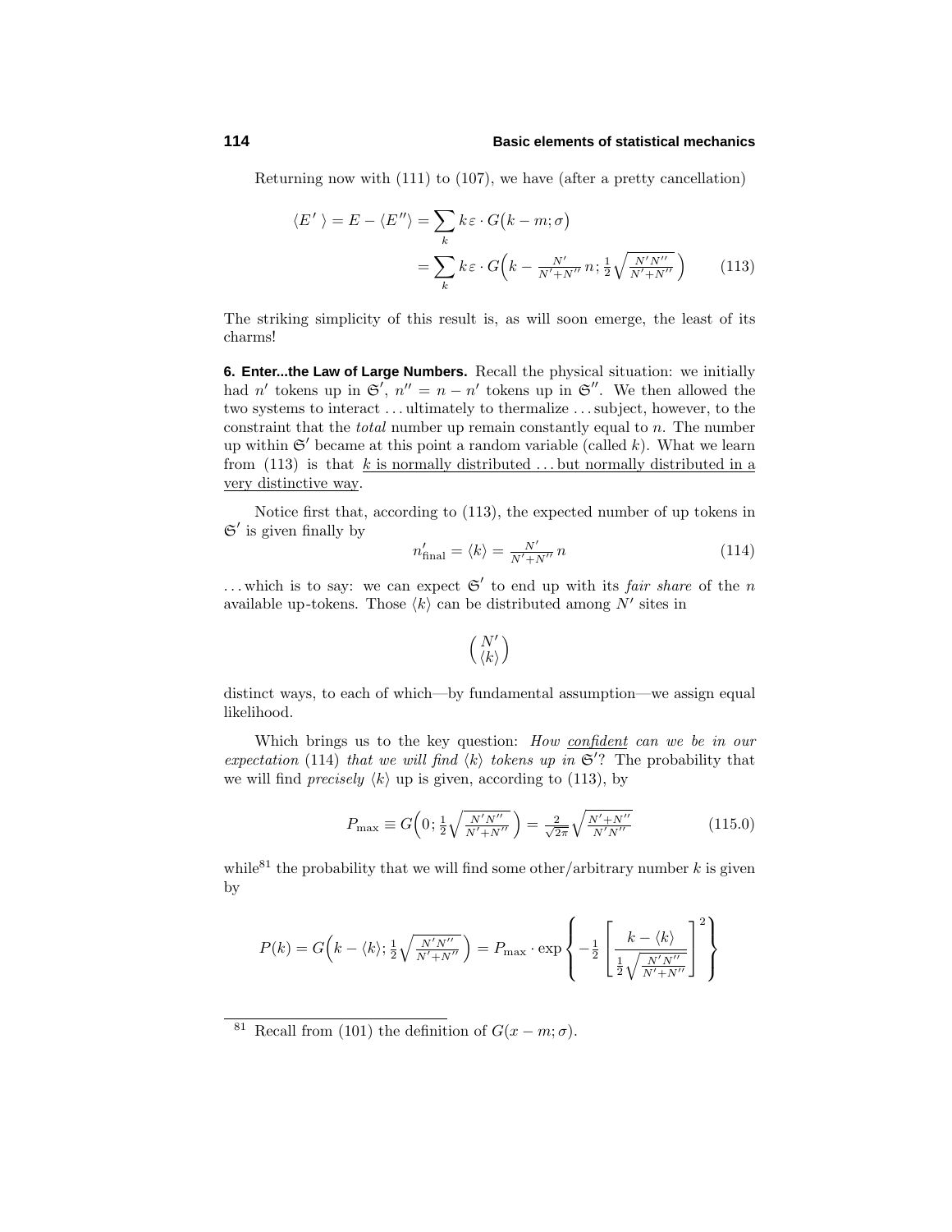Returning now with (111) to (107), we have (after a pretty cancellation)

$$
\begin{aligned}
\langle E' \rangle = E - \langle E'' \rangle &= \sum_k k\,\varepsilon \cdot G\big(k - m; \sigma\big) \\
&= \sum_k k\,\varepsilon \cdot G\Big(k - \tfrac{N'}{N'+N''}\,n; \tfrac{1}{2}\sqrt{\tfrac{N'N''}{N'+N''}}\,\Big) \qquad (113)
\end{aligned}
$$

The striking simplicity of this result is, as will soon emerge, the least of its charms!

**6. Enter...the Law of Large Numbers.** Recall the physical situation: we initially had $n'$ tokens up in $\mathfrak{S}'$, $n'' = n - n'$ tokens up in $\mathfrak{S}''$. We then allowed the two systems to interact ... ultimately to thermalize ... subject, however, to the constraint that the *total* number up remain constantly equal to $n$. The number up within $\mathfrak{S}'$ became at this point a random variable (called $k$). What we learn from (113) is that <u>$k$ is normally distributed ... but normally distributed in a very distinctive way</u>.

Notice first that, according to (113), the expected number of up tokens in $\mathfrak{S}'$ is given finally by

$$
n'_{\text{final}} = \langle k \rangle = \tfrac{N'}{N'+N''}\,n \qquad (114)
$$

... which is to say: we can expect $\mathfrak{S}'$ to end up with its *fair share* of the $n$ available up-tokens. Those $\langle k \rangle$ can be distributed among $N'$ sites in

$$
\binom{N'}{\langle k \rangle}
$$

distinct ways, to each of which—by fundamental assumption—we assign equal likelihood.

Which brings us to the key question: *How <u>confident</u> can we be in our expectation* (114) *that we will find* $\langle k \rangle$ *tokens up in* $\mathfrak{S}'$? The probability that we will find *precisely* $\langle k \rangle$ up is given, according to (113), by

$$
P_{\max} \equiv G\Big(0; \tfrac{1}{2}\sqrt{\tfrac{N'N''}{N'+N''}}\,\Big) = \tfrac{2}{\sqrt{2\pi}}\sqrt{\tfrac{N'+N''}{N'N''}} \qquad (115.0)
$$

while[81] the probability that we will find some other/arbitrary number $k$ is given by

$$
P(k) = G\Big(k - \langle k \rangle; \tfrac{1}{2}\sqrt{\tfrac{N'N''}{N'+N''}}\,\Big) = P_{\max} \cdot \exp\left\{ -\tfrac{1}{2}\left[ \frac{k - \langle k \rangle}{\tfrac{1}{2}\sqrt{\tfrac{N'N''}{N'+N''}}} \right]^2 \right\}
$$

---

[81] Recall from (101) the definition of $G(x - m; \sigma)$.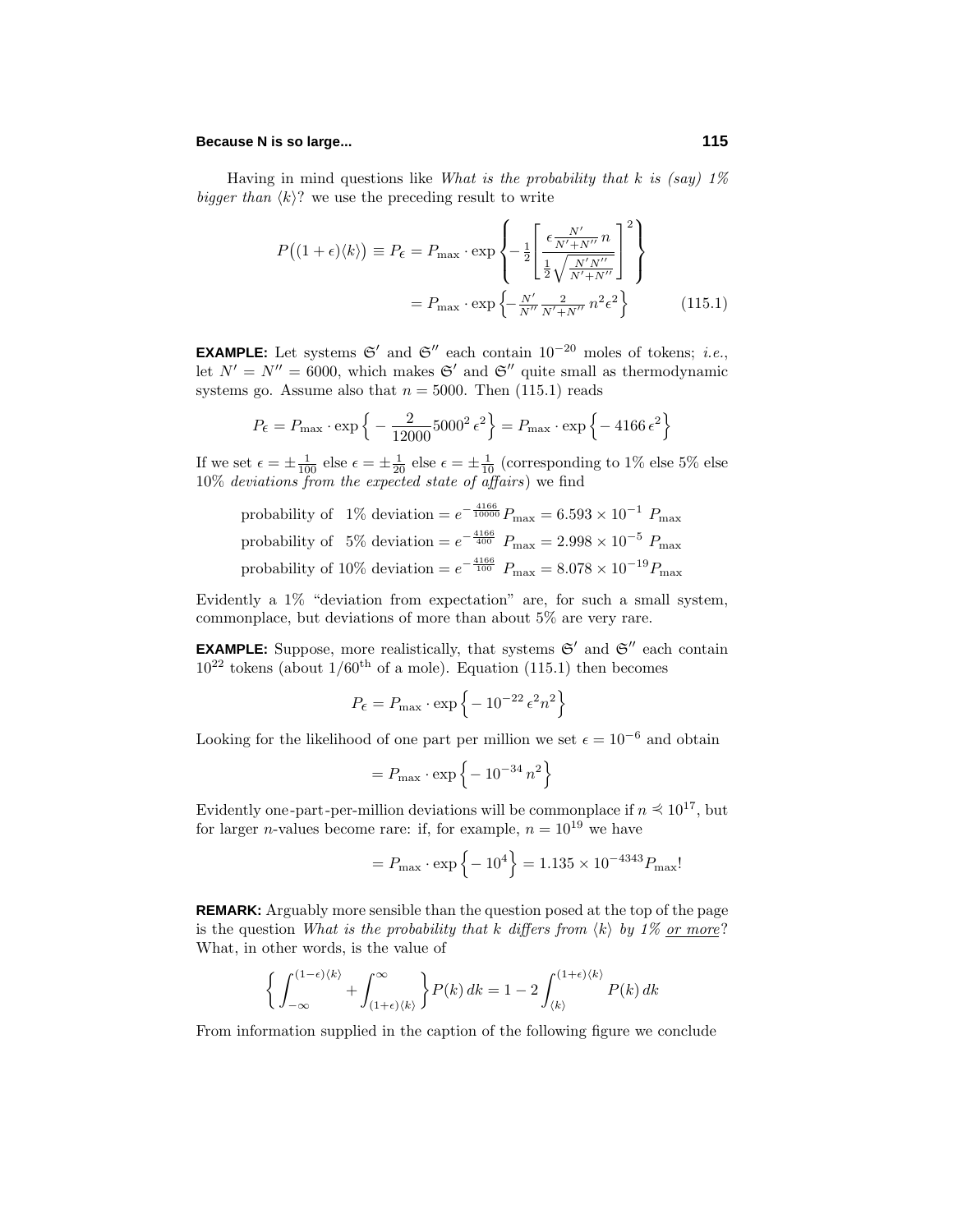Having in mind questions like *What is the probability that k is (say) 1% bigger than* $\langle k \rangle$? we use the preceding result to write

$$
\begin{aligned}
P\big((1+\epsilon)\langle k\rangle\big) \equiv P_\epsilon &= P_{\max}\cdot \exp\left\{-\tfrac{1}{2}\left[\frac{\epsilon\frac{N'}{N'+N''}\,n}{\frac{1}{2}\sqrt{\frac{N'N''}{N'+N''}}}\right]^2\right\} \\
&= P_{\max}\cdot \exp\left\{-\tfrac{N'}{N''}\tfrac{2}{N'+N''}\,n^2\epsilon^2\right\} \qquad (115.1)
\end{aligned}
$$

**EXAMPLE:** Let systems $\mathfrak{S}'$ and $\mathfrak{S}''$ each contain $10^{-20}$ moles of tokens; *i.e.*, let $N' = N'' = 6000$, which makes $\mathfrak{S}'$ and $\mathfrak{S}''$ quite small as thermodynamic systems go. Assume also that $n = 5000$. Then (115.1) reads

$$
P_\epsilon = P_{\max}\cdot \exp\Big\{-\frac{2}{12000}5000^2\,\epsilon^2\Big\} = P_{\max}\cdot \exp\Big\{-4166\,\epsilon^2\Big\}
$$

If we set $\epsilon = \pm\frac{1}{100}$ else $\epsilon = \pm\frac{1}{20}$ else $\epsilon = \pm\frac{1}{10}$ (corresponding to 1% else 5% else 10% *deviations from the expected state of affairs*) we find

$$
\begin{aligned}
&\text{probability of } \ 1\% \text{ deviation} = e^{-\frac{4166}{10000}}P_{\max} = 6.593\times 10^{-1}\ P_{\max}\\
&\text{probability of } \ 5\% \text{ deviation} = e^{-\frac{4166}{400}}\ P_{\max} = 2.998\times 10^{-5}\ P_{\max}\\
&\text{probability of } 10\% \text{ deviation} = e^{-\frac{4166}{100}}\ P_{\max} = 8.078\times 10^{-19}P_{\max}
\end{aligned}
$$

Evidently a 1% "deviation from expectation" are, for such a small system, commonplace, but deviations of more than about 5% are very rare.

**EXAMPLE:** Suppose, more realistically, that systems $\mathfrak{S}'$ and $\mathfrak{S}''$ each contain $10^{22}$ tokens (about $1/60^{\text{th}}$ of a mole). Equation (115.1) then becomes

$$
P_\epsilon = P_{\max}\cdot \exp\Big\{-10^{-22}\,\epsilon^2 n^2\Big\}
$$

Looking for the likelihood of one part per million we set $\epsilon = 10^{-6}$ and obtain

$$
= P_{\max}\cdot \exp\Big\{-10^{-34}\,n^2\Big\}
$$

Evidently one-part-per-million deviations will be commonplace if $n \lessapprox 10^{17}$, but for larger $n$-values become rare: if, for example, $n = 10^{19}$ we have

$$
= P_{\max}\cdot \exp\Big\{-10^{4}\Big\} = 1.135\times 10^{-4343}P_{\max}!
$$

**REMARK:** Arguably more sensible than the question posed at the top of the page is the question *What is the probability that k differs from* $\langle k\rangle$ *by 1%* *<u>or more</u>*? What, in other words, is the value of

$$
\left\{\int_{-\infty}^{(1-\epsilon)\langle k\rangle} + \int_{(1+\epsilon)\langle k\rangle}^{\infty}\right\}P(k)\,dk = 1 - 2\int_{\langle k\rangle}^{(1+\epsilon)\langle k\rangle}P(k)\,dk
$$

From information supplied in the caption of the following figure we conclude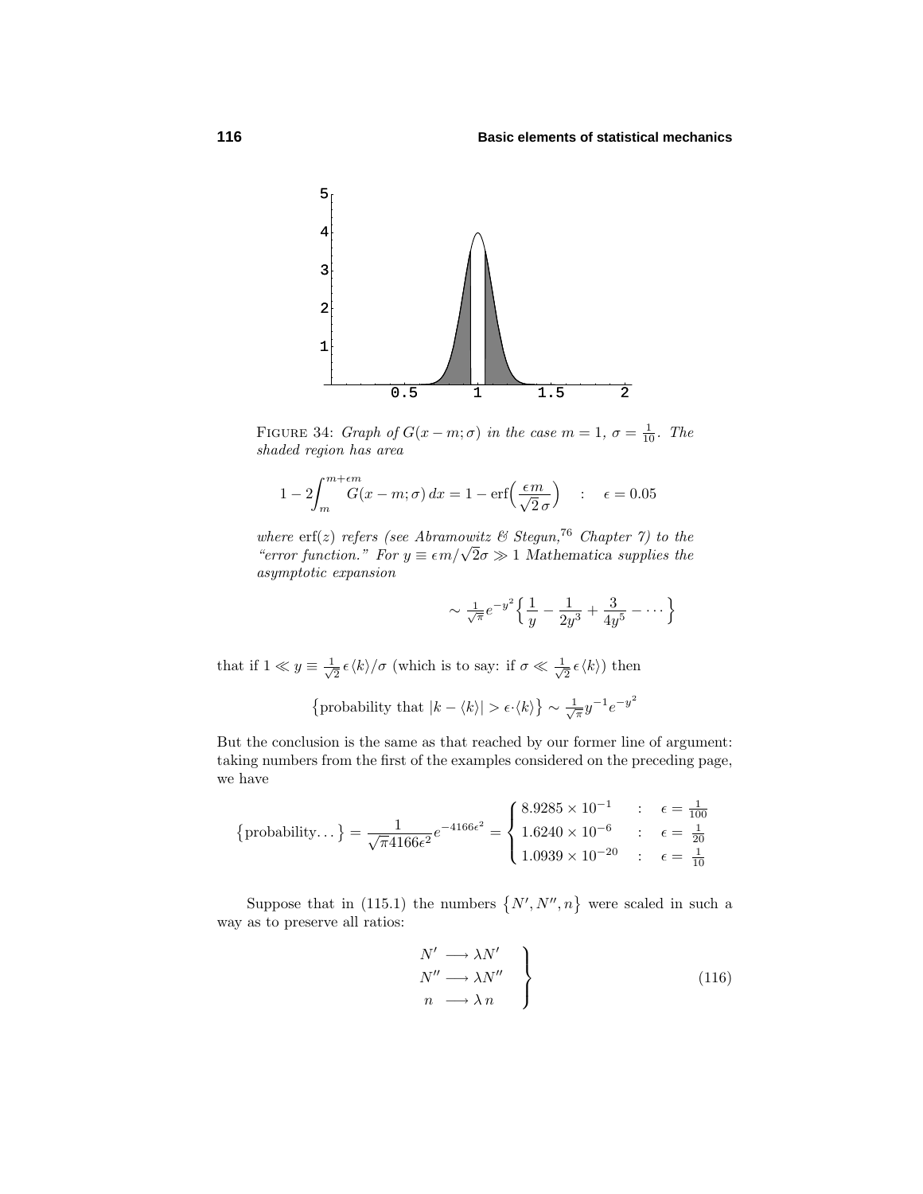FIGURE 34: *Graph of $G(x-m;\sigma)$ in the case $m=1$, $\sigma=\frac{1}{10}$. The shaded region has area*

$$1-2\int_m^{m+\epsilon m} G(x-m;\sigma)\,dx = 1-\text{erf}\Big(\frac{\epsilon m}{\sqrt{2}\,\sigma}\Big) \quad : \quad \epsilon = 0.05$$

*where* $\text{erf}(z)$ *refers (see Abramowitz & Stegun,*[76] *Chapter 7) to the "error function." For* $y\equiv \epsilon m/\sqrt{2}\sigma \gg 1$ *Mathematica supplies the asymptotic expansion*

$$\sim \tfrac{1}{\sqrt{\pi}}e^{-y^2}\Big\{\frac{1}{y}-\frac{1}{2y^3}+\frac{3}{4y^5}-\cdots\Big\}$$

that if $1\ll y\equiv \frac{1}{\sqrt{2}}\epsilon\langle k\rangle/\sigma$ (which is to say: if $\sigma \ll \frac{1}{\sqrt{2}}\epsilon\langle k\rangle$) then

$$\big\{\text{probability that } |k-\langle k\rangle| > \epsilon\cdot\langle k\rangle\big\} \sim \tfrac{1}{\sqrt{\pi}}y^{-1}e^{-y^2}$$

But the conclusion is the same as that reached by our former line of argument: taking numbers from the first of the examples considered on the preceding page, we have

$$\big\{\text{probability}\ldots\big\} = \frac{1}{\sqrt{\pi}4166\epsilon^2}e^{-4166\epsilon^2} = \begin{cases} 8.9285\times 10^{-1} & : \quad \epsilon = \frac{1}{100} \\ 1.6240\times 10^{-6} & : \quad \epsilon = \frac{1}{20} \\ 1.0939\times 10^{-20} & : \quad \epsilon = \frac{1}{10} \end{cases}$$

Suppose that in (115.1) the numbers $\{N', N'', n\}$ were scaled in such a way as to preserve all ratios:

$$\left.\begin{aligned} N' &\longrightarrow \lambda N' \\ N'' &\longrightarrow \lambda N'' \\ n &\longrightarrow \lambda\, n \end{aligned}\right\} \tag{116}$$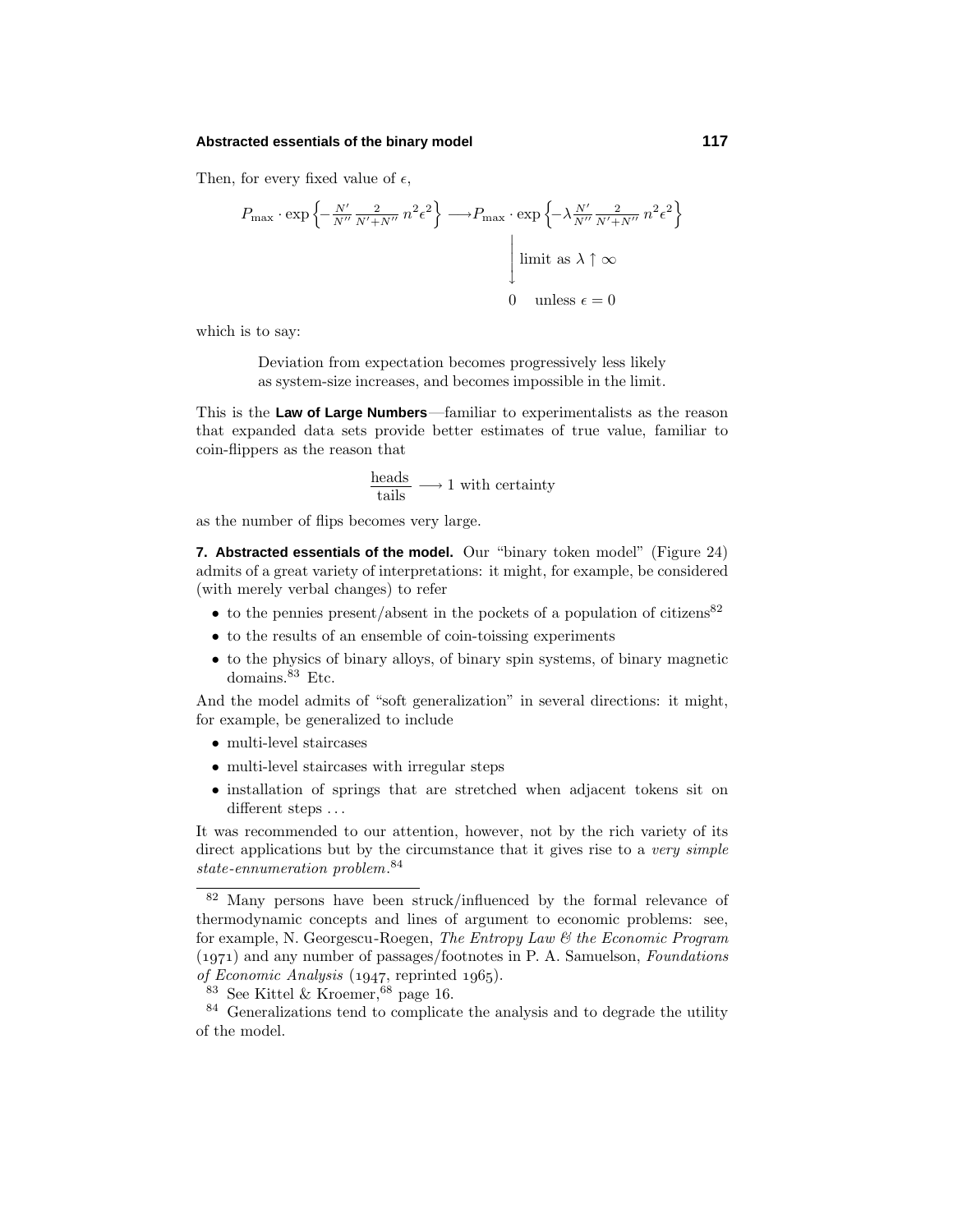Then, for every fixed value of $\epsilon$,

$$
\begin{array}{ccc}
P_{\max}\cdot\exp\Big\{-\tfrac{N'}{N''}\tfrac{2}{N'+N''}\,n^2\epsilon^2\Big\} & \longrightarrow & P_{\max}\cdot\exp\Big\{-\lambda\tfrac{N'}{N''}\tfrac{2}{N'+N''}\,n^2\epsilon^2\Big\} \\
& & \Big\downarrow \text{ limit as } \lambda\uparrow\infty \\
& & 0 \quad \text{unless } \epsilon = 0
\end{array}
$$

which is to say:

> Deviation from expectation becomes progressively less likely as system-size increases, and becomes impossible in the limit.

This is the **Law of Large Numbers**—familiar to experimentalists as the reason that expanded data sets provide better estimates of true value, familiar to coin-flippers as the reason that

$$\frac{\text{heads}}{\text{tails}} \longrightarrow 1 \text{ with certainty}$$

as the number of flips becomes very large.

**7. Abstracted essentials of the model.** Our "binary token model" (Figure 24) admits of a great variety of interpretations: it might, for example, be considered (with merely verbal changes) to refer

- to the pennies present/absent in the pockets of a population of citizens[82]
- to the results of an ensemble of coin-toissing experiments
- to the physics of binary alloys, of binary spin systems, of binary magnetic domains.[83] Etc.

And the model admits of "soft generalization" in several directions: it might, for example, be generalized to include

- multi-level staircases
- multi-level staircases with irregular steps
- installation of springs that are stretched when adjacent tokens sit on different steps ...

It was recommended to our attention, however, not by the rich variety of its direct applications but by the circumstance that it gives rise to a *very simple state-ennumeration problem*.[84]

---

[82] Many persons have been struck/influenced by the formal relevance of thermodynamic concepts and lines of argument to economic problems: see, for example, N. Georgescu-Roegen, *The Entropy Law & the Economic Program* (1971) and any number of passages/footnotes in P. A. Samuelson, *Foundations of Economic Analysis* (1947, reprinted 1965).

[83] See Kittel & Kroemer,[68] page 16.

[84] Generalizations tend to complicate the analysis and to degrade the utility of the model.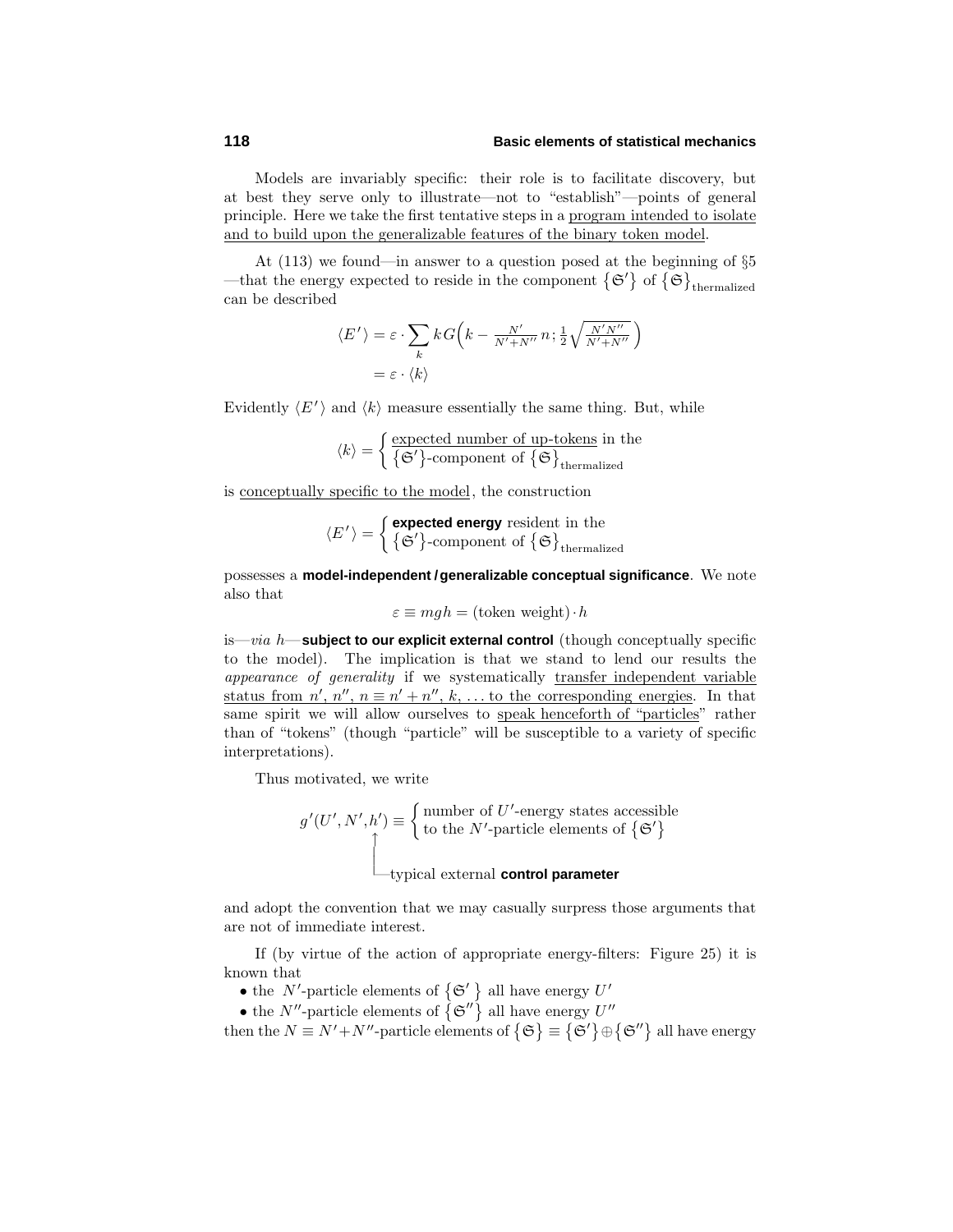Models are invariably specific: their role is to facilitate discovery, but at best they serve only to illustrate—not to "establish"—points of general principle. Here we take the first tentative steps in a program intended to isolate and to build upon the generalizable features of the binary token model.

At (113) we found—in answer to a question posed at the beginning of §5 —that the energy expected to reside in the component $\{\mathfrak{S}'\}$ of $\{\mathfrak{S}\}_{\text{thermalized}}$ can be described

$$
\begin{aligned}
\langle E' \rangle &= \varepsilon \cdot \sum_k k\, G\Big(k - \tfrac{N'}{N'+N''}\, n\, ; \tfrac{1}{2}\sqrt{\tfrac{N'N''}{N'+N''}}\,\Big) \\
&= \varepsilon \cdot \langle k \rangle
\end{aligned}
$$

Evidently $\langle E' \rangle$ and $\langle k \rangle$ measure essentially the same thing. But, while

$$
\langle k \rangle = \begin{cases} \text{expected number of up-tokens in the} \\ \{\mathfrak{S}'\}\text{-component of } \{\mathfrak{S}\}_{\text{thermalized}} \end{cases}
$$

is conceptually specific to the model, the construction

$$
\langle E' \rangle = \begin{cases} \textbf{expected energy} \text{ resident in the} \\ \{\mathfrak{S}'\}\text{-component of } \{\mathfrak{S}\}_{\text{thermalized}} \end{cases}
$$

possesses a **model-independent / generalizable conceptual significance**. We note also that

$$
\varepsilon \equiv mgh = (\text{token weight}) \cdot h
$$

is—*via* $h$—**subject to our explicit external control** (though conceptually specific to the model). The implication is that we stand to lend our results the *appearance of generality* if we systematically transfer independent variable status from $n'$, $n''$, $n \equiv n' + n''$, $k$, ... to the corresponding energies. In that same spirit we will allow ourselves to speak henceforth of "particles" rather than of "tokens" (though "particle" will be susceptible to a variety of specific interpretations).

Thus motivated, we write

$$
g'(U', N', h') \equiv \begin{cases} \text{number of } U'\text{-energy states accessible} \\ \text{to the } N'\text{-particle elements of } \{\mathfrak{S}'\} \end{cases}
$$

($h'$ ← typical external **control parameter**)

and adopt the convention that we may casually surpress those arguments that are not of immediate interest.

If (by virtue of the action of appropriate energy-filters: Figure 25) it is known that

- the $N'$-particle elements of $\{\mathfrak{S}'\}$ all have energy $U'$
- the $N''$-particle elements of $\{\mathfrak{S}''\}$ all have energy $U''$

then the $N \equiv N' + N''$-particle elements of $\{\mathfrak{S}\} \equiv \{\mathfrak{S}'\} \oplus \{\mathfrak{S}''\}$ all have energy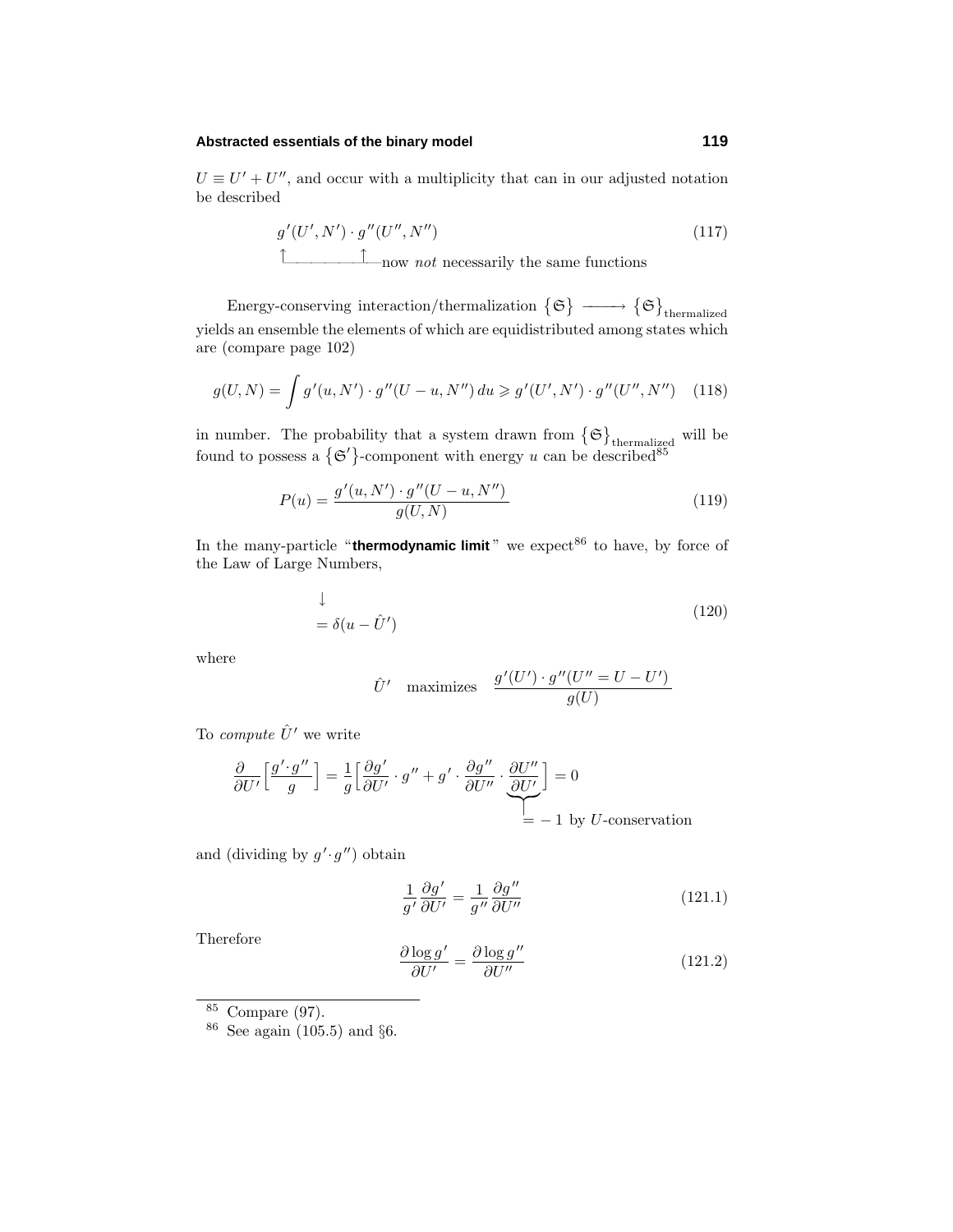$U \equiv U' + U''$, and occur with a multiplicity that can in our adjusted notation be described

$$g'(U', N') \cdot g''(U'', N'') \tag{117}$$

$$\uparrow \text{---------} \uparrow \text{now } \textit{not} \text{ necessarily the same functions}$$

Energy-conserving interaction/thermalization $\{\mathfrak{S}\} \longrightarrow \{\mathfrak{S}\}_{\text{thermalized}}$ yields an ensemble the elements of which are equidistributed among states which are (compare page 102)

$$g(U, N) = \int g'(u, N') \cdot g''(U - u, N'')\, du \geqslant g'(U', N') \cdot g''(U'', N'') \tag{118}$$

in number. The probability that a system drawn from $\{\mathfrak{S}\}_{\text{thermalized}}$ will be found to possess a $\{\mathfrak{S}'\}$-component with energy $u$ can be described[85]

$$P(u) = \frac{g'(u, N') \cdot g''(U - u, N'')}{g(U, N)} \tag{119}$$

In the many-particle "**thermodynamic limit**" we expect[86] to have, by force of the Law of Large Numbers,

$$\begin{aligned} &\downarrow \\ &= \delta(u - \hat{U}') \end{aligned} \tag{120}$$

where

$$\hat{U}' \quad \text{maximizes} \quad \frac{g'(U') \cdot g''(U'' = U - U')}{g(U)}$$

To *compute* $\hat{U}'$ we write

$$\frac{\partial}{\partial U'}\Big[\frac{g' \cdot g''}{g}\Big] = \frac{1}{g}\Big[\frac{\partial g'}{\partial U'} \cdot g'' + g' \cdot \frac{\partial g''}{\partial U''} \cdot \underbrace{\frac{\partial U''}{\partial U'}}_{= -1 \text{ by } U\text{-conservation}}\Big] = 0$$

and (dividing by $g' \cdot g''$) obtain

$$\frac{1}{g'}\frac{\partial g'}{\partial U'} = \frac{1}{g''}\frac{\partial g''}{\partial U''} \tag{121.1}$$

Therefore

$$\frac{\partial \log g'}{\partial U'} = \frac{\partial \log g''}{\partial U''} \tag{121.2}$$

---

[85] Compare (97).

[86] See again (105.5) and §6.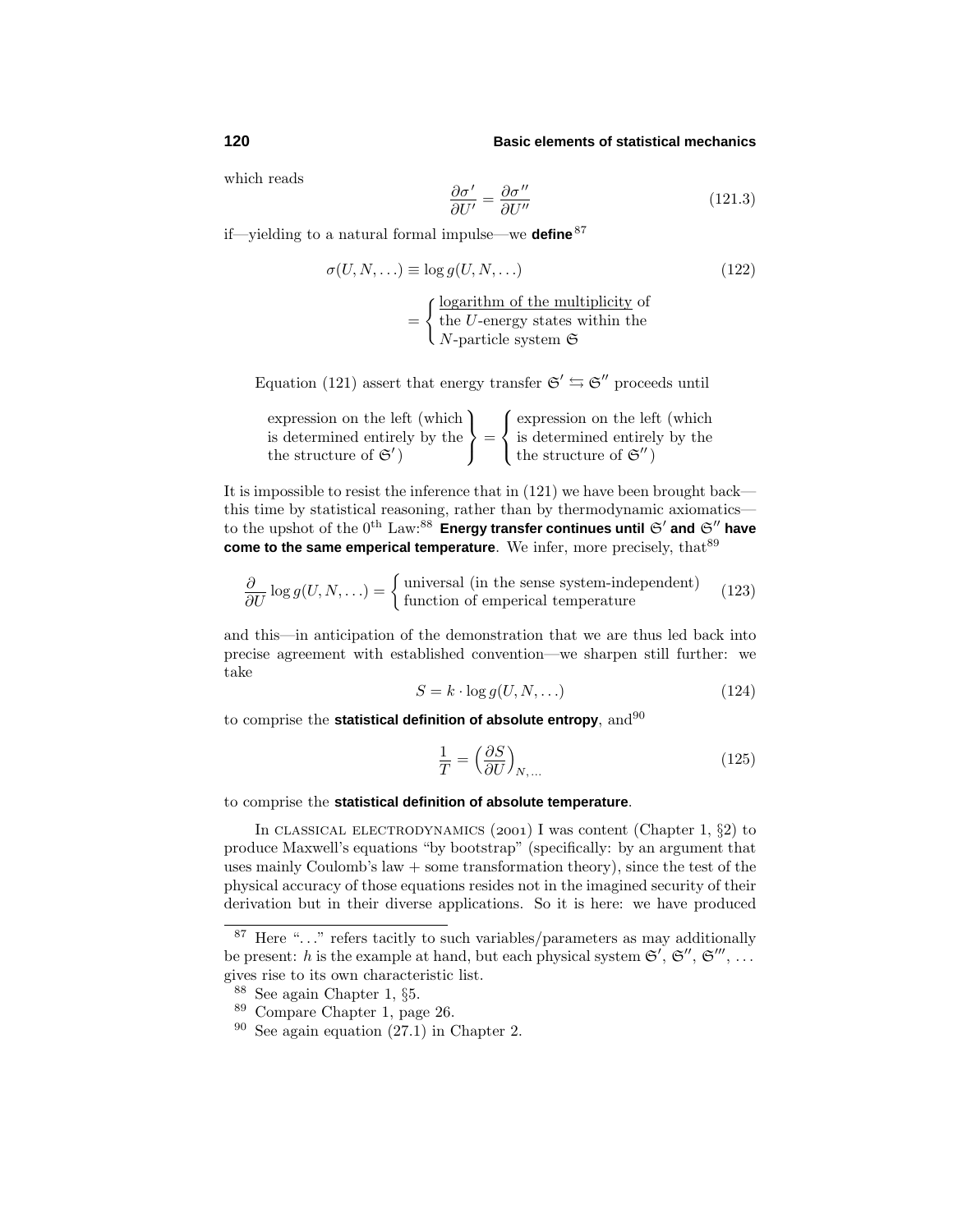which reads

$$\frac{\partial \sigma'}{\partial U'} = \frac{\partial \sigma''}{\partial U''} \tag{121.3}$$

if—yielding to a natural formal impulse—we **define**[87]

$$\sigma(U, N, \ldots) \equiv \log g(U, N, \ldots) \tag{122}$$

$$= \begin{cases} \underline{\text{logarithm of the multiplicity}} \text{ of} \\ \text{the } U\text{-energy states within the} \\ N\text{-particle system } \mathfrak{S} \end{cases}$$

Equation (121) assert that energy transfer $\mathfrak{S}' \leftrightarrows \mathfrak{S}''$ proceeds until

$$\left.\begin{array}{l} \text{expression on the left (which} \\ \text{is determined entirely by the} \\ \text{the structure of } \mathfrak{S}'\text{)} \end{array}\right\} = \left\{\begin{array}{l} \text{expression on the left (which} \\ \text{is determined entirely by the} \\ \text{the structure of } \mathfrak{S}''\text{)} \end{array}\right.$$

It is impossible to resist the inference that in (121) we have been brought back—this time by statistical reasoning, rather than by thermodynamic axiomatics—to the upshot of the $0^{\text{th}}$ Law:[88] **Energy transfer continues until $\mathfrak{S}'$ and $\mathfrak{S}''$ have come to the same emperical temperature**. We infer, more precisely, that[89]

$$\frac{\partial}{\partial U} \log g(U, N, \ldots) = \begin{cases} \text{universal (in the sense system-independent)} \\ \text{function of emperical temperature} \end{cases} \tag{123}$$

and this—in anticipation of the demonstration that we are thus led back into precise agreement with established convention—we sharpen still further: we take

$$S = k \cdot \log g(U, N, \ldots) \tag{124}$$

to comprise the **statistical definition of absolute entropy**, and[90]

$$\frac{1}{T} = \Big(\frac{\partial S}{\partial U}\Big)_{N, \ldots} \tag{125}$$

to comprise the **statistical definition of absolute temperature**.

In CLASSICAL ELECTRODYNAMICS (2001) I was content (Chapter 1, §2) to produce Maxwell's equations "by bootstrap" (specifically: by an argument that uses mainly Coulomb's law + some transformation theory), since the test of the physical accuracy of those equations resides not in the imagined security of their derivation but in their diverse applications. So it is here: we have produced

---

[87] Here "…" refers tacitly to such variables/parameters as may additionally be present: $h$ is the example at hand, but each physical system $\mathfrak{S}'$, $\mathfrak{S}''$, $\mathfrak{S}'''$, … gives rise to its own characteristic list.

[88] See again Chapter 1, §5.

[89] Compare Chapter 1, page 26.

[90] See again equation (27.1) in Chapter 2.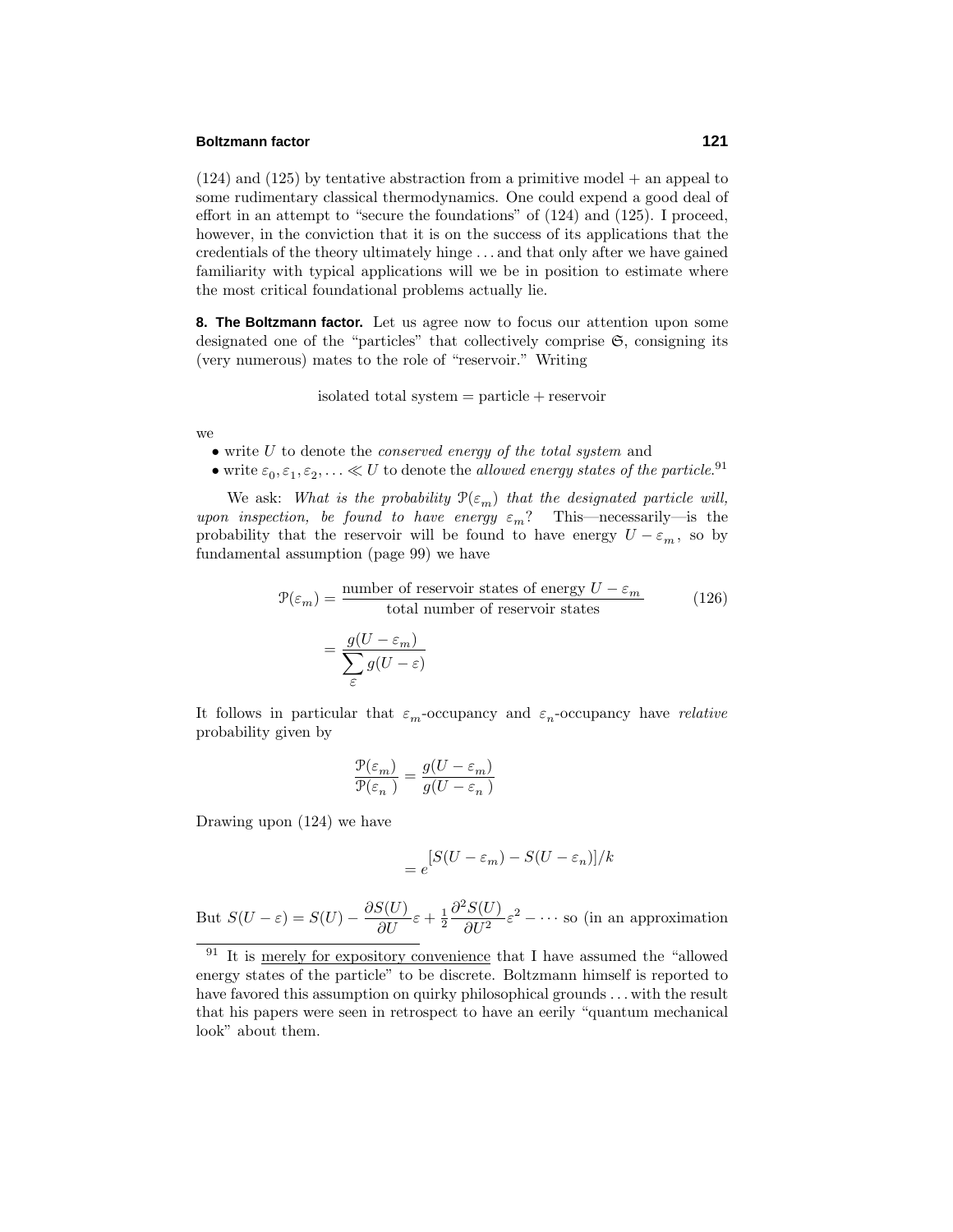(124) and (125) by tentative abstraction from a primitive model + an appeal to some rudimentary classical thermodynamics. One could expend a good deal of effort in an attempt to "secure the foundations" of (124) and (125). I proceed, however, in the conviction that it is on the success of its applications that the credentials of the theory ultimately hinge . . . and that only after we have gained familiarity with typical applications will we be in position to estimate where the most critical foundational problems actually lie.

**8. The Boltzmann factor.** Let us agree now to focus our attention upon some designated one of the "particles" that collectively comprise $\mathfrak{S}$, consigning its (very numerous) mates to the role of "reservoir." Writing

$$\text{isolated total system} = \text{particle} + \text{reservoir}$$

we

- write $U$ to denote the *conserved energy of the total system* and
- write $\varepsilon_0, \varepsilon_1, \varepsilon_2, \ldots \ll U$ to denote the *allowed energy states of the particle*.[91]

We ask: *What is the probability $\mathcal{P}(\varepsilon_m)$ that the designated particle will, upon inspection, be found to have energy $\varepsilon_m$?* This—necessarily—is the probability that the reservoir will be found to have energy $U - \varepsilon_m$, so by fundamental assumption (page 99) we have

$$\mathcal{P}(\varepsilon_m) = \frac{\text{number of reservoir states of energy } U - \varepsilon_m}{\text{total number of reservoir states}} \tag{126}$$

$$= \frac{g(U - \varepsilon_m)}{\displaystyle\sum_{\varepsilon} g(U - \varepsilon)}$$

It follows in particular that $\varepsilon_m$-occupancy and $\varepsilon_n$-occupancy have *relative* probability given by

$$\frac{\mathcal{P}(\varepsilon_m)}{\mathcal{P}(\varepsilon_n)} = \frac{g(U - \varepsilon_m)}{g(U - \varepsilon_n)}$$

Drawing upon (124) we have

$$= e^{[S(U - \varepsilon_m) - S(U - \varepsilon_n)]/k}$$

But $S(U - \varepsilon) = S(U) - \dfrac{\partial S(U)}{\partial U}\varepsilon + \frac{1}{2}\dfrac{\partial^2 S(U)}{\partial U^2}\varepsilon^2 - \cdots$ so (in an approximation

---

[91] It is merely for expository convenience that I have assumed the "allowed energy states of the particle" to be discrete. Boltzmann himself is reported to have favored this assumption on quirky philosophical grounds . . . with the result that his papers were seen in retrospect to have an eerily "quantum mechanical look" about them.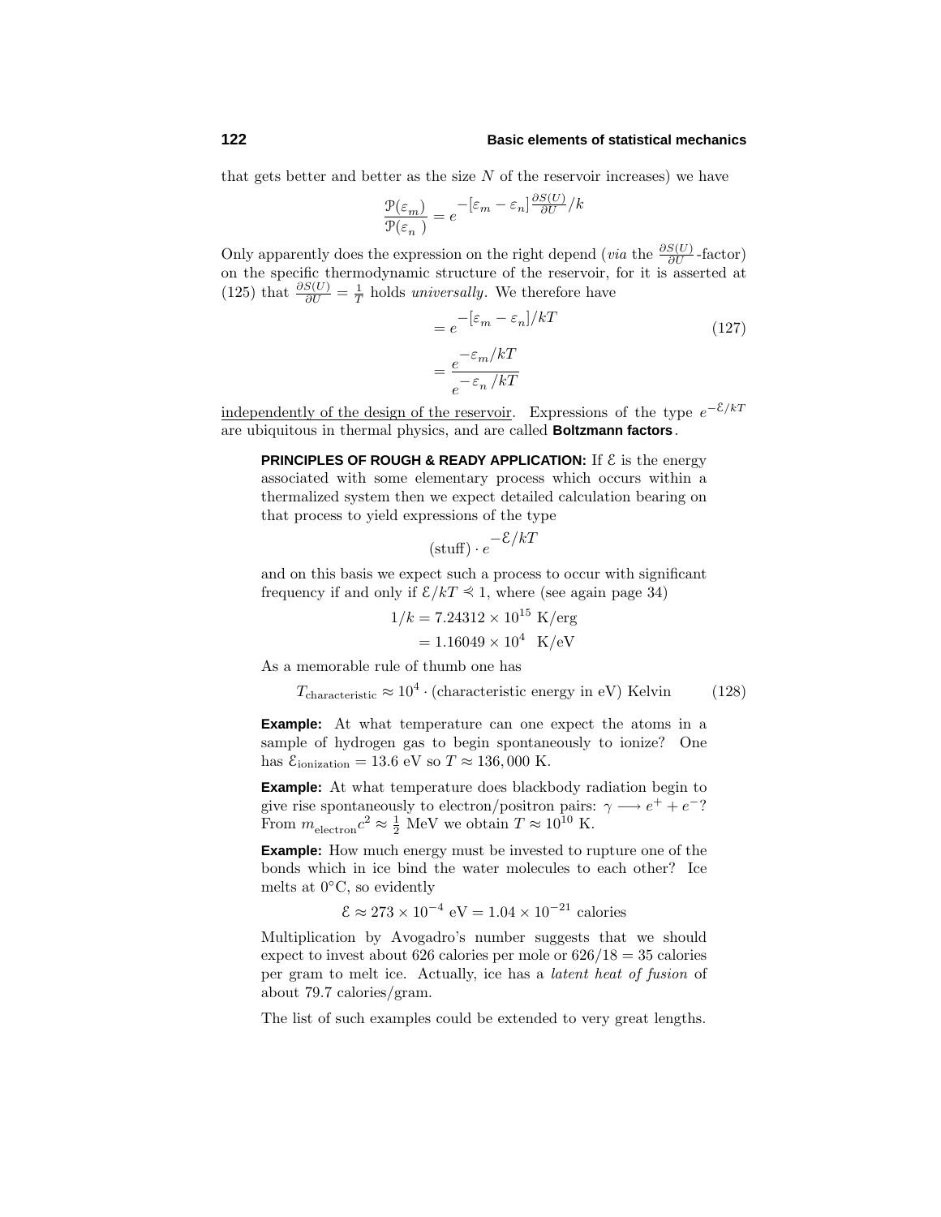that gets better and better as the size $N$ of the reservoir increases) we have

$$\frac{\mathcal{P}(\varepsilon_m)}{\mathcal{P}(\varepsilon_n)} = e^{-[\varepsilon_m - \varepsilon_n]\frac{\partial S(U)}{\partial U}/k}$$

Only apparently does the expression on the right depend (*via* the $\frac{\partial S(U)}{\partial U}$-factor) on the specific thermodynamic structure of the reservoir, for it is asserted at (125) that $\frac{\partial S(U)}{\partial U} = \frac{1}{T}$ holds *universally*. We therefore have

$$\begin{aligned} &= e^{-[\varepsilon_m - \varepsilon_n]/kT} \\ &= \frac{e^{-\varepsilon_m/kT}}{e^{-\varepsilon_n/kT}} \end{aligned} \tag{127}$$

independently of the design of the reservoir. Expressions of the type $e^{-\mathcal{E}/kT}$ are ubiquitous in thermal physics, and are called **Boltzmann factors**.

**PRINCIPLES OF ROUGH & READY APPLICATION:** If $\mathcal{E}$ is the energy associated with some elementary process which occurs within a thermalized system then we expect detailed calculation bearing on that process to yield expressions of the type

$$(\text{stuff}) \cdot e^{-\mathcal{E}/kT}$$

and on this basis we expect such a process to occur with significant frequency if and only if $\mathcal{E}/kT \preccurlyeq 1$, where (see again page 34)

$$\begin{aligned} 1/k &= 7.24312 \times 10^{15} \text{ K/erg} \\ &= 1.16049 \times 10^{4} \text{ K/eV} \end{aligned}$$

As a memorable rule of thumb one has

$$T_{\text{characteristic}} \approx 10^4 \cdot (\text{characteristic energy in eV}) \text{ Kelvin} \tag{128}$$

**Example:** At what temperature can one expect the atoms in a sample of hydrogen gas to begin spontaneously to ionize? One has $\mathcal{E}_{\text{ionization}} = 13.6$ eV so $T \approx 136{,}000$ K.

**Example:** At what temperature does blackbody radiation begin to give rise spontaneously to electron/positron pairs: $\gamma \longrightarrow e^+ + e^-$? From $m_{\text{electron}}c^2 \approx \frac{1}{2}$ MeV we obtain $T \approx 10^{10}$ K.

**Example:** How much energy must be invested to rupture one of the bonds which in ice bind the water molecules to each other? Ice melts at 0°C, so evidently

$$\mathcal{E} \approx 273 \times 10^{-4} \text{ eV} = 1.04 \times 10^{-21} \text{ calories}$$

Multiplication by Avogadro's number suggests that we should expect to invest about 626 calories per mole or $626/18 = 35$ calories per gram to melt ice. Actually, ice has a *latent heat of fusion* of about 79.7 calories/gram.

The list of such examples could be extended to very great lengths.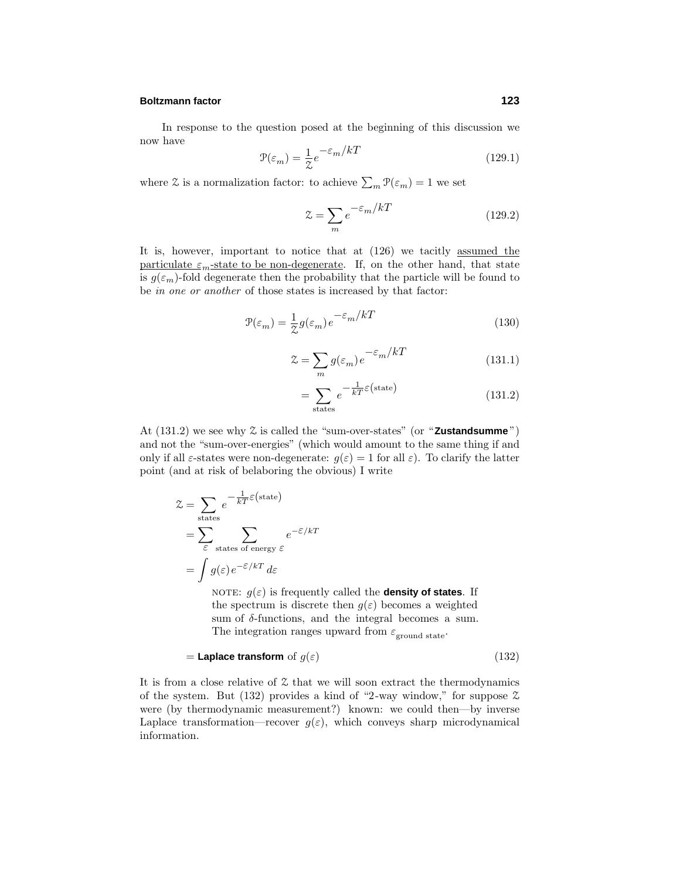In response to the question posed at the beginning of this discussion we now have

$$\mathcal{P}(\varepsilon_m) = \frac{1}{\mathcal{Z}} e^{-\varepsilon_m/kT} \tag{129.1}$$

where $\mathcal{Z}$ is a normalization factor: to achieve $\sum_m \mathcal{P}(\varepsilon_m) = 1$ we set

$$\mathcal{Z} = \sum_m e^{-\varepsilon_m/kT} \tag{129.2}$$

It is, however, important to notice that at (126) we tacitly <u>assumed the particulate $\varepsilon_m$-state to be non-degenerate</u>. If, on the other hand, that state is $g(\varepsilon_m)$-fold degenerate then the probability that the particle will be found to be *in one or another* of those states is increased by that factor:

$$\mathcal{P}(\varepsilon_m) = \frac{1}{\mathcal{Z}} g(\varepsilon_m)\, e^{-\varepsilon_m/kT} \tag{130}$$

$$\mathcal{Z} = \sum_m g(\varepsilon_m)\, e^{-\varepsilon_m/kT} \tag{131.1}$$

$$= \sum_{\text{states}} e^{-\frac{1}{kT}\varepsilon(\text{state})} \tag{131.2}$$

At (131.2) we see why $\mathcal{Z}$ is called the "sum-over-states" (or "**Zustandsumme**") and not the "sum-over-energies" (which would amount to the same thing if and only if all $\varepsilon$-states were non-degenerate: $g(\varepsilon) = 1$ for all $\varepsilon$). To clarify the latter point (and at risk of belaboring the obvious) I write

$$\begin{aligned}
\mathcal{Z} &= \sum_{\text{states}} e^{-\frac{1}{kT}\varepsilon(\text{state})} \\
&= \sum_{\varepsilon} \sum_{\text{states of energy } \varepsilon} e^{-\varepsilon/kT} \\
&= \int g(\varepsilon)\, e^{-\varepsilon/kT}\, d\varepsilon
\end{aligned}$$

NOTE: $g(\varepsilon)$ is frequently called the **density of states**. If the spectrum is discrete then $g(\varepsilon)$ becomes a weighted sum of $\delta$-functions, and the integral becomes a sum. The integration ranges upward from $\varepsilon_{\text{ground state}}$.

$$= \textbf{Laplace transform of } g(\varepsilon) \tag{132}$$

It is from a close relative of $\mathcal{Z}$ that we will soon extract the thermodynamics of the system. But (132) provides a kind of "2-way window," for suppose $\mathcal{Z}$ were (by thermodynamic measurement?) known: we could then—by inverse Laplace transformation—recover $g(\varepsilon)$, which conveys sharp microdynamical information.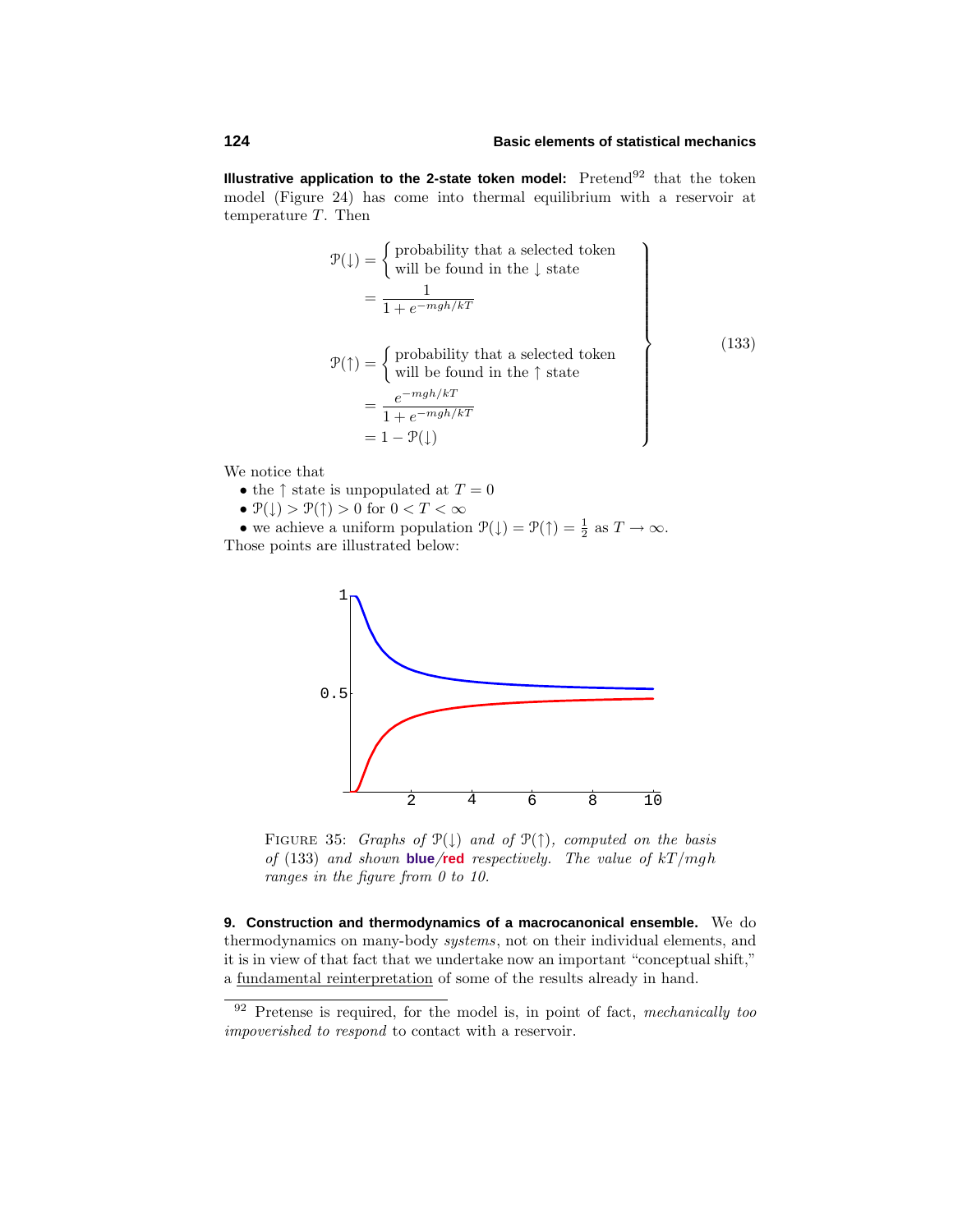**Illustrative application to the 2-state token model:** Pretend[92] that the token model (Figure 24) has come into thermal equilibrium with a reservoir at temperature $T$. Then

$$
\left.
\begin{aligned}
\mathcal{P}(\downarrow) &= \begin{cases}\text{probability that a selected token}\\ \text{will be found in the } \downarrow \text{ state}\end{cases}\\
&= \frac{1}{1+e^{-mgh/kT}}\\[2ex]
\mathcal{P}(\uparrow) &= \begin{cases}\text{probability that a selected token}\\ \text{will be found in the } \uparrow \text{ state}\end{cases}\\
&= \frac{e^{-mgh/kT}}{1+e^{-mgh/kT}}\\
&= 1-\mathcal{P}(\downarrow)
\end{aligned}
\right\} \tag{133}
$$

We notice that

- the $\uparrow$ state is unpopulated at $T=0$
- $\mathcal{P}(\downarrow) > \mathcal{P}(\uparrow) > 0$ for $0 < T < \infty$
- we achieve a uniform population $\mathcal{P}(\downarrow) = \mathcal{P}(\uparrow) = \frac{1}{2}$ as $T \to \infty$.

Those points are illustrated below:

FIGURE 35: *Graphs of $\mathcal{P}(\downarrow)$ and of $\mathcal{P}(\uparrow)$, computed on the basis of* (133) *and shown* **blue**/**red** *respectively. The value of $kT/mgh$ ranges in the figure from 0 to 10.*

**9. Construction and thermodynamics of a macrocanonical ensemble.** We do thermodynamics on many-body *systems*, not on their individual elements, and it is in view of that fact that we undertake now an important "conceptual shift," a fundamental reinterpretation of some of the results already in hand.

[92] Pretense is required, for the model is, in point of fact, *mechanically too impoverished to respond* to contact with a reservoir.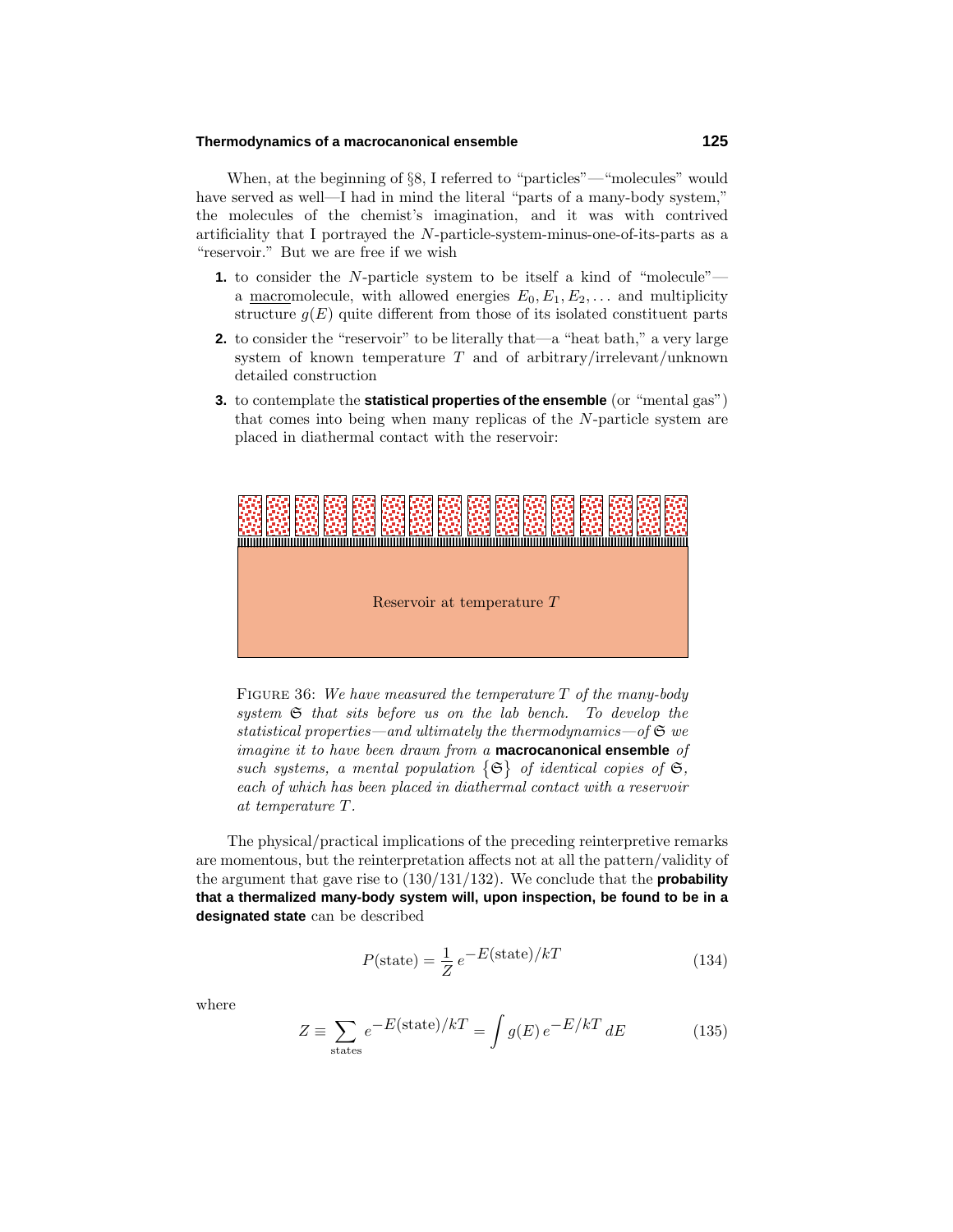When, at the beginning of §8, I referred to "particles"—"molecules" would have served as well—I had in mind the literal "parts of a many-body system," the molecules of the chemist's imagination, and it was with contrived artificiality that I portrayed the $N$-particle-system-minus-one-of-its-parts as a "reservoir." But we are free if we wish

1. to consider the $N$-particle system to be itself a kind of "molecule"—a macromolecule, with allowed energies $E_0, E_1, E_2, \ldots$ and multiplicity structure $g(E)$ quite different from those of its isolated constituent parts
2. to consider the "reservoir" to be literally that—a "heat bath," a very large system of known temperature $T$ and of arbitrary/irrelevant/unknown detailed construction
3. to contemplate the **statistical properties of the ensemble** (or "mental gas") that comes into being when many replicas of the $N$-particle system are placed in diathermal contact with the reservoir:

Reservoir at temperature $T$

FIGURE 36: *We have measured the temperature $T$ of the many-body system $\mathfrak{S}$ that sits before us on the lab bench. To develop the statistical properties—and ultimately the thermodynamics—of $\mathfrak{S}$ we imagine it to have been drawn from a* **macrocanonical ensemble** *of such systems, a mental population $\{\mathfrak{S}\}$ of identical copies of $\mathfrak{S}$, each of which has been placed in diathermal contact with a reservoir at temperature $T$.*

The physical/practical implications of the preceding reinterpretive remarks are momentous, but the reinterpretation affects not at all the pattern/validity of the argument that gave rise to (130/131/132). We conclude that the **probability that a thermalized many-body system will, upon inspection, be found to be in a designated state** can be described

$$P(\text{state}) = \frac{1}{Z}\, e^{-E(\text{state})/kT} \tag{134}$$

where

$$Z \equiv \sum_{\text{states}} e^{-E(\text{state})/kT} = \int g(E)\, e^{-E/kT}\, dE \tag{135}$$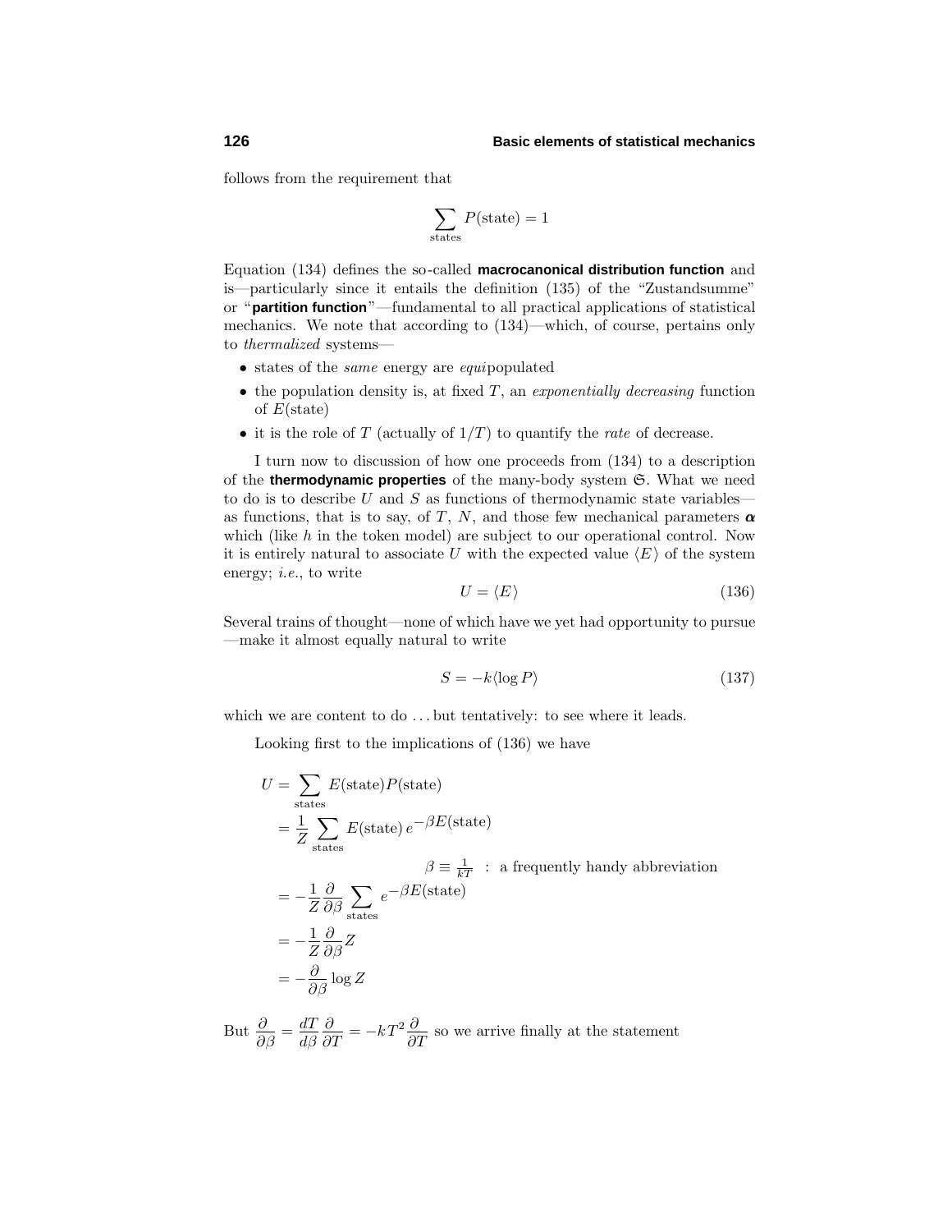follows from the requirement that

$$\sum_{\text{states}} P(\text{state}) = 1$$

Equation (134) defines the so-called **macrocanonical distribution function** and is—particularly since it entails the definition (135) of the "Zustandsumme" or "**partition function**"—fundamental to all practical applications of statistical mechanics. We note that according to (134)—which, of course, pertains only to *thermalized* systems—

- states of the *same* energy are *equi*populated
- the population density is, at fixed $T$, an *exponentially decreasing* function of $E(\text{state})$
- it is the role of $T$ (actually of $1/T$) to quantify the *rate* of decrease.

I turn now to discussion of how one proceeds from (134) to a description of the **thermodynamic properties** of the many-body system $\mathfrak{S}$. What we need to do is to describe $U$ and $S$ as functions of thermodynamic state variables—as functions, that is to say, of $T$, $N$, and those few mechanical parameters $\boldsymbol{\alpha}$ which (like $h$ in the token model) are subject to our operational control. Now it is entirely natural to associate $U$ with the expected value $\langle E\rangle$ of the system energy; *i.e.*, to write

$$U = \langle E\rangle \tag{136}$$

Several trains of thought—none of which have we yet had opportunity to pursue—make it almost equally natural to write

$$S = -k\langle \log P\rangle \tag{137}$$

which we are content to do ... but tentatively: to see where it leads.

Looking first to the implications of (136) we have

$$\begin{aligned}
U &= \sum_{\text{states}} E(\text{state})P(\text{state})\\
&= \frac{1}{Z}\sum_{\text{states}} E(\text{state})\, e^{-\beta E(\text{state})}\\
&\qquad\qquad\qquad \beta \equiv \tfrac{1}{kT}\ :\ \text{a frequently handy abbreviation}\\
&= -\frac{1}{Z}\frac{\partial}{\partial\beta}\sum_{\text{states}} e^{-\beta E(\text{state})}\\
&= -\frac{1}{Z}\frac{\partial}{\partial\beta}Z\\
&= -\frac{\partial}{\partial\beta}\log Z
\end{aligned}$$

But $\dfrac{\partial}{\partial\beta} = \dfrac{dT}{d\beta}\dfrac{\partial}{\partial T} = -kT^2\dfrac{\partial}{\partial T}$ so we arrive finally at the statement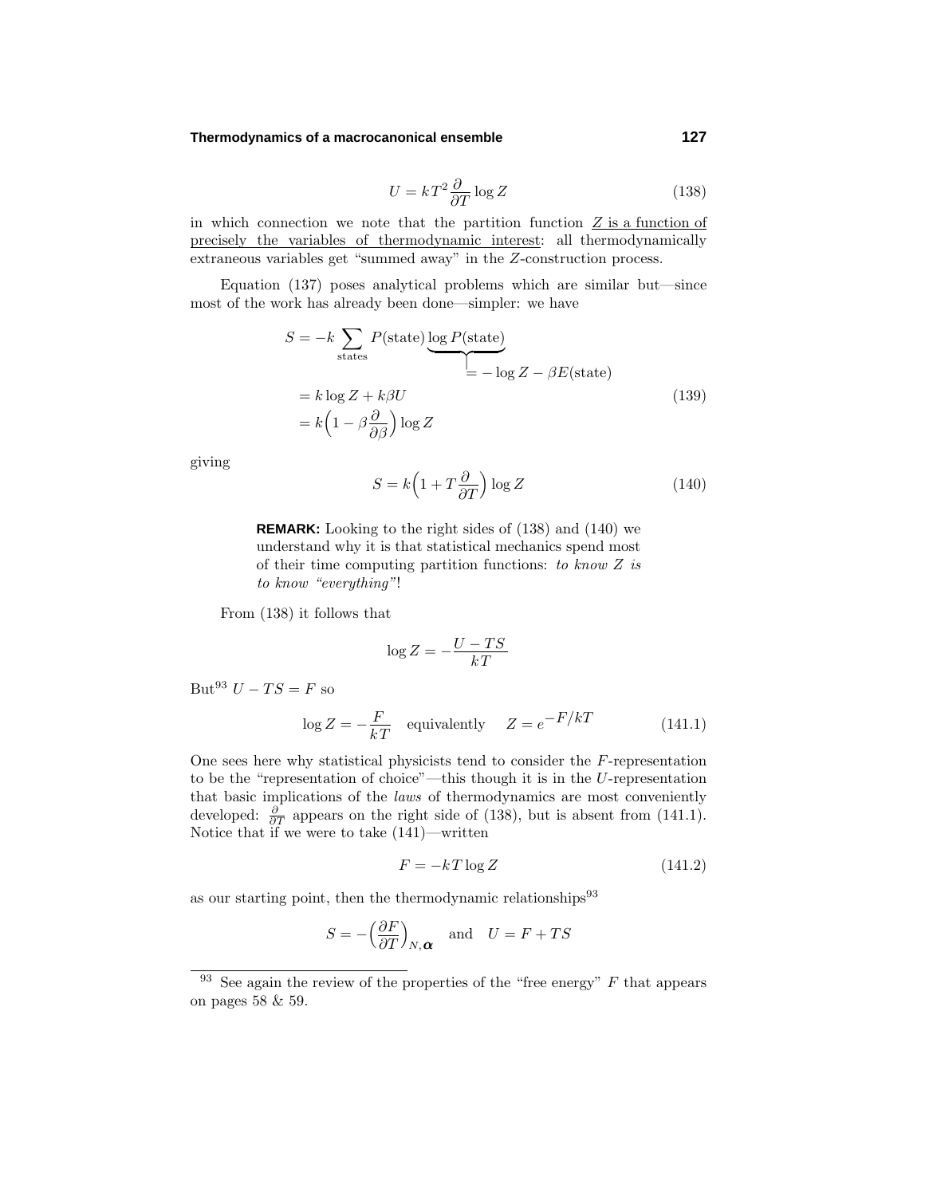$$U = kT^2 \frac{\partial}{\partial T} \log Z \tag{138}$$

in which connection we note that the partition function <u>$Z$ is a function of precisely the variables of thermodynamic interest</u>: all thermodynamically extraneous variables get "summed away" in the $Z$-construction process.

Equation (137) poses analytical problems which are similar but—since most of the work has already been done—simpler: we have

$$\begin{aligned}
S &= -k \sum_{\text{states}} P(\text{state}) \underbrace{\log P(\text{state})}_{= -\log Z - \beta E(\text{state})} \\
&= k \log Z + k\beta U \\
&= k\Big(1 - \beta \frac{\partial}{\partial \beta}\Big) \log Z
\end{aligned} \tag{139}$$

giving

$$S = k\Big(1 + T\frac{\partial}{\partial T}\Big) \log Z \tag{140}$$

> **REMARK:** Looking to the right sides of (138) and (140) we understand why it is that statistical mechanics spend most of their time computing partition functions: *to know $Z$ is to know "everything"*!

From (138) it follows that

$$\log Z = -\frac{U - TS}{kT}$$

But[93] $U - TS = F$ so

$$\log Z = -\frac{F}{kT} \quad \text{equivalently} \quad Z = e^{-F/kT} \tag{141.1}$$

One sees here why statistical physicists tend to consider the $F$-representation to be the "representation of choice"—this though it is in the $U$-representation that basic implications of the *laws* of thermodynamics are most conveniently developed: $\frac{\partial}{\partial T}$ appears on the right side of (138), but is absent from (141.1). Notice that if we were to take (141)—written

$$F = -kT \log Z \tag{141.2}$$

as our starting point, then the thermodynamic relationships[93]

$$S = -\Big(\frac{\partial F}{\partial T}\Big)_{N,\boldsymbol{\alpha}} \quad \text{and} \quad U = F + TS$$

---

[93] See again the review of the properties of the "free energy" $F$ that appears on pages 58 & 59.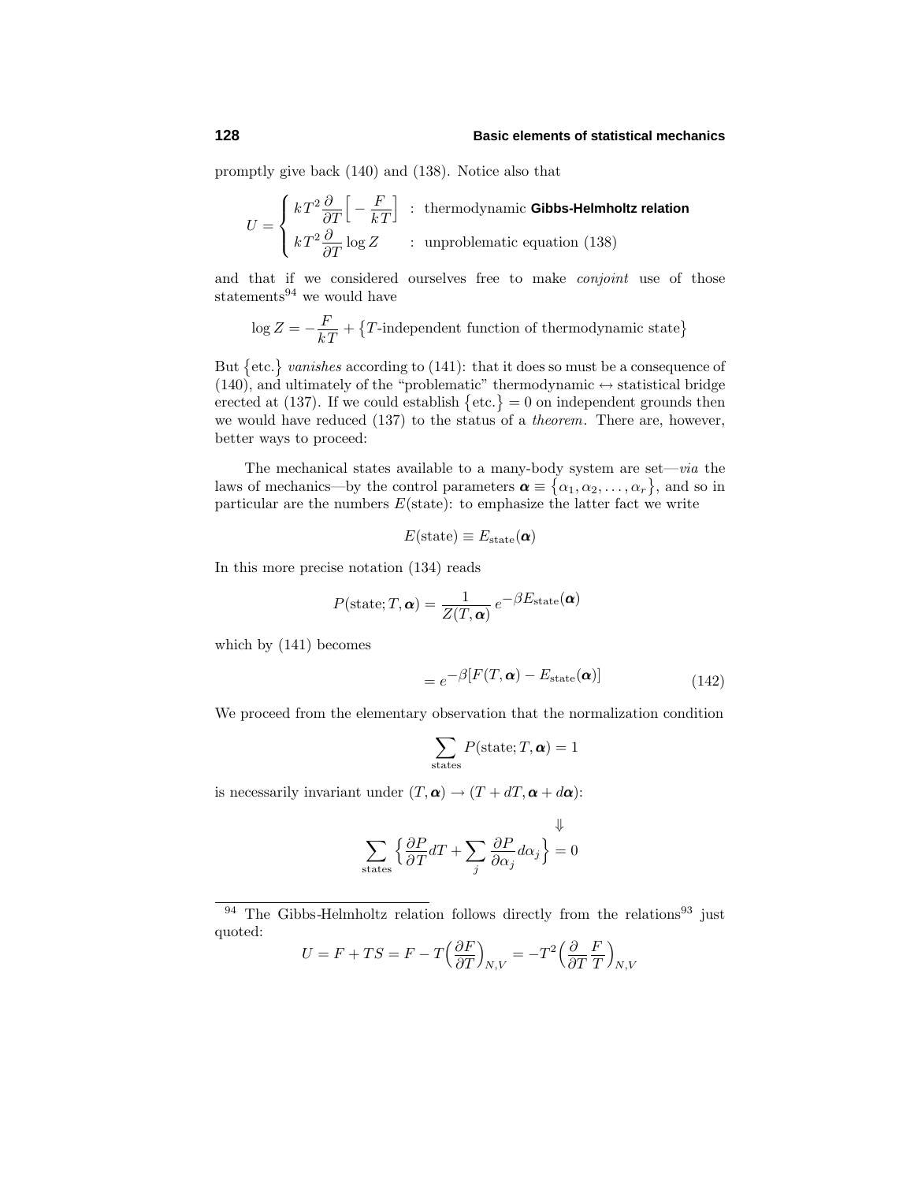promptly give back (140) and (138). Notice also that

$$U = \begin{cases} kT^2 \dfrac{\partial}{\partial T}\Big[-\dfrac{F}{kT}\Big] & : \text{ thermodynamic } \textbf{Gibbs-Helmholtz relation} \\ kT^2 \dfrac{\partial}{\partial T}\log Z & : \text{ unproblematic equation (138)} \end{cases}$$

and that if we considered ourselves free to make *conjoint* use of those statements[94] we would have

$$\log Z = -\frac{F}{kT} + \big\{T\text{-independent function of thermodynamic state}\big\}$$

But $\{\text{etc.}\}$ *vanishes* according to (141): that it does so must be a consequence of (140), and ultimately of the "problematic" thermodynamic $\leftrightarrow$ statistical bridge erected at (137). If we could establish $\{\text{etc.}\} = 0$ on independent grounds then we would have reduced (137) to the status of a *theorem*. There are, however, better ways to proceed:

The mechanical states available to a many-body system are set—*via* the laws of mechanics—by the control parameters $\boldsymbol{\alpha} \equiv \{\alpha_1, \alpha_2, \ldots, \alpha_r\}$, and so in particular are the numbers $E(\text{state})$: to emphasize the latter fact we write

$$E(\text{state}) \equiv E_{\text{state}}(\boldsymbol{\alpha})$$

In this more precise notation (134) reads

$$P(\text{state}; T, \boldsymbol{\alpha}) = \frac{1}{Z(T, \boldsymbol{\alpha})}\, e^{-\beta E_{\text{state}}(\boldsymbol{\alpha})}$$

which by (141) becomes

$$= e^{-\beta[F(T,\boldsymbol{\alpha}) - E_{\text{state}}(\boldsymbol{\alpha})]} \tag{142}$$

We proceed from the elementary observation that the normalization condition

$$\sum_{\text{states}} P(\text{state}; T, \boldsymbol{\alpha}) = 1$$

is necessarily invariant under $(T, \boldsymbol{\alpha}) \rightarrow (T + dT, \boldsymbol{\alpha} + d\boldsymbol{\alpha})$:

$$\Downarrow$$

$$\sum_{\text{states}} \Big\{ \frac{\partial P}{\partial T} dT + \sum_j \frac{\partial P}{\partial \alpha_j} d\alpha_j \Big\} = 0$$

---

[94] The Gibbs-Helmholtz relation follows directly from the relations[93] just quoted:

$$U = F + TS = F - T\Big(\frac{\partial F}{\partial T}\Big)_{N,V} = -T^2\Big(\frac{\partial}{\partial T}\frac{F}{T}\Big)_{N,V}$$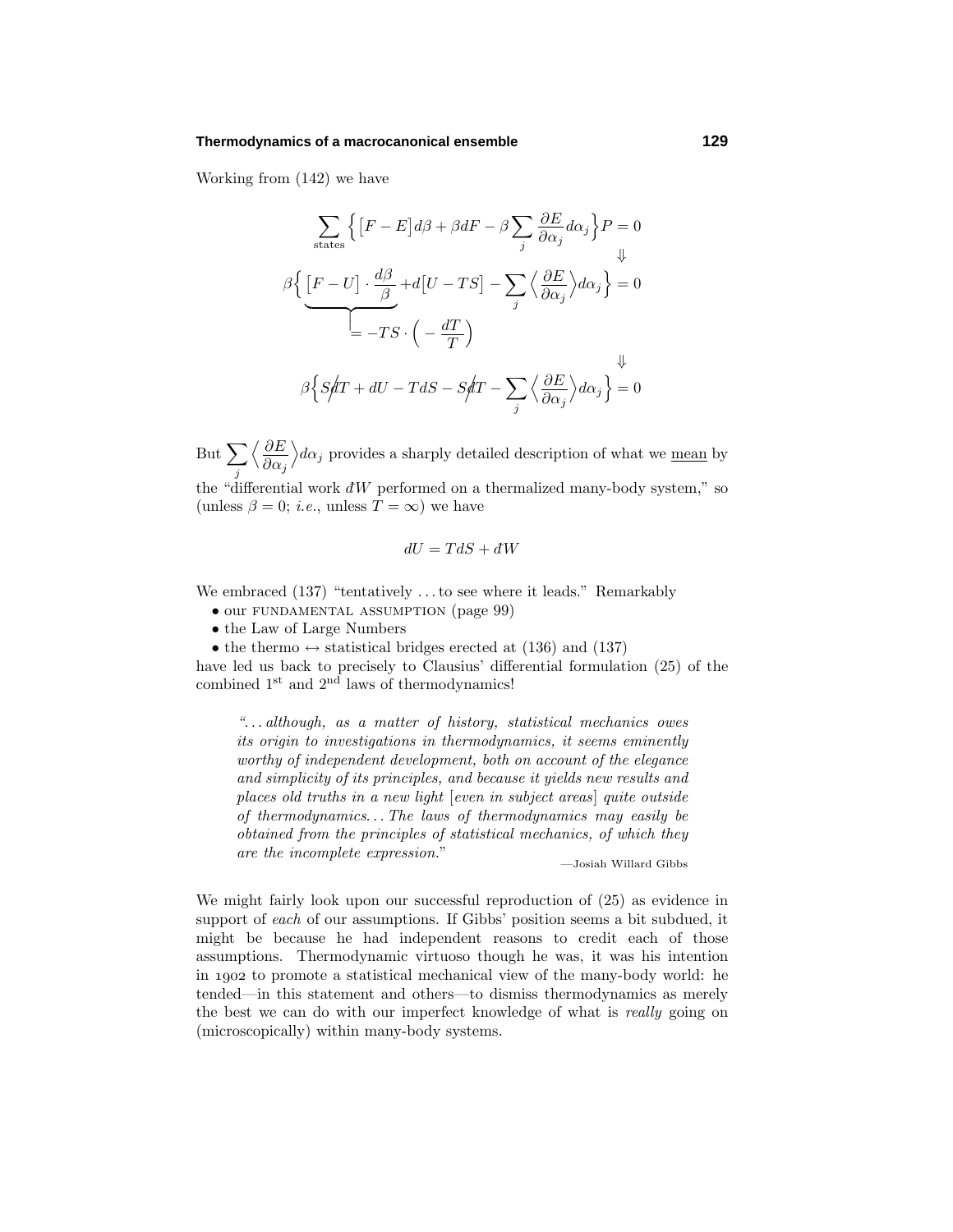Working from (142) we have

$$\sum_{\text{states}} \Big\{ \big[F - E\big]d\beta + \beta dF - \beta \sum_j \frac{\partial E}{\partial \alpha_j} d\alpha_j \Big\} P = 0$$

$$\Downarrow$$

$$\beta \Big\{ \underbrace{\big[F - U\big] \cdot \frac{d\beta}{\beta}}_{= -TS \cdot \left( -\frac{dT}{T} \right)} + d\big[U - TS\big] - \sum_j \Big\langle \frac{\partial E}{\partial \alpha_j} \Big\rangle d\alpha_j \Big\} = 0$$

$$\Downarrow$$

$$\beta \Big\{ S\not{d}T + dU - TdS - S\not{d}T - \sum_j \Big\langle \frac{\partial E}{\partial \alpha_j} \Big\rangle d\alpha_j \Big\} = 0$$

But $\sum_j \Big\langle \frac{\partial E}{\partial \alpha_j} \Big\rangle d\alpha_j$ provides a sharply detailed description of what we <u>mean</u> by the "differential work $\text{đ}W$ performed on a thermalized many-body system," so (unless $\beta = 0$; *i.e.*, unless $T = \infty$) we have

$$dU = TdS + \text{đ}W$$

We embraced (137) "tentatively ... to see where it leads." Remarkably

- our FUNDAMENTAL ASSUMPTION (page 99)
- the Law of Large Numbers
- the thermo $\leftrightarrow$ statistical bridges erected at (136) and (137)

have led us back to precisely to Clausius' differential formulation (25) of the combined 1st and 2nd laws of thermodynamics!

> "*... although, as a matter of history, statistical mechanics owes its origin to investigations in thermodynamics, it seems eminently worthy of independent development, both on account of the elegance and simplicity of its principles, and because it yields new results and places old truths in a new light* [*even in subject areas*] *quite outside of thermodynamics... The laws of thermodynamics may easily be obtained from the principles of statistical mechanics, of which they are the incomplete expression.*"
>
> —Josiah Willard Gibbs

We might fairly look upon our successful reproduction of (25) as evidence in support of *each* of our assumptions. If Gibbs' position seems a bit subdued, it might be because he had independent reasons to credit each of those assumptions. Thermodynamic virtuoso though he was, it was his intention in 1902 to promote a statistical mechanical view of the many-body world: he tended—in this statement and others—to dismiss thermodynamics as merely the best we can do with our imperfect knowledge of what is *really* going on (microscopically) within many-body systems.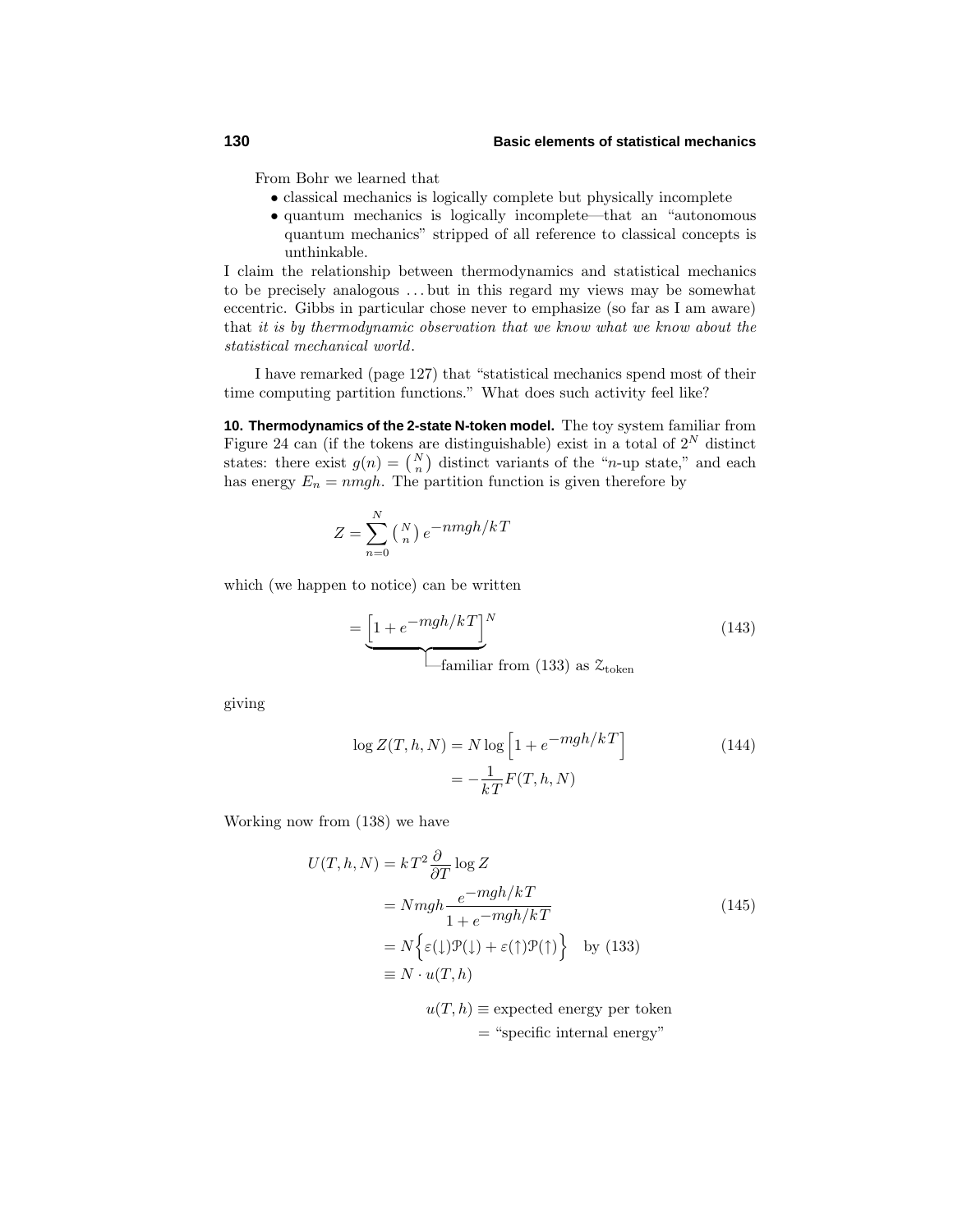From Bohr we learned that

- classical mechanics is logically complete but physically incomplete
- quantum mechanics is logically incomplete—that an "autonomous quantum mechanics" stripped of all reference to classical concepts is unthinkable.

I claim the relationship between thermodynamics and statistical mechanics to be precisely analogous . . . but in this regard my views may be somewhat eccentric. Gibbs in particular chose never to emphasize (so far as I am aware) that *it is by thermodynamic observation that we know what we know about the statistical mechanical world*.

I have remarked (page 127) that "statistical mechanics spend most of their time computing partition functions." What does such activity feel like?

**10. Thermodynamics of the 2-state N-token model.** The toy system familiar from Figure 24 can (if the tokens are distinguishable) exist in a total of $2^N$ distinct states: there exist $g(n) = \binom{N}{n}$ distinct variants of the "$n$-up state," and each has energy $E_n = nmgh$. The partition function is given therefore by

$$Z = \sum_{n=0}^{N} \binom{N}{n} e^{-nmgh/kT}$$

which (we happen to notice) can be written

$$= \underbrace{\Big[1 + e^{-mgh/kT}\Big]}_{\text{familiar from (133) as } \mathcal{Z}_{\text{token}}}{}^{N} \tag{143}$$

giving

$$\begin{aligned} \log Z(T, h, N) &= N \log\Big[1 + e^{-mgh/kT}\Big] \\ &= -\frac{1}{kT} F(T, h, N) \end{aligned} \tag{144}$$

Working now from (138) we have

$$\begin{aligned} U(T, h, N) &= kT^2 \frac{\partial}{\partial T} \log Z \\ &= Nmgh \frac{e^{-mgh/kT}}{1 + e^{-mgh/kT}} \\ &= N\Big\{\varepsilon(\downarrow)\mathcal{P}(\downarrow) + \varepsilon(\uparrow)\mathcal{P}(\uparrow)\Big\} \quad \text{by (133)} \\ &\equiv N \cdot u(T, h) \end{aligned} \tag{145}$$

$$\begin{aligned} u(T, h) &\equiv \text{expected energy per token} \\ &= \text{“specific internal energy”} \end{aligned}$$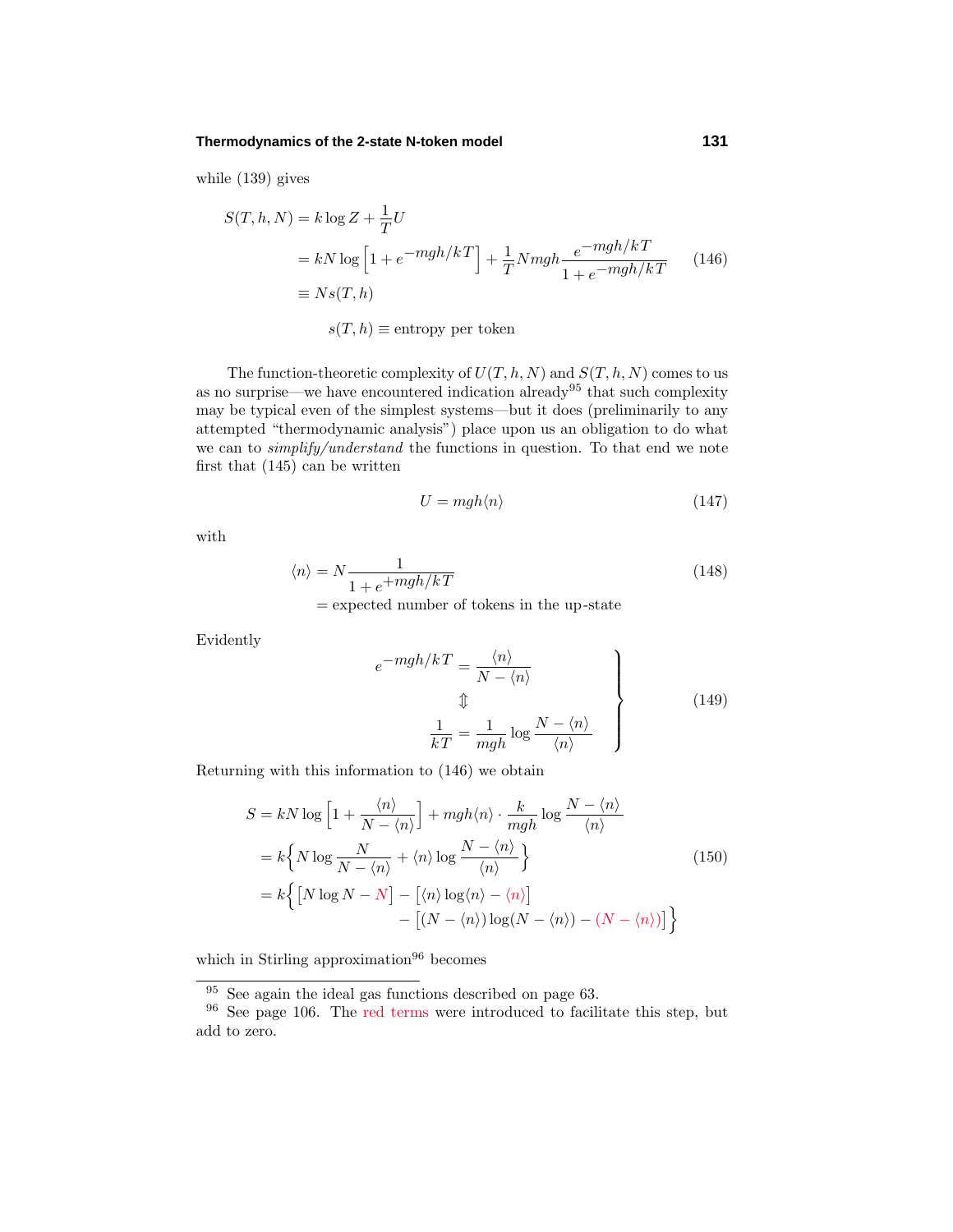while (139) gives

$$
\begin{aligned}
S(T,h,N) &= k\log Z + \frac{1}{T}U \\
&= kN\log\Big[1+e^{-mgh/kT}\Big] + \frac{1}{T}Nmgh\frac{e^{-mgh/kT}}{1+e^{-mgh/kT}} \qquad (146)\\
&\equiv Ns(T,h)
\end{aligned}
$$

$$
s(T,h) \equiv \text{entropy per token}
$$

The function-theoretic complexity of $U(T,h,N)$ and $S(T,h,N)$ comes to us as no surprise—we have encountered indication already[95] that such complexity may be typical even of the simplest systems—but it does (preliminarily to any attempted "thermodynamic analysis") place upon us an obligation to do what we can to *simplify/understand* the functions in question. To that end we note first that (145) can be written

$$
U = mgh\langle n\rangle \tag{147}
$$

with

$$
\begin{aligned}
\langle n\rangle &= N\frac{1}{1+e^{+mgh/kT}} \qquad (148)\\
&= \text{expected number of tokens in the up-state}
\end{aligned}
$$

Evidently

$$
\left.
\begin{aligned}
e^{-mgh/kT} &= \frac{\langle n\rangle}{N-\langle n\rangle}\\
&\Updownarrow\\
\frac{1}{kT} &= \frac{1}{mgh}\log\frac{N-\langle n\rangle}{\langle n\rangle}
\end{aligned}
\right\} \tag{149}
$$

Returning with this information to (146) we obtain

$$
\begin{aligned}
S &= kN\log\Big[1+\frac{\langle n\rangle}{N-\langle n\rangle}\Big] + mgh\langle n\rangle\cdot\frac{k}{mgh}\log\frac{N-\langle n\rangle}{\langle n\rangle}\\
&= k\Big\{N\log\frac{N}{N-\langle n\rangle} + \langle n\rangle\log\frac{N-\langle n\rangle}{\langle n\rangle}\Big\} \qquad (150)\\
&= k\Big\{\big[N\log N - N\big] - \big[\langle n\rangle\log\langle n\rangle - \langle n\rangle\big]\\
&\qquad\qquad - \big[(N-\langle n\rangle)\log(N-\langle n\rangle) - (N-\langle n\rangle)\big]\Big\}
\end{aligned}
$$

which in Stirling approximation[96] becomes

---

[95] See again the ideal gas functions described on page 63.

[96] See page 106. The red terms were introduced to facilitate this step, but add to zero.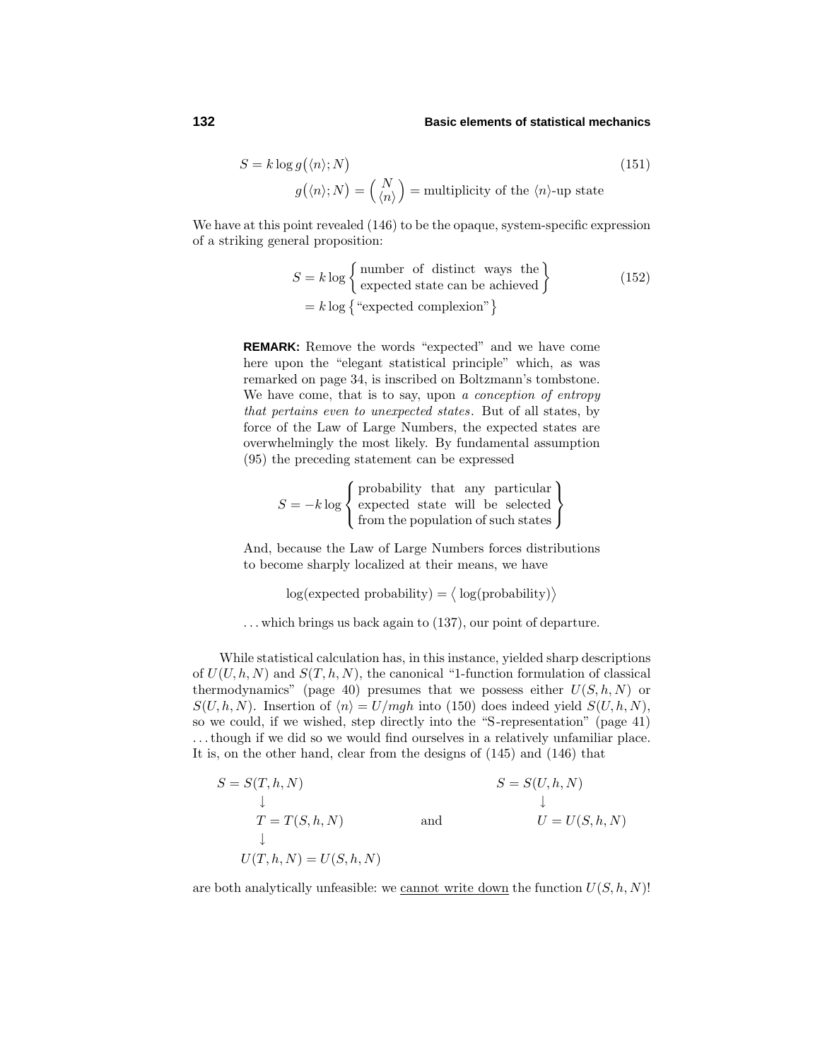$$S = k \log g\big(\langle n\rangle; N\big) \tag{151}$$

$$g\big(\langle n\rangle; N\big) = \binom{N}{\langle n\rangle} = \text{multiplicity of the } \langle n\rangle\text{-up state}$$

We have at this point revealed (146) to be the opaque, system-specific expression of a striking general proposition:

$$\begin{aligned} S &= k \log \left\{ \begin{matrix} \text{number of distinct ways the} \\ \text{expected state can be achieved} \end{matrix} \right\} \\ &= k \log \big\{ \text{"expected complexion"} \big\} \end{aligned} \tag{152}$$

> **REMARK:** Remove the words "expected" and we have come here upon the "elegant statistical principle" which, as was remarked on page 34, is inscribed on Boltzmann's tombstone. We have come, that is to say, upon *a conception of entropy that pertains even to unexpected states*. But of all states, by force of the Law of Large Numbers, the expected states are overwhelmingly the most likely. By fundamental assumption (95) the preceding statement can be expressed
>
> $$S = -k \log \left\{ \begin{matrix} \text{probability that any particular} \\ \text{expected state will be selected} \\ \text{from the population of such states} \end{matrix} \right\}$$
>
> And, because the Law of Large Numbers forces distributions to become sharply localized at their means, we have
>
> $$\log(\text{expected probability}) = \big\langle \log(\text{probability}) \big\rangle$$
>
> . . . which brings us back again to (137), our point of departure.

While statistical calculation has, in this instance, yielded sharp descriptions of $U(U, h, N)$ and $S(T, h, N)$, the canonical "1-function formulation of classical thermodynamics" (page 40) presumes that we possess either $U(S, h, N)$ or $S(U, h, N)$. Insertion of $\langle n\rangle = U/mgh$ into (150) does indeed yield $S(U, h, N)$, so we could, if we wished, step directly into the "S-representation" (page 41) . . . though if we did so we would find ourselves in a relatively unfamiliar place. It is, on the other hand, clear from the designs of (145) and (146) that

$$\begin{matrix} S = S(T, h, N) & & & S = S(U, h, N) \\ \downarrow & & & \downarrow \\ T = T(S, h, N) & & \text{and} & U = U(S, h, N) \\ \downarrow & & & \\ U(T, h, N) = U(S, h, N) & & & \end{matrix}$$

are both analytically unfeasible: we <u>cannot write down</u> the function $U(S, h, N)$!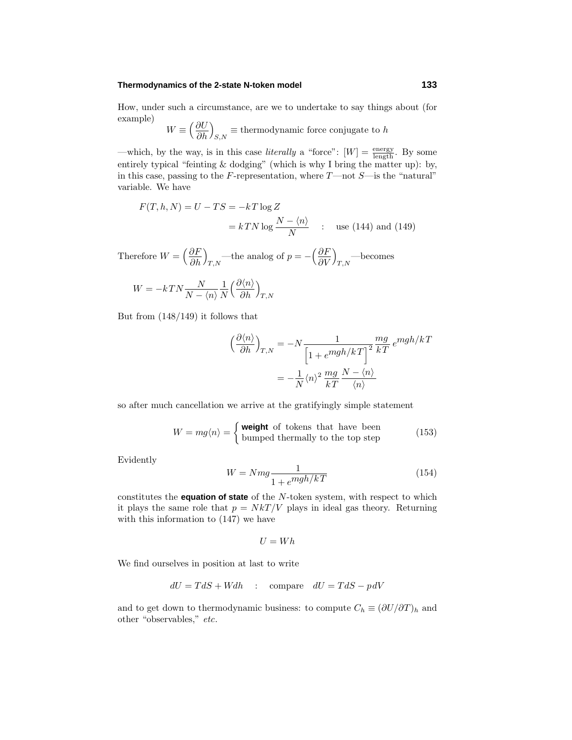How, under such a circumstance, are we to undertake to say things about (for example)

$$W \equiv \Big(\frac{\partial U}{\partial h}\Big)_{S,N} \equiv \text{thermodynamic force conjugate to } h$$

—which, by the way, is in this case *literally* a "force": $[W] = \frac{\text{energy}}{\text{length}}$. By some entirely typical "feinting & dodging" (which is why I bring the matter up): by, in this case, passing to the $F$-representation, where $T$—not $S$—is the "natural" variable. We have

$$\begin{aligned} F(T,h,N) = U - TS &= -kT\log Z \\ &= kTN\log\frac{N-\langle n\rangle}{N} \quad : \quad \text{use (144) and (149)} \end{aligned}$$

Therefore $W = \Big(\dfrac{\partial F}{\partial h}\Big)_{T,N}$—the analog of $p = -\Big(\dfrac{\partial F}{\partial V}\Big)_{T,N}$—becomes

$$W = -kTN\frac{N}{N-\langle n\rangle}\frac{1}{N}\Big(\frac{\partial\langle n\rangle}{\partial h}\Big)_{T,N}$$

But from (148/149) it follows that

$$\begin{aligned} \Big(\frac{\partial\langle n\rangle}{\partial h}\Big)_{T,N} &= -N\frac{1}{\Big[1+e^{mgh/kT}\Big]^2}\frac{mg}{kT}\,e^{mgh/kT} \\ &= -\frac{1}{N}\langle n\rangle^2\,\frac{mg}{kT}\,\frac{N-\langle n\rangle}{\langle n\rangle} \end{aligned}$$

so after much cancellation we arrive at the gratifyingly simple statement

$$W = mg\langle n\rangle = \begin{cases} \textbf{weight} \text{ of tokens that have been} \\ \text{bumped thermally to the top step} \end{cases} \tag{153}$$

Evidently

$$W = Nmg\frac{1}{1+e^{mgh/kT}} \tag{154}$$

constitutes the **equation of state** of the $N$-token system, with respect to which it plays the same role that $p = NkT/V$ plays in ideal gas theory. Returning with this information to (147) we have

$$U = Wh$$

We find ourselves in position at last to write

$$dU = TdS + Wdh \quad : \quad \text{compare} \quad dU = TdS - pdV$$

and to get down to thermodynamic business: to compute $C_h \equiv (\partial U/\partial T)_h$ and other "observables," *etc.*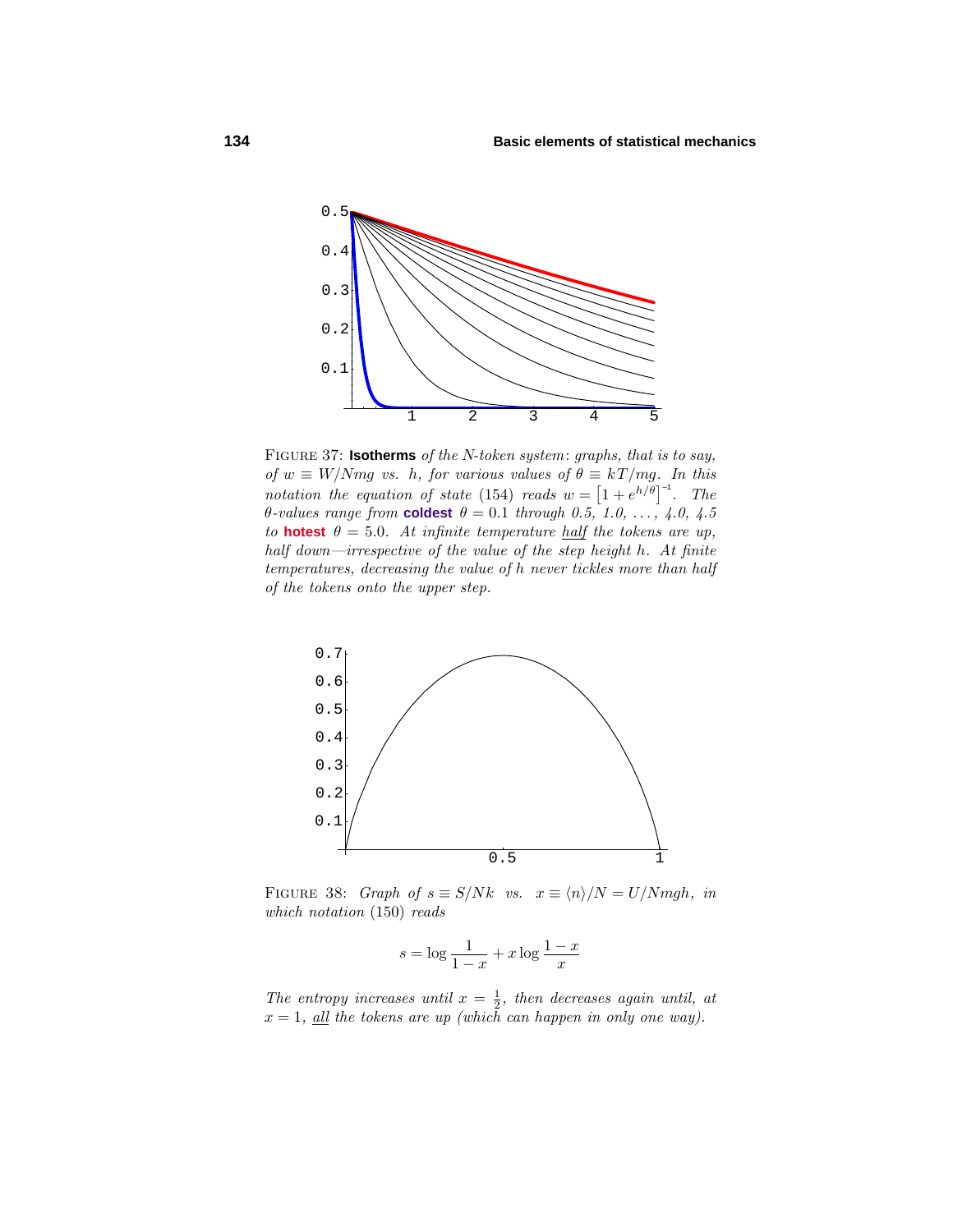FIGURE 37: **Isotherms** *of the N-token system: graphs, that is to say, of* $w \equiv W/Nmg$ *vs.* $h$, *for various values of* $\theta \equiv kT/mg$. *In this notation the equation of state* (154) *reads* $w = \big[1 + e^{h/\theta}\big]^{-1}$. *The* $\theta$*-values range from* **coldest** $\theta = 0.1$ *through 0.5, 1.0, ..., 4.0, 4.5 to* **hotest** $\theta = 5.0$. *At infinite temperature half the tokens are up, half down—irrespective of the value of the step height* $h$. *At finite temperatures, decreasing the value of* $h$ *never tickles more than half of the tokens onto the upper step.*

FIGURE 38: *Graph of* $s \equiv S/Nk$ *vs.* $x \equiv \langle n \rangle/N = U/Nmgh$, *in which notation* (150) *reads*

$$s = \log \frac{1}{1-x} + x \log \frac{1-x}{x}$$

*The entropy increases until* $x = \frac{1}{2}$, *then decreases again until, at* $x = 1$, *all the tokens are up (which can happen in only one way).*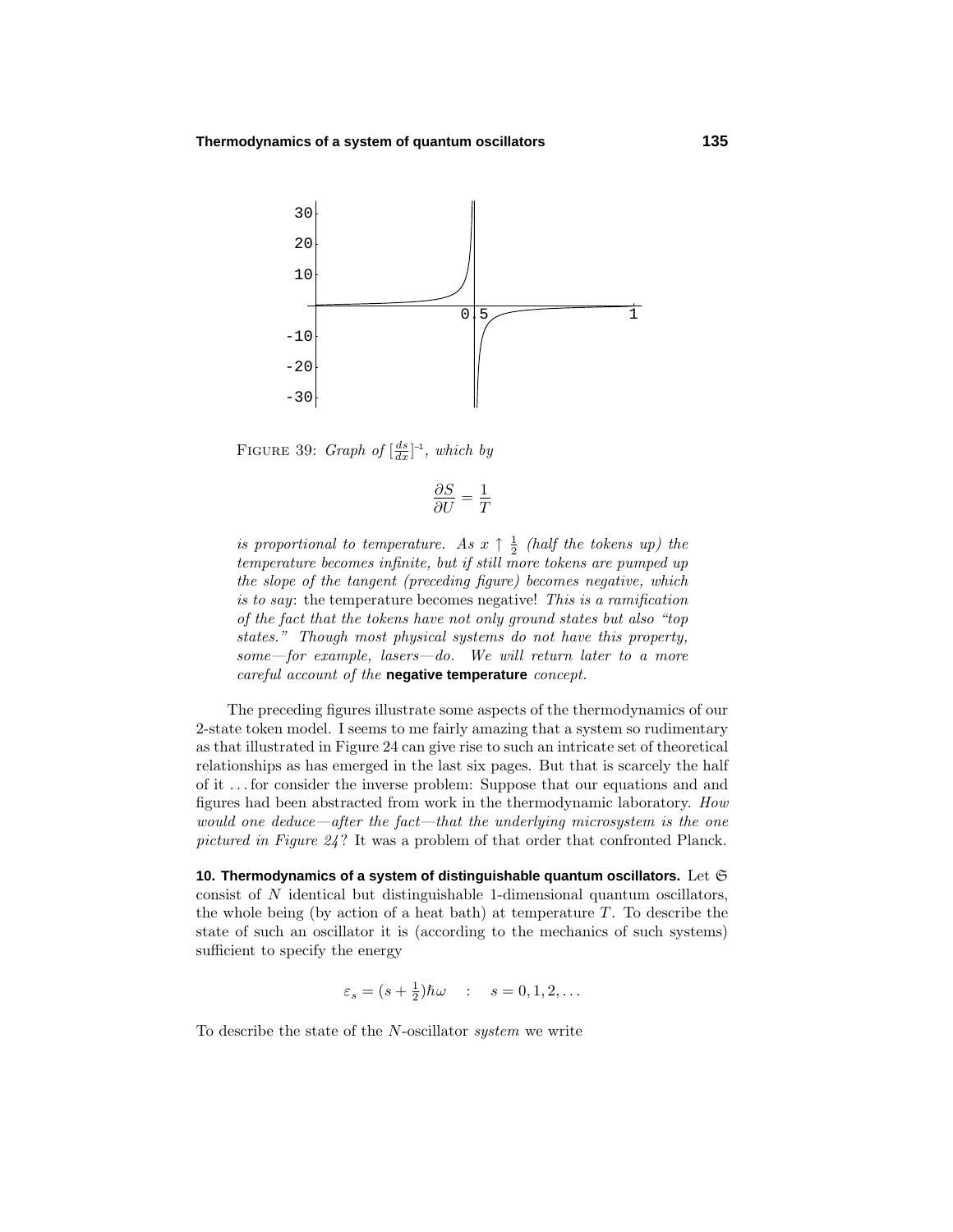FIGURE 39: *Graph of* $[\frac{ds}{dx}]^{-1}$*, which by*

$$\frac{\partial S}{\partial U} = \frac{1}{T}$$

*is proportional to temperature. As* $x \uparrow \frac{1}{2}$ *(half the tokens up) the temperature becomes infinite, but if still more tokens are pumped up the slope of the tangent (preceding figure) becomes negative, which is to say*: the temperature becomes negative! *This is a ramification of the fact that the tokens have not only ground states but also "top states." Though most physical systems do not have this property, some—for example, lasers—do. We will return later to a more careful account of the* **negative temperature** *concept.*

The preceding figures illustrate some aspects of the thermodynamics of our 2-state token model. I seems to me fairly amazing that a system so rudimentary as that illustrated in Figure 24 can give rise to such an intricate set of theoretical relationships as has emerged in the last six pages. But that is scarcely the half of it . . . for consider the inverse problem: Suppose that our equations and and figures had been abstracted from work in the thermodynamic laboratory. *How would one deduce—after the fact—that the underlying microsystem is the one pictured in Figure 24?* It was a problem of that order that confronted Planck.

**10. Thermodynamics of a system of distinguishable quantum oscillators.** Let $\mathfrak{S}$ consist of $N$ identical but distinguishable 1-dimensional quantum oscillators, the whole being (by action of a heat bath) at temperature $T$. To describe the state of such an oscillator it is (according to the mechanics of such systems) sufficient to specify the energy

$$\varepsilon_s = (s + \tfrac{1}{2})\hbar\omega \quad : \quad s = 0, 1, 2, \ldots$$

To describe the state of the $N$-oscillator *system* we write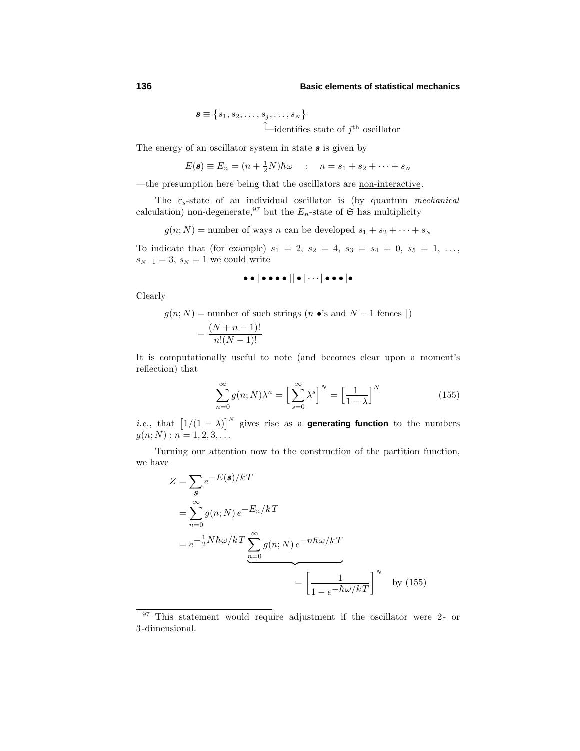$$\boldsymbol{s} \equiv \big\{s_1, s_2, \ldots, s_j, \ldots, s_N\big\}$$

$\uparrow$—identifies state of $j^{\text{th}}$ oscillator

The energy of an oscillator system in state $\boldsymbol{s}$ is given by

$$E(\boldsymbol{s}) \equiv E_n = (n + \tfrac{1}{2}N)\hbar\omega \quad : \quad n = s_1 + s_2 + \cdots + s_N$$

—the presumption here being that the oscillators are non-interactive.

The $\varepsilon_s$-state of an individual oscillator is (by quantum *mechanical* calculation) non-degenerate,[97] but the $E_n$-state of $\mathfrak{S}$ has multiplicity

$$g(n; N) = \text{number of ways } n \text{ can be developed } s_1 + s_2 + \cdots + s_N$$

To indicate that (for example) $s_1 = 2,\ s_2 = 4,\ s_3 = s_4 = 0,\ s_5 = 1,\ \ldots,\ s_{N-1} = 3,\ s_N = 1$ we could write

$$\bullet\bullet\,|\,\bullet\bullet\bullet\bullet\,|||\,\bullet\,|\cdots|\,\bullet\bullet\bullet\,|\bullet$$

Clearly

$$\begin{aligned} g(n; N) &= \text{number of such strings } (n\ \bullet\text{'s and } N-1 \text{ fences } |) \\ &= \frac{(N+n-1)!}{n!(N-1)!} \end{aligned}$$

It is computationally useful to note (and becomes clear upon a moment's reflection) that

$$\sum_{n=0}^{\infty} g(n; N)\lambda^n = \Big[\sum_{s=0}^{\infty} \lambda^s\Big]^N = \Big[\frac{1}{1-\lambda}\Big]^N \tag{155}$$

*i.e.*, that $\big[1/(1-\lambda)\big]^N$ gives rise as a **generating function** to the numbers $g(n; N) : n = 1, 2, 3, \ldots$

Turning our attention now to the construction of the partition function, we have

$$\begin{aligned} Z &= \sum_{\boldsymbol{s}} e^{-E(\boldsymbol{s})/kT} \\ &= \sum_{n=0}^{\infty} g(n; N)\, e^{-E_n/kT} \\ &= e^{-\frac{1}{2}N\hbar\omega/kT} \underbrace{\sum_{n=0}^{\infty} g(n; N)\, e^{-n\hbar\omega/kT}}_{\displaystyle = \left[\frac{1}{1 - e^{-\hbar\omega/kT}}\right]^N \quad \text{by (155)}} \end{aligned}$$

---

[97] This statement would require adjustment if the oscillator were 2- or 3-dimensional.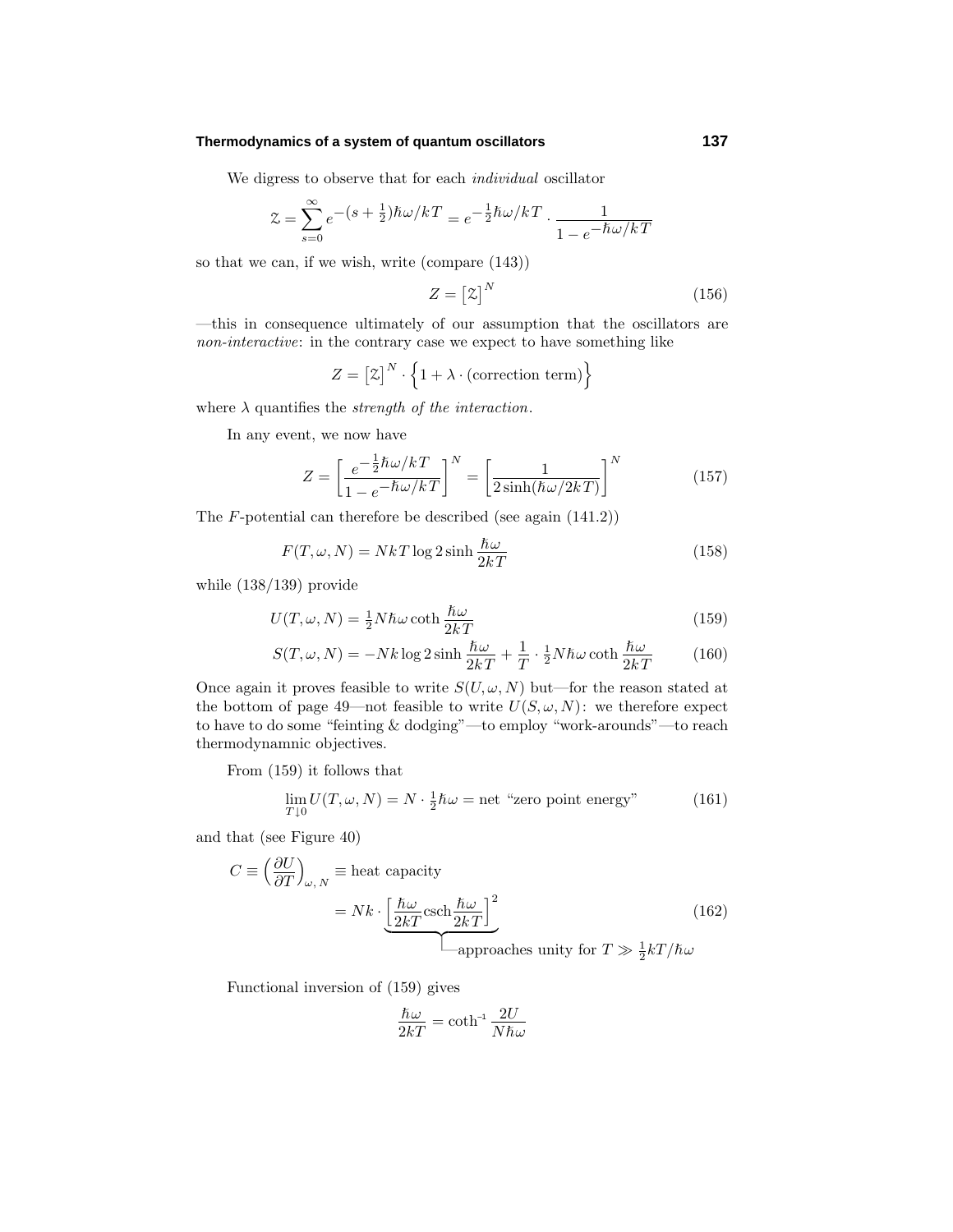We digress to observe that for each *individual* oscillator

$$\mathcal{Z} = \sum_{s=0}^{\infty} e^{-(s+\frac{1}{2})\hbar\omega/kT} = e^{-\frac{1}{2}\hbar\omega/kT} \cdot \frac{1}{1 - e^{-\hbar\omega/kT}}$$

so that we can, if we wish, write (compare (143))

$$Z = \big[\mathcal{Z}\big]^N \tag{156}$$

—this in consequence ultimately of our assumption that the oscillators are *non-interactive*: in the contrary case we expect to have something like

$$Z = \big[\mathcal{Z}\big]^N \cdot \Big\{1 + \lambda \cdot (\text{correction term})\Big\}$$

where $\lambda$ quantifies the *strength of the interaction*.

In any event, we now have

$$Z = \left[\frac{e^{-\frac{1}{2}\hbar\omega/kT}}{1 - e^{-\hbar\omega/kT}}\right]^N = \left[\frac{1}{2\sinh(\hbar\omega/2kT)}\right]^N \tag{157}$$

The $F$-potential can therefore be described (see again (141.2))

$$F(T,\omega,N) = NkT \log 2\sinh\frac{\hbar\omega}{2kT} \tag{158}$$

while (138/139) provide

$$U(T,\omega,N) = \tfrac{1}{2}N\hbar\omega \coth\frac{\hbar\omega}{2kT} \tag{159}$$

$$S(T,\omega,N) = -Nk\log 2\sinh\frac{\hbar\omega}{2kT} + \frac{1}{T}\cdot\tfrac{1}{2}N\hbar\omega\coth\frac{\hbar\omega}{2kT} \tag{160}$$

Once again it proves feasible to write $S(U,\omega,N)$ but—for the reason stated at the bottom of page 49—not feasible to write $U(S,\omega,N)$: we therefore expect to have to do some "feinting & dodging"—to employ "work-arounds"—to reach thermodynamnic objectives.

From (159) it follows that

$$\lim_{T\downarrow 0} U(T,\omega,N) = N\cdot\tfrac{1}{2}\hbar\omega = \text{net "zero point energy"} \tag{161}$$

and that (see Figure 40)

$$C \equiv \left(\frac{\partial U}{\partial T}\right)_{\omega,\,N} \equiv \text{heat capacity}$$

$$= Nk\cdot \underbrace{\left[\frac{\hbar\omega}{2kT}\text{csch}\frac{\hbar\omega}{2kT}\right]^2}_{\text{approaches unity for } T \gg \frac{1}{2}kT/\hbar\omega} \tag{162}$$

Functional inversion of (159) gives

$$\frac{\hbar\omega}{2kT} = \coth^{-1}\frac{2U}{N\hbar\omega}$$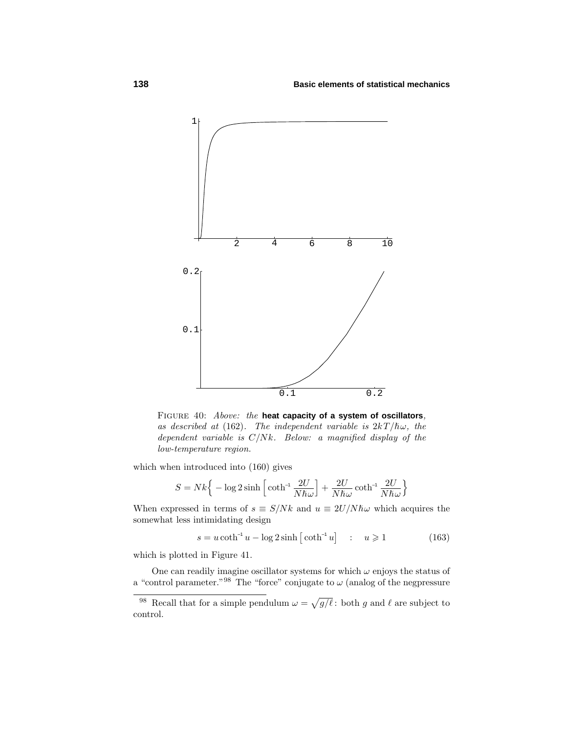FIGURE 40: *Above: the* **heat capacity of a system of oscillators**, *as described at* (162). *The independent variable is* $2kT/\hbar\omega$, *the dependent variable is* $C/Nk$. *Below: a magnified display of the low-temperature region.*

which when introduced into (160) gives

$$S = Nk\Big\{ -\log 2\sinh\Big[\coth^{-1}\frac{2U}{N\hbar\omega}\Big] + \frac{2U}{N\hbar\omega}\coth^{-1}\frac{2U}{N\hbar\omega}\Big\}$$

When expressed in terms of $s \equiv S/Nk$ and $u \equiv 2U/N\hbar\omega$ which acquires the somewhat less intimidating design

$$s = u\coth^{-1}u - \log 2\sinh\big[\coth^{-1}u\big] \quad : \quad u \geqslant 1 \tag{163}$$

which is plotted in Figure 41.

One can readily imagine oscillator systems for which $\omega$ enjoys the status of a "control parameter."[98] The "force" conjugate to $\omega$ (analog of the negpressure

---

[98] Recall that for a simple pendulum $\omega = \sqrt{g/\ell}$: both $g$ and $\ell$ are subject to control.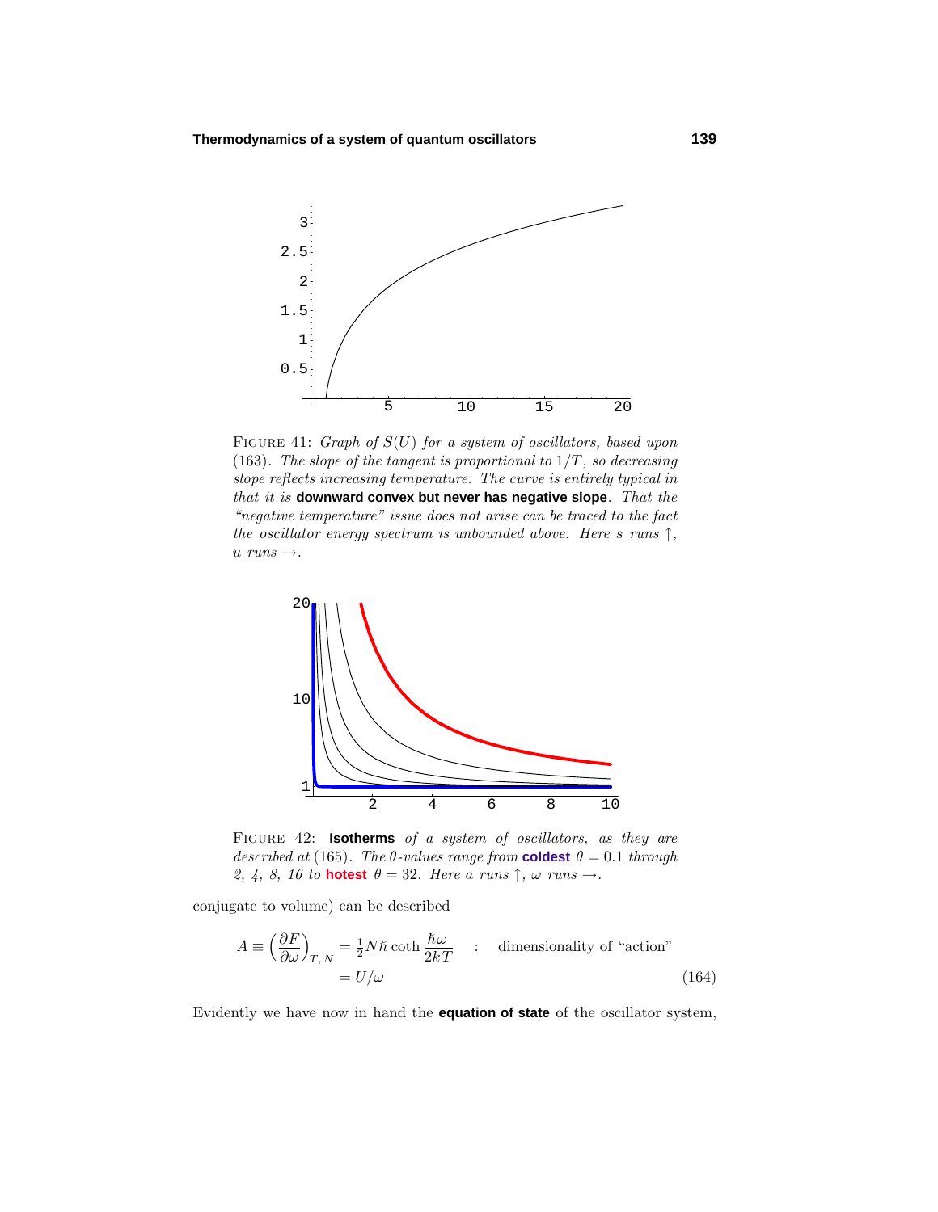FIGURE 41: *Graph of $S(U)$ for a system of oscillators, based upon* (163). *The slope of the tangent is proportional to $1/T$, so decreasing slope reflects increasing temperature. The curve is entirely typical in that it is* **downward convex but never has negative slope**. *That the "negative temperature" issue does not arise can be traced to the fact the* <u>*oscillator energy spectrum is unbounded above*</u>. *Here $s$ runs $\uparrow$, $u$ runs $\rightarrow$.*

FIGURE 42: **Isotherms** *of a system of oscillators, as they are described at* (165). *The $\theta$-values range from* **coldest** $\theta = 0.1$ *through 2, 4, 8, 16 to* **hotest** $\theta = 32$. *Here $a$ runs $\uparrow$, $\omega$ runs $\rightarrow$.*

conjugate to volume) can be described

$$A \equiv \left(\frac{\partial F}{\partial \omega}\right)_{T,\,N} = \tfrac{1}{2}N\hbar \coth\frac{\hbar\omega}{2kT} \quad : \quad \text{dimensionality of "action"}$$
$$= U/\omega \tag{164}$$

Evidently we have now in hand the **equation of state** of the oscillator system,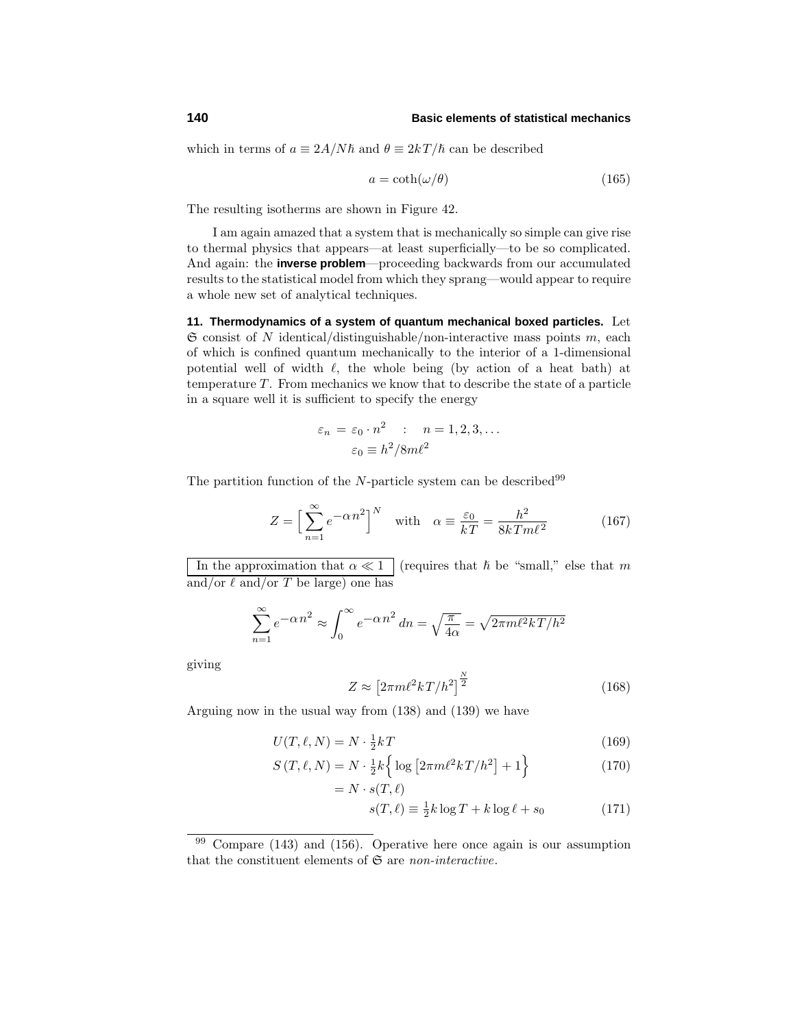which in terms of $a \equiv 2A/N\hbar$ and $\theta \equiv 2kT/\hbar$ can be described

$$a = \coth(\omega/\theta) \tag{165}$$

The resulting isotherms are shown in Figure 42.

I am again amazed that a system that is mechanically so simple can give rise to thermal physics that appears—at least superficially—to be so complicated. And again: the **inverse problem**—proceeding backwards from our accumulated results to the statistical model from which they sprang—would appear to require a whole new set of analytical techniques.

**11. Thermodynamics of a system of quantum mechanical boxed particles.** Let $\mathfrak{S}$ consist of $N$ identical/distinguishable/non-interactive mass points $m$, each of which is confined quantum mechanically to the interior of a 1-dimensional potential well of width $\ell$, the whole being (by action of a heat bath) at temperature $T$. From mechanics we know that to describe the state of a particle in a square well it is sufficient to specify the energy

$$\begin{aligned} \varepsilon_n &= \varepsilon_0 \cdot n^2 \quad : \quad n = 1, 2, 3, \ldots \\ \varepsilon_0 &\equiv h^2/8m\ell^2 \end{aligned}$$

The partition function of the $N$-particle system can be described[99]

$$Z = \Big[\sum_{n=1}^{\infty} e^{-\alpha n^2}\Big]^N \quad \text{with} \quad \alpha \equiv \frac{\varepsilon_0}{kT} = \frac{h^2}{8kTm\ell^2} \tag{167}$$

$\boxed{\text{In the approximation that } \alpha \ll 1}$ (requires that $\hbar$ be "small," else that $m$ and/or $\ell$ and/or $T$ be large) one has

$$\sum_{n=1}^{\infty} e^{-\alpha n^2} \approx \int_0^{\infty} e^{-\alpha n^2}\, dn = \sqrt{\frac{\pi}{4\alpha}} = \sqrt{2\pi m\ell^2 kT/h^2}$$

giving

$$Z \approx \big[2\pi m\ell^2 kT/h^2\big]^{\frac{N}{2}} \tag{168}$$

Arguing now in the usual way from (138) and (139) we have

$$U(T, \ell, N) = N \cdot \tfrac{1}{2}kT \tag{169}$$

$$S(T, \ell, N) = N \cdot \tfrac{1}{2}k\Big\{\log\big[2\pi m\ell^2 kT/h^2\big] + 1\Big\} \tag{170}$$

$$= N \cdot s(T, \ell)$$

$$s(T, \ell) \equiv \tfrac{1}{2}k \log T + k \log \ell + s_0 \tag{171}$$

---

[99] Compare (143) and (156). Operative here once again is our assumption that the constituent elements of $\mathfrak{S}$ are *non-interactive*.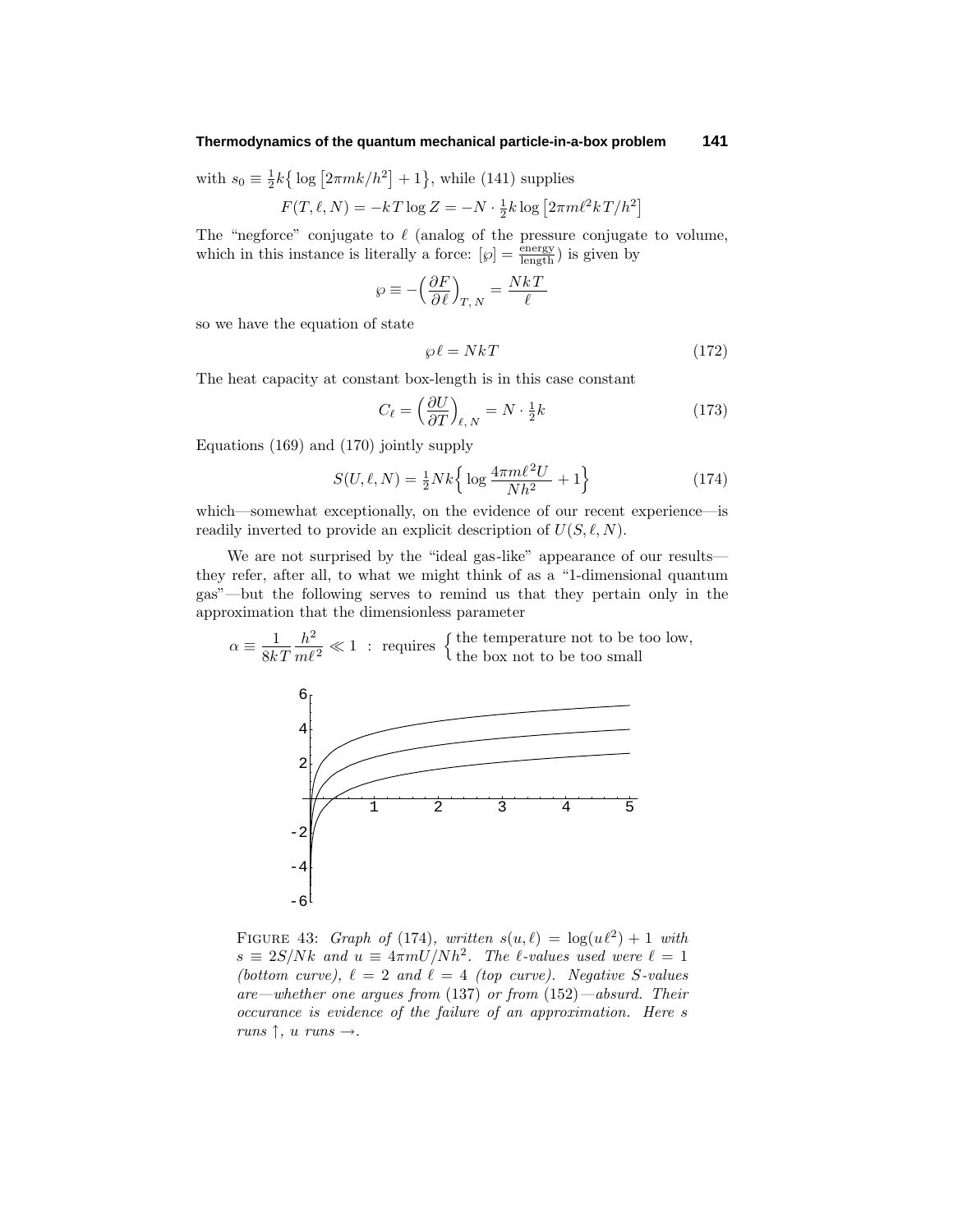with $s_0 \equiv \frac{1}{2}k\big\{\log\big[2\pi mk/h^2\big]+1\big\}$, while (141) supplies

$$F(T,\ell,N) = -kT\log Z = -N\cdot\tfrac{1}{2}k\log\big[2\pi m\ell^2 kT/h^2\big]$$

The "negforce" conjugate to $\ell$ (analog of the pressure conjugate to volume, which in this instance is literally a force: $[\wp] = \frac{\text{energy}}{\text{length}}$) is given by

$$\wp \equiv -\Big(\frac{\partial F}{\partial \ell}\Big)_{T,\,N} = \frac{NkT}{\ell}$$

so we have the equation of state

$$\wp\ell = NkT \tag{172}$$

The heat capacity at constant box-length is in this case constant

$$C_\ell = \Big(\frac{\partial U}{\partial T}\Big)_{\ell,\,N} = N\cdot\tfrac{1}{2}k \tag{173}$$

Equations (169) and (170) jointly supply

$$S(U,\ell,N) = \tfrac{1}{2}Nk\Big\{\log\frac{4\pi m\ell^2 U}{Nh^2}+1\Big\} \tag{174}$$

which—somewhat exceptionally, on the evidence of our recent experience—is readily inverted to provide an explicit description of $U(S,\ell,N)$.

We are not surprised by the "ideal gas-like" appearance of our results—they refer, after all, to what we might think of as a "1-dimensional quantum gas"—but the following serves to remind us that they pertain only in the approximation that the dimensionless parameter

$$\alpha \equiv \frac{1}{8kT}\frac{h^2}{m\ell^2} \ll 1 \;:\; \text{requires}\begin{cases}\text{the temperature not to be too low,}\\ \text{the box not to be too small}\end{cases}$$

FIGURE 43: *Graph of* (174), *written* $s(u,\ell) = \log(u\ell^2)+1$ *with* $s \equiv 2S/Nk$ *and* $u \equiv 4\pi mU/Nh^2$. *The* $\ell$*-values used were* $\ell = 1$ *(bottom curve),* $\ell = 2$ *and* $\ell = 4$ *(top curve). Negative* $S$*-values are—whether one argues from* (137) *or from* (152)*—absurd. Their occurance is evidence of the failure of an approximation. Here* $s$ *runs* $\uparrow$*,* $u$ *runs* $\rightarrow$.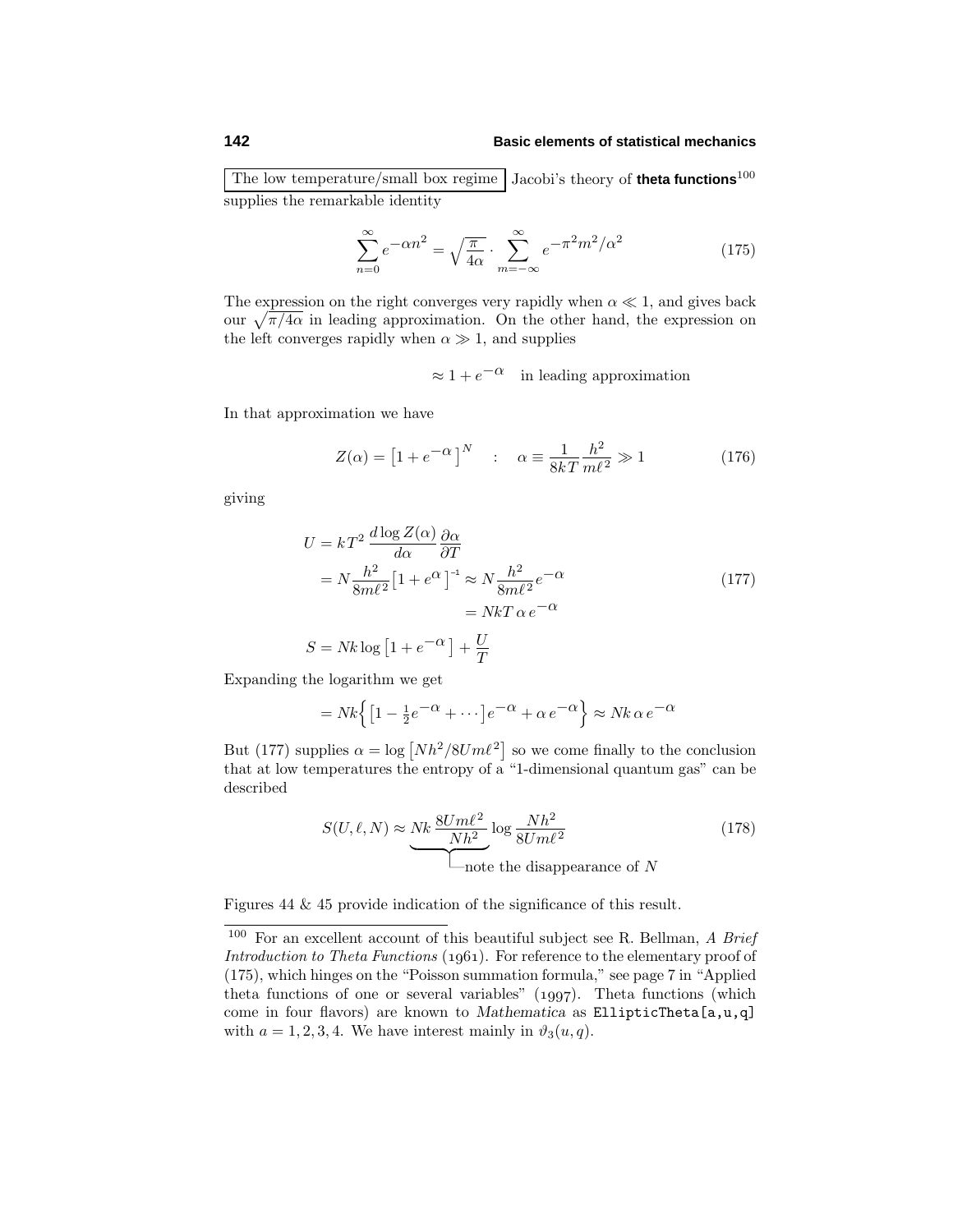The low temperature/small box regime Jacobi's theory of **theta functions**[100] supplies the remarkable identity

$$\sum_{n=0}^{\infty} e^{-\alpha n^2} = \sqrt{\frac{\pi}{4\alpha}} \cdot \sum_{m=-\infty}^{\infty} e^{-\pi^2 m^2/\alpha^2} \tag{175}$$

The expression on the right converges very rapidly when $\alpha \ll 1$, and gives back our $\sqrt{\pi/4\alpha}$ in leading approximation. On the other hand, the expression on the left converges rapidly when $\alpha \gg 1$, and supplies

$$\approx 1 + e^{-\alpha} \quad \text{in leading approximation}$$

In that approximation we have

$$Z(\alpha) = \big[1 + e^{-\alpha}\big]^N \quad : \quad \alpha \equiv \frac{1}{8kT}\frac{h^2}{m\ell^2} \gg 1 \tag{176}$$

giving

$$\begin{aligned}
U &= kT^2 \,\frac{d\log Z(\alpha)}{d\alpha}\frac{\partial \alpha}{\partial T} \\
&= N\frac{h^2}{8m\ell^2}\big[1 + e^{\alpha}\big]^{-1} \approx N\frac{h^2}{8m\ell^2}e^{-\alpha} \\
&\qquad\qquad\qquad\qquad\quad = NkT\,\alpha\, e^{-\alpha} \\
S &= Nk\log\big[1 + e^{-\alpha}\big] + \frac{U}{T}
\end{aligned} \tag{177}$$

Expanding the logarithm we get

$$= Nk\Big\{\big[1 - \tfrac{1}{2}e^{-\alpha} + \cdots\big]e^{-\alpha} + \alpha\, e^{-\alpha}\Big\} \approx Nk\,\alpha\, e^{-\alpha}$$

But (177) supplies $\alpha = \log\big[Nh^2/8Um\ell^2\big]$ so we come finally to the conclusion that at low temperatures the entropy of a "1-dimensional quantum gas" can be described

$$S(U,\ell,N) \approx \underbrace{Nk\,\frac{8Um\ell^2}{Nh^2}}_{\text{note the disappearance of } N}\log\frac{Nh^2}{8Um\ell^2} \tag{178}$$

Figures 44 & 45 provide indication of the significance of this result.

---

[100] For an excellent account of this beautiful subject see R. Bellman, *A Brief Introduction to Theta Functions* (1961). For reference to the elementary proof of (175), which hinges on the "Poisson summation formula," see page 7 in "Applied theta functions of one or several variables" (1997). Theta functions (which come in four flavors) are known to *Mathematica* as `EllipticTheta[a,u,q]` with $a = 1, 2, 3, 4$. We have interest mainly in $\vartheta_3(u,q)$.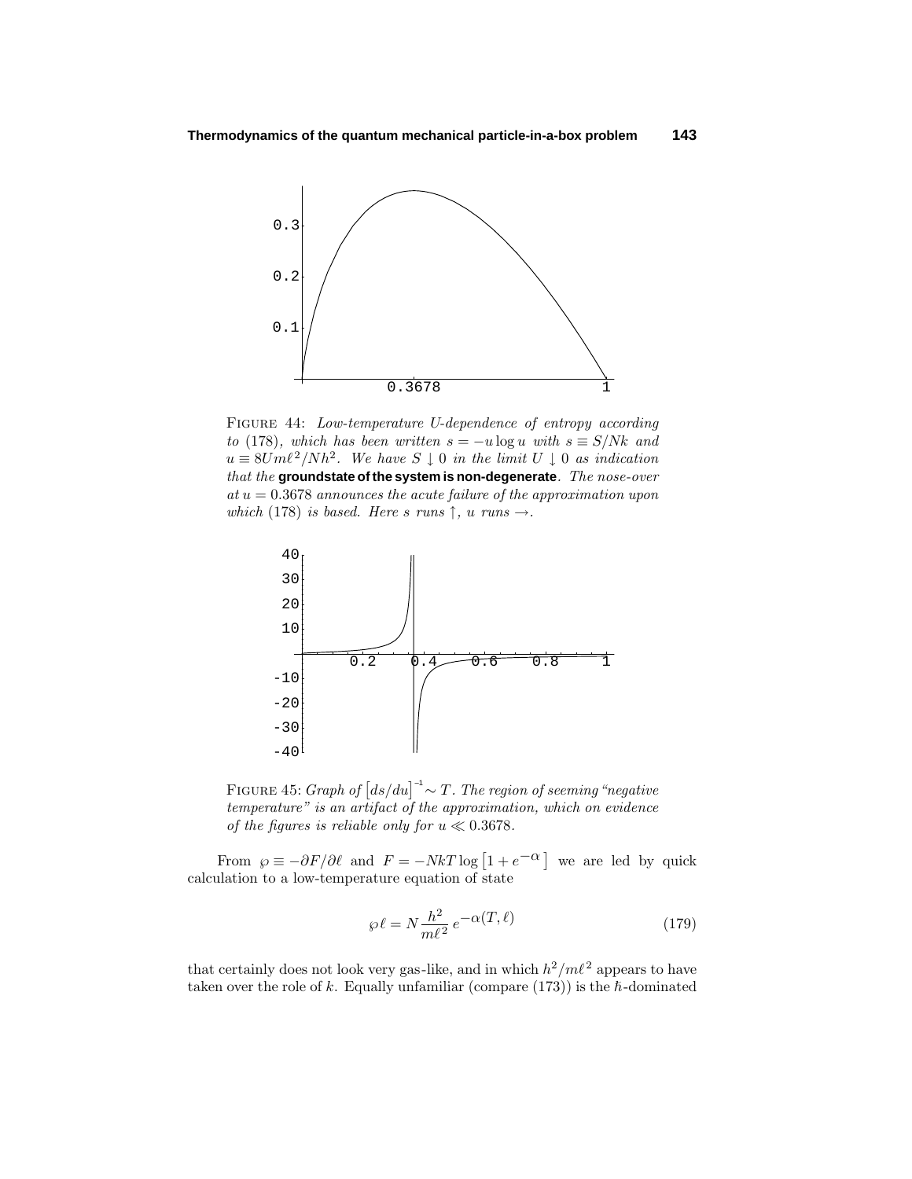FIGURE 44: *Low-temperature U-dependence of entropy according to* (178)*, which has been written* $s = -u \log u$ *with* $s \equiv S/Nk$ *and* $u \equiv 8Um\ell^2/Nh^2$*. We have* $S \downarrow 0$ *in the limit* $U \downarrow 0$ *as indication that the* **groundstate of the system is non-degenerate**. *The nose-over at* $u = 0.3678$ *announces the acute failure of the approximation upon which* (178) *is based. Here* $s$ *runs* $\uparrow$, $u$ *runs* $\rightarrow$.

FIGURE 45: *Graph of* $\big[ds/du\big]^{-1} \sim T$. *The region of seeming "negative temperature" is an artifact of the approximation, which on evidence of the figures is reliable only for* $u \ll 0.3678$.

From $\wp \equiv -\partial F/\partial \ell$ and $F = -NkT \log\left[1 + e^{-\alpha}\right]$ we are led by quick calculation to a low-temperature equation of state

$$\wp\,\ell = N\frac{h^2}{m\ell^2}\,e^{-\alpha(T,\,\ell)} \tag{179}$$

that certainly does not look very gas-like, and in which $h^2/m\ell^2$ appears to have taken over the role of $k$. Equally unfamiliar (compare (173)) is the $\hbar$-dominated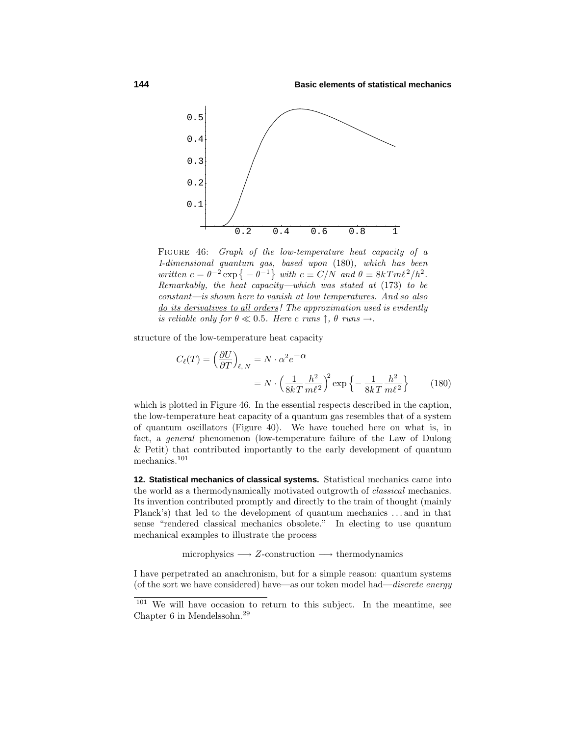FIGURE 46: *Graph of the low-temperature heat capacity of a 1-dimensional quantum gas, based upon* (180)*, which has been written* $c = \theta^{-2}\exp\{-\theta^{-1}\}$ *with* $c \equiv C/N$ *and* $\theta \equiv 8kTm\ell^2/h^2$. *Remarkably, the heat capacity—which was stated at* (173) *to be constant—is shown here to* vanish at low temperatures*. And* so also do its derivatives to all orders*! The approximation used is evidently is reliable only for* $\theta \ll 0.5$. *Here* $c$ *runs* $\uparrow$, $\theta$ *runs* $\rightarrow$.

structure of the low-temperature heat capacity

$$
\begin{aligned}
C_\ell(T) = \Big(\frac{\partial U}{\partial T}\Big)_{\ell,\,N} &= N\cdot \alpha^2 e^{-\alpha}\\
&= N\cdot\Big(\frac{1}{8kT}\frac{h^2}{m\ell^2}\Big)^2\exp\Big\{-\frac{1}{8kT}\frac{h^2}{m\ell^2}\Big\} \qquad (180)
\end{aligned}
$$

which is plotted in Figure 46. In the essential respects described in the caption, the low-temperature heat capacity of a quantum gas resembles that of a system of quantum oscillators (Figure 40). We have touched here on what is, in fact, a *general* phenomenon (low-temperature failure of the Law of Dulong & Petit) that contributed importantly to the early development of quantum mechanics.[101]

**12. Statistical mechanics of classical systems.** Statistical mechanics came into the world as a thermodynamically motivated outgrowth of *classical* mechanics. Its invention contributed promptly and directly to the train of thought (mainly Planck's) that led to the development of quantum mechanics ... and in that sense "rendered classical mechanics obsolete." In electing to use quantum mechanical examples to illustrate the process

$$\text{microphysics} \longrightarrow Z\text{-construction} \longrightarrow \text{thermodynamics}$$

I have perpetrated an anachronism, but for a simple reason: quantum systems (of the sort we have considered) have—as our token model had—*discrete energy*

[101] We will have occasion to return to this subject. In the meantime, see Chapter 6 in Mendelssohn.[29]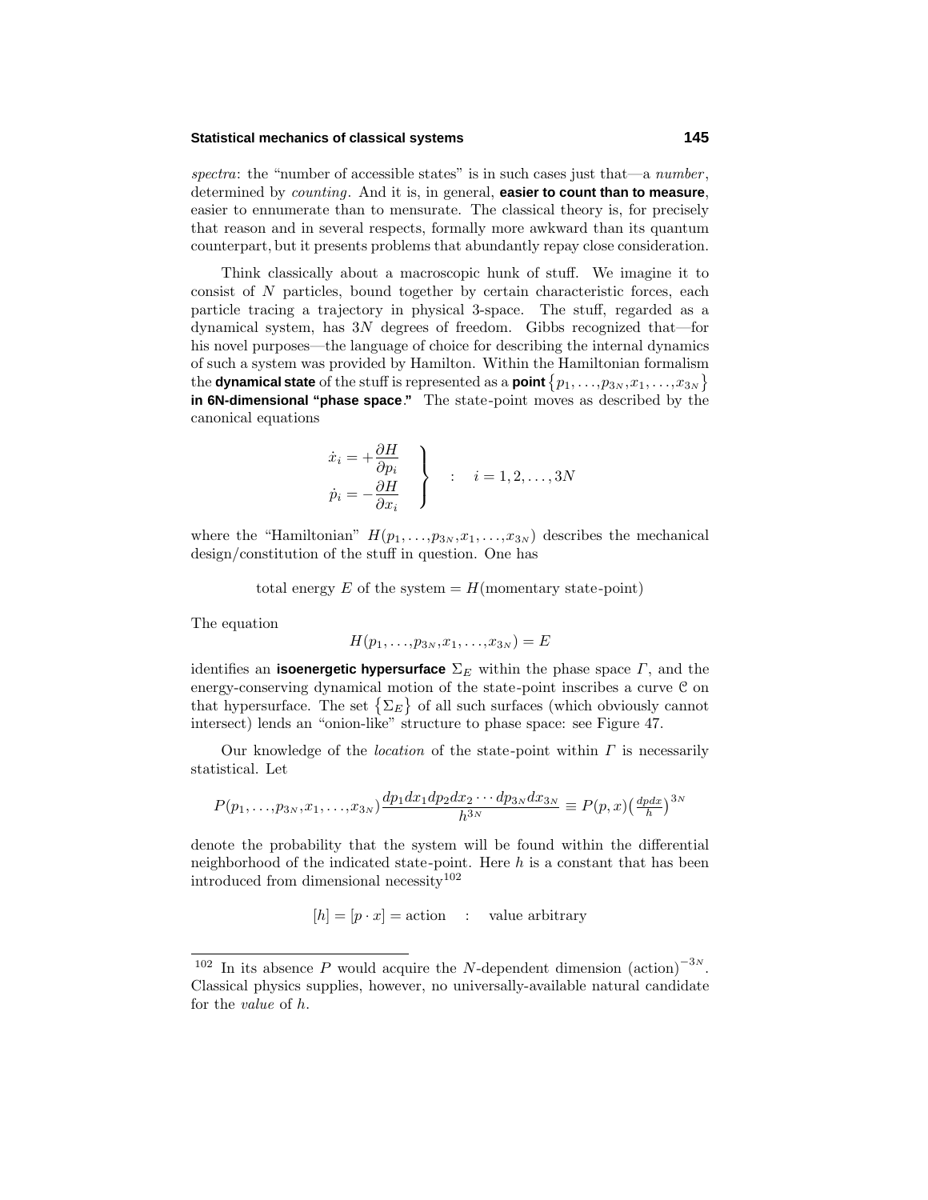*spectra*: the "number of accessible states" is in such cases just that—a *number*, determined by *counting*. And it is, in general, **easier to count than to measure**, easier to ennumerate than to mensurate. The classical theory is, for precisely that reason and in several respects, formally more awkward than its quantum counterpart, but it presents problems that abundantly repay close consideration.

Think classically about a macroscopic hunk of stuff. We imagine it to consist of $N$ particles, bound together by certain characteristic forces, each particle tracing a trajectory in physical 3-space. The stuff, regarded as a dynamical system, has $3N$ degrees of freedom. Gibbs recognized that—for his novel purposes—the language of choice for describing the internal dynamics of such a system was provided by Hamilton. Within the Hamiltonian formalism the **dynamical state** of the stuff is represented as a **point** $\{p_1,\ldots,p_{3N},x_1,\ldots,x_{3N}\}$ **in 6N-dimensional "phase space."** The state-point moves as described by the canonical equations

$$\left.\begin{aligned} \dot{x}_i &= +\frac{\partial H}{\partial p_i} \\ \dot{p}_i &= -\frac{\partial H}{\partial x_i} \end{aligned}\right\} \quad : \quad i = 1, 2, \ldots, 3N$$

where the "Hamiltonian" $H(p_1,\ldots,p_{3N},x_1,\ldots,x_{3N})$ describes the mechanical design/constitution of the stuff in question. One has

$$\text{total energy } E \text{ of the system} = H(\text{momentary state-point})$$

The equation

$$H(p_1,\ldots,p_{3N},x_1,\ldots,x_{3N}) = E$$

identifies an **isoenergetic hypersurface** $\Sigma_E$ within the phase space $\Gamma$, and the energy-conserving dynamical motion of the state-point inscribes a curve $\mathcal{C}$ on that hypersurface. The set $\{\Sigma_E\}$ of all such surfaces (which obviously cannot intersect) lends an "onion-like" structure to phase space: see Figure 47.

Our knowledge of the *location* of the state-point within $\Gamma$ is necessarily statistical. Let

$$P(p_1,\ldots,p_{3N},x_1,\ldots,x_{3N})\frac{dp_1dx_1dp_2dx_2\cdots dp_{3N}dx_{3N}}{h^{3N}} \equiv P(p,x)\left(\tfrac{dpdx}{h}\right)^{3N}$$

denote the probability that the system will be found within the differential neighborhood of the indicated state-point. Here $h$ is a constant that has been introduced from dimensional necessity[102]

$$[h] = [p \cdot x] = \text{action} \quad : \quad \text{value arbitrary}$$

[102] In its absence $P$ would acquire the $N$-dependent dimension $(\text{action})^{-3N}$. Classical physics supplies, however, no universally-available natural candidate for the *value* of $h$.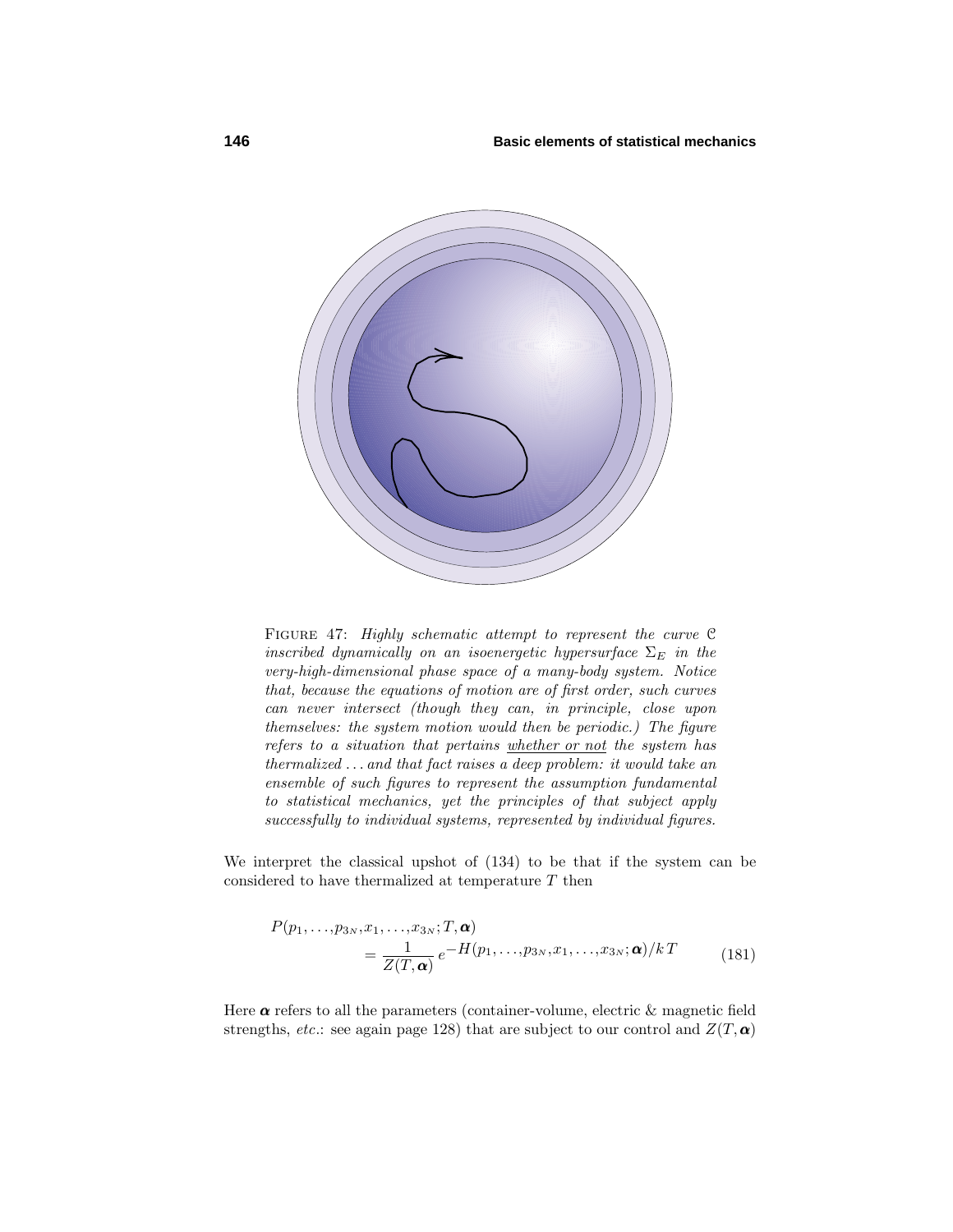FIGURE 47: *Highly schematic attempt to represent the curve $\mathcal{C}$ inscribed dynamically on an isoenergetic hypersurface $\Sigma_E$ in the very-high-dimensional phase space of a many-body system. Notice that, because the equations of motion are of first order, such curves can never intersect (though they can, in principle, close upon themselves: the system motion would then be periodic.) The figure refers to a situation that pertains whether or not the system has thermalized ... and that fact raises a deep problem: it would take an ensemble of such figures to represent the assumption fundamental to statistical mechanics, yet the principles of that subject apply successfully to individual systems, represented by individual figures.*

We interpret the classical upshot of (134) to be that if the system can be considered to have thermalized at temperature $T$ then

$$
\begin{aligned}
P(p_1,\ldots,p_{3N},x_1,\ldots,x_{3N};T,\boldsymbol{\alpha})& \\
&= \frac{1}{Z(T,\boldsymbol{\alpha})}\,e^{-H(p_1,\ldots,p_{3N},x_1,\ldots,x_{3N};\boldsymbol{\alpha})/kT} \qquad (181)
\end{aligned}
$$

Here $\boldsymbol{\alpha}$ refers to all the parameters (container-volume, electric & magnetic field strengths, *etc*.: see again page 128) that are subject to our control and $Z(T,\boldsymbol{\alpha})$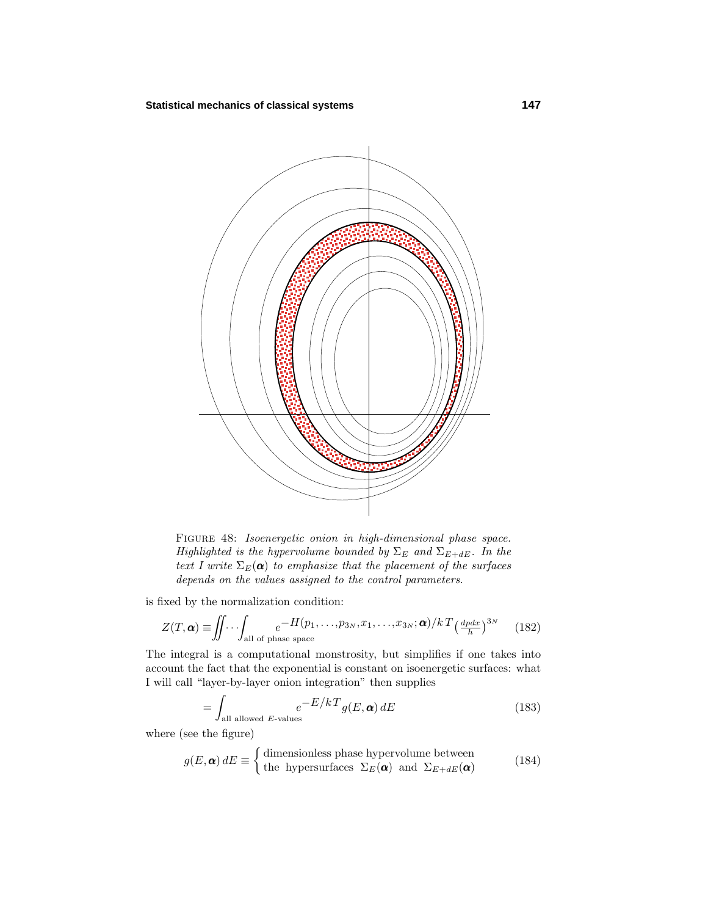FIGURE 48: *Isoenergetic onion in high-dimensional phase space. Highlighted is the hypervolume bounded by $\Sigma_E$ and $\Sigma_{E+dE}$. In the text I write $\Sigma_E(\boldsymbol{\alpha})$ to emphasize that the placement of the surfaces depends on the values assigned to the control parameters.*

is fixed by the normalization condition:

$$Z(T,\boldsymbol{\alpha}) \equiv \iint\!\cdots\!\int_{\text{all of phase space}} e^{-H(p_1,\ldots,p_{3N},x_1,\ldots,x_{3N};\boldsymbol{\alpha})/kT} \left(\tfrac{dpdx}{h}\right)^{3N} \tag{182}$$

The integral is a computational monstrosity, but simplifies if one takes into account the fact that the exponential is constant on isoenergetic surfaces: what I will call "layer-by-layer onion integration" then supplies

$$= \int_{\text{all allowed } E\text{-values}} e^{-E/kT} g(E,\boldsymbol{\alpha})\,dE \tag{183}$$

where (see the figure)

$$g(E,\boldsymbol{\alpha})\,dE \equiv \begin{cases} \text{dimensionless phase hypervolume between} \\ \text{the hypersurfaces } \Sigma_E(\boldsymbol{\alpha}) \text{ and } \Sigma_{E+dE}(\boldsymbol{\alpha}) \end{cases} \tag{184}$$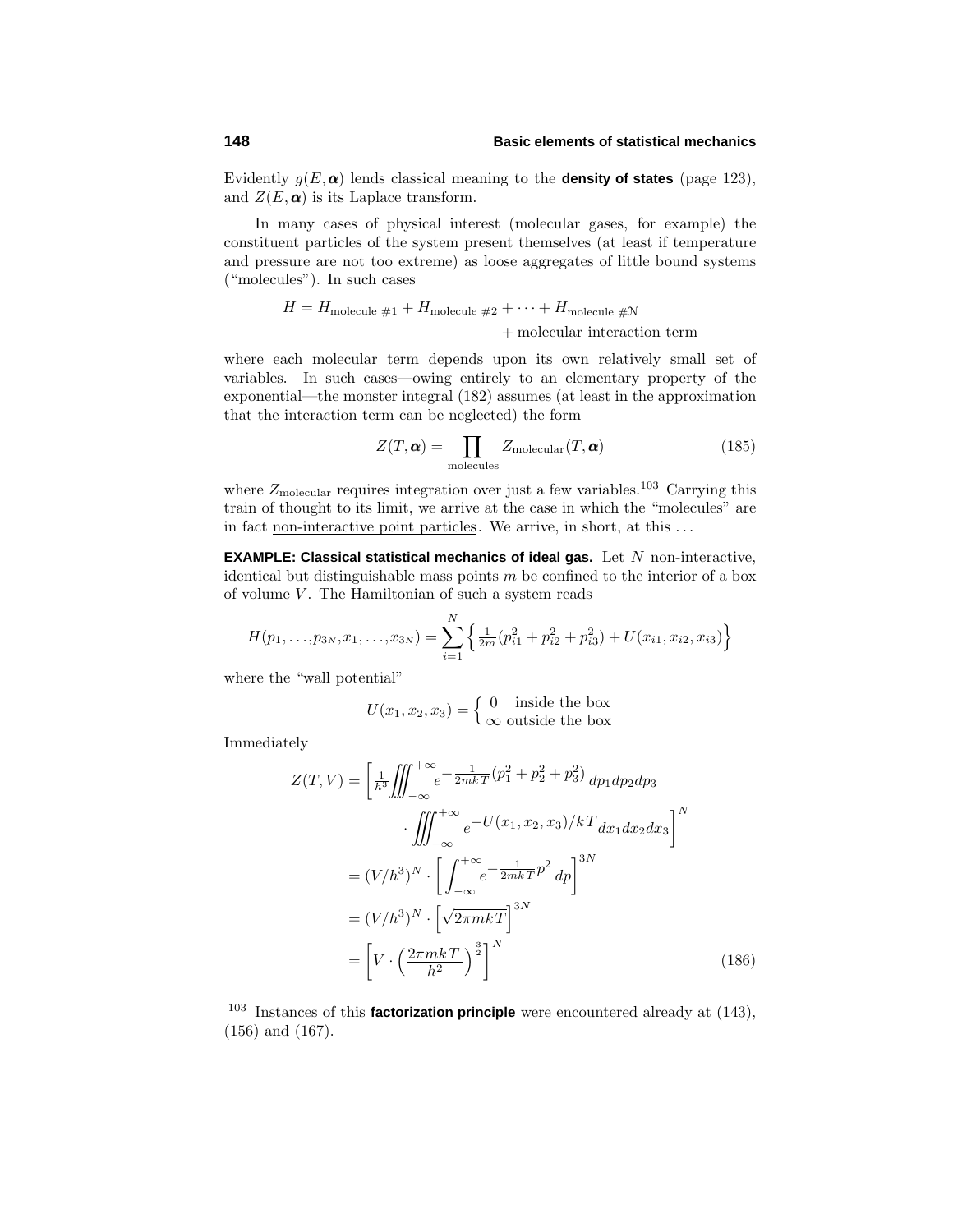Evidently $g(E, \boldsymbol{\alpha})$ lends classical meaning to the **density of states** (page 123), and $Z(E, \boldsymbol{\alpha})$ is its Laplace transform.

In many cases of physical interest (molecular gases, for example) the constituent particles of the system present themselves (at least if temperature and pressure are not too extreme) as loose aggregates of little bound systems ("molecules"). In such cases

$$H = H_{\text{molecule } \#1} + H_{\text{molecule } \#2} + \cdots + H_{\text{molecule } \#\mathcal{N}} + \text{molecular interaction term}$$

where each molecular term depends upon its own relatively small set of variables. In such cases—owing entirely to an elementary property of the exponential—the monster integral (182) assumes (at least in the approximation that the interaction term can be neglected) the form

$$Z(T, \boldsymbol{\alpha}) = \prod_{\text{molecules}} Z_{\text{molecular}}(T, \boldsymbol{\alpha}) \tag{185}$$

where $Z_{\text{molecular}}$ requires integration over just a few variables.[103] Carrying this train of thought to its limit, we arrive at the case in which the "molecules" are in fact <u>non-interactive point particles</u>. We arrive, in short, at this ...

**EXAMPLE: Classical statistical mechanics of ideal gas.** Let $N$ non-interactive, identical but distinguishable mass points $m$ be confined to the interior of a box of volume $V$. The Hamiltonian of such a system reads

$$H(p_1, \ldots, p_{3N}, x_1, \ldots, x_{3N}) = \sum_{i=1}^{N} \left\{ \tfrac{1}{2m}(p_{i1}^2 + p_{i2}^2 + p_{i3}^2) + U(x_{i1}, x_{i2}, x_{i3}) \right\}$$

where the "wall potential"

$$U(x_1, x_2, x_3) = \begin{cases} 0 & \text{inside the box} \\ \infty & \text{outside the box} \end{cases}$$

Immediately

$$\begin{aligned}
Z(T, V) &= \left[ \tfrac{1}{h^3} \iiint_{-\infty}^{+\infty} e^{-\frac{1}{2mkT}(p_1^2 + p_2^2 + p_3^2)} \, dp_1 dp_2 dp_3 \right. \\
&\qquad \left. \cdot \iiint_{-\infty}^{+\infty} e^{-U(x_1, x_2, x_3)/kT} dx_1 dx_2 dx_3 \right]^N \\
&= (V/h^3)^N \cdot \left[ \int_{-\infty}^{+\infty} e^{-\frac{1}{2mkT} p^2} \, dp \right]^{3N} \\
&= (V/h^3)^N \cdot \left[ \sqrt{2\pi m k T} \right]^{3N} \\
&= \left[ V \cdot \left( \frac{2\pi m k T}{h^2} \right)^{\frac{3}{2}} \right]^N
\end{aligned} \tag{186}$$

---

[103] Instances of this **factorization principle** were encountered already at (143), (156) and (167).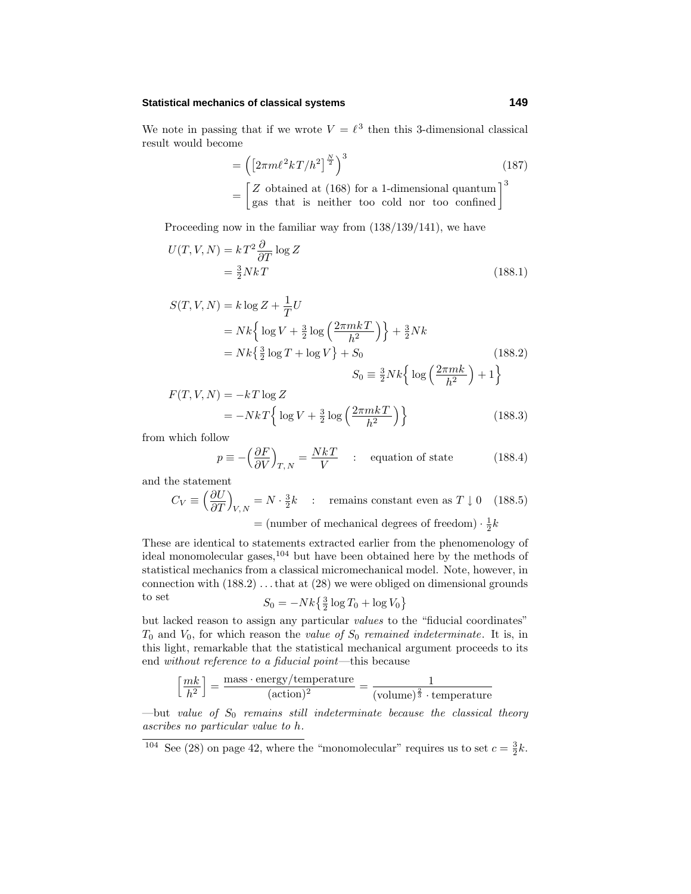We note in passing that if we wrote $V = \ell^3$ then this 3-dimensional classical result would become

$$= \Big(\big[2\pi m\ell^2 kT/h^2\big]^{\frac{N}{2}}\Big)^3 \tag{187}$$

$$= \begin{bmatrix} Z \text{ obtained at (168) for a 1-dimensional quantum} \\ \text{gas that is neither too cold nor too confined} \end{bmatrix}^3$$

Proceeding now in the familiar way from (138/139/141), we have

$$\begin{aligned} U(T,V,N) &= kT^2 \frac{\partial}{\partial T}\log Z \\ &= \tfrac{3}{2}NkT \end{aligned} \tag{188.1}$$

$$\begin{aligned} S(T,V,N) &= k\log Z + \frac{1}{T}U \\ &= Nk\Big\{\log V + \tfrac{3}{2}\log\Big(\frac{2\pi mkT}{h^2}\Big)\Big\} + \tfrac{3}{2}Nk \\ &= Nk\big\{\tfrac{3}{2}\log T + \log V\big\} + S_0 \end{aligned} \tag{188.2}$$

$$S_0 \equiv \tfrac{3}{2}Nk\Big\{\log\Big(\frac{2\pi mk}{h^2}\Big) + 1\Big\}$$

$$\begin{aligned} F(T,V,N) &= -kT\log Z \\ &= -NkT\Big\{\log V + \tfrac{3}{2}\log\Big(\frac{2\pi mkT}{h^2}\Big)\Big\} \end{aligned} \tag{188.3}$$

from which follow

$$p \equiv -\Big(\frac{\partial F}{\partial V}\Big)_{T,\,N} = \frac{NkT}{V} \quad : \quad \text{equation of state} \tag{188.4}$$

and the statement

$$C_V \equiv \Big(\frac{\partial U}{\partial T}\Big)_{V,\,N} = N\cdot\tfrac{3}{2}k \quad : \quad \text{remains constant even as } T\downarrow 0 \tag{188.5}$$

$$= (\text{number of mechanical degrees of freedom})\cdot\tfrac{1}{2}k$$

These are identical to statements extracted earlier from the phenomenology of ideal monomolecular gases,[104] but have been obtained here by the methods of statistical mechanics from a classical micromechanical model. Note, however, in connection with (188.2) ...that at (28) we were obliged on dimensional grounds to set

$$S_0 = -Nk\big\{\tfrac{3}{2}\log T_0 + \log V_0\big\}$$

but lacked reason to assign any particular *values* to the "fiducial coordinates" $T_0$ and $V_0$, for which reason the *value of $S_0$ remained indeterminate*. It is, in this light, remarkable that the statistical mechanical argument proceeds to its end *without reference to a fiducial point*—this because

$$\Big[\frac{mk}{h^2}\Big] = \frac{\text{mass}\cdot\text{energy/temperature}}{(\text{action})^2} = \frac{1}{(\text{volume})^{\frac{2}{3}}\cdot\text{temperature}}$$

—but *value of $S_0$ remains still indeterminate because the classical theory ascribes no particular value to $h$.*

---

[104] See (28) on page 42, where the "monomolecular" requires us to set $c = \frac{3}{2}k$.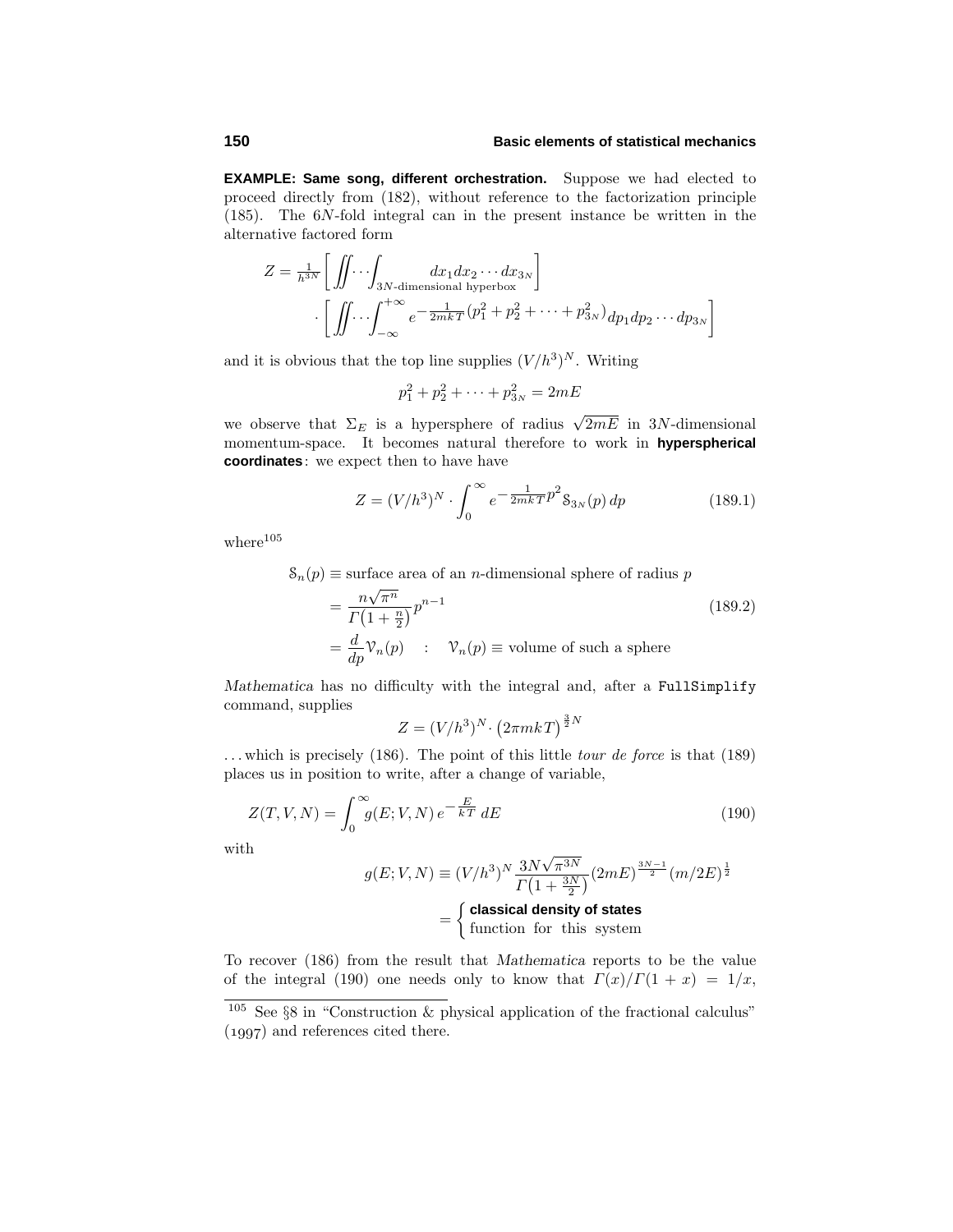**EXAMPLE: Same song, different orchestration.** Suppose we had elected to proceed directly from (182), without reference to the factorization principle (185). The $6N$-fold integral can in the present instance be written in the alternative factored form

$$Z = \tfrac{1}{h^{3N}}\left[\iint\cdots\int_{3N\text{-dimensional hyperbox}} dx_1 dx_2 \cdots dx_{3N}\right]$$
$$\cdot\left[\iint\cdots\int_{-\infty}^{+\infty} e^{-\frac{1}{2mkT}(p_1^2+p_2^2+\cdots+p_{3N}^2)} dp_1 dp_2 \cdots dp_{3N}\right]$$

and it is obvious that the top line supplies $(V/h^3)^N$. Writing

$$p_1^2 + p_2^2 + \cdots + p_{3N}^2 = 2mE$$

we observe that $\Sigma_E$ is a hypersphere of radius $\sqrt{2mE}$ in $3N$-dimensional momentum-space. It becomes natural therefore to work in **hyperspherical coordinates**: we expect then to have have

$$Z = (V/h^3)^N \cdot \int_0^\infty e^{-\frac{1}{2mkT}p^2}\mathcal{S}_{3N}(p)\,dp \tag{189.1}$$

where[105]

$$\begin{aligned}
\mathcal{S}_n(p) &\equiv \text{surface area of an } n\text{-dimensional sphere of radius } p \\
&= \frac{n\sqrt{\pi^n}}{\Gamma\big(1+\frac{n}{2}\big)}p^{n-1} \\
&= \frac{d}{dp}\mathcal{V}_n(p) \quad : \quad \mathcal{V}_n(p) \equiv \text{volume of such a sphere}
\end{aligned} \tag{189.2}$$

*Mathematica* has no difficulty with the integral and, after a `FullSimplify` command, supplies

$$Z = (V/h^3)^N \cdot \big(2\pi mkT\big)^{\frac{3}{2}N}$$

...which is precisely (186). The point of this little *tour de force* is that (189) places us in position to write, after a change of variable,

$$Z(T,V,N) = \int_0^\infty g(E;V,N)\,e^{-\frac{E}{kT}}\,dE \tag{190}$$

with

$$g(E;V,N) \equiv (V/h^3)^N \frac{3N\sqrt{\pi^{3N}}}{\Gamma\big(1+\frac{3N}{2}\big)}(2mE)^{\frac{3N-1}{2}}(m/2E)^{\frac{1}{2}}$$
$$= \begin{cases}\textbf{classical density of states}\\ \text{function for this system}\end{cases}$$

To recover (186) from the result that *Mathematica* reports to be the value of the integral (190) one needs only to know that $\Gamma(x)/\Gamma(1+x) = 1/x$,

---

[105] See §8 in "Construction & physical application of the fractional calculus" (1997) and references cited there.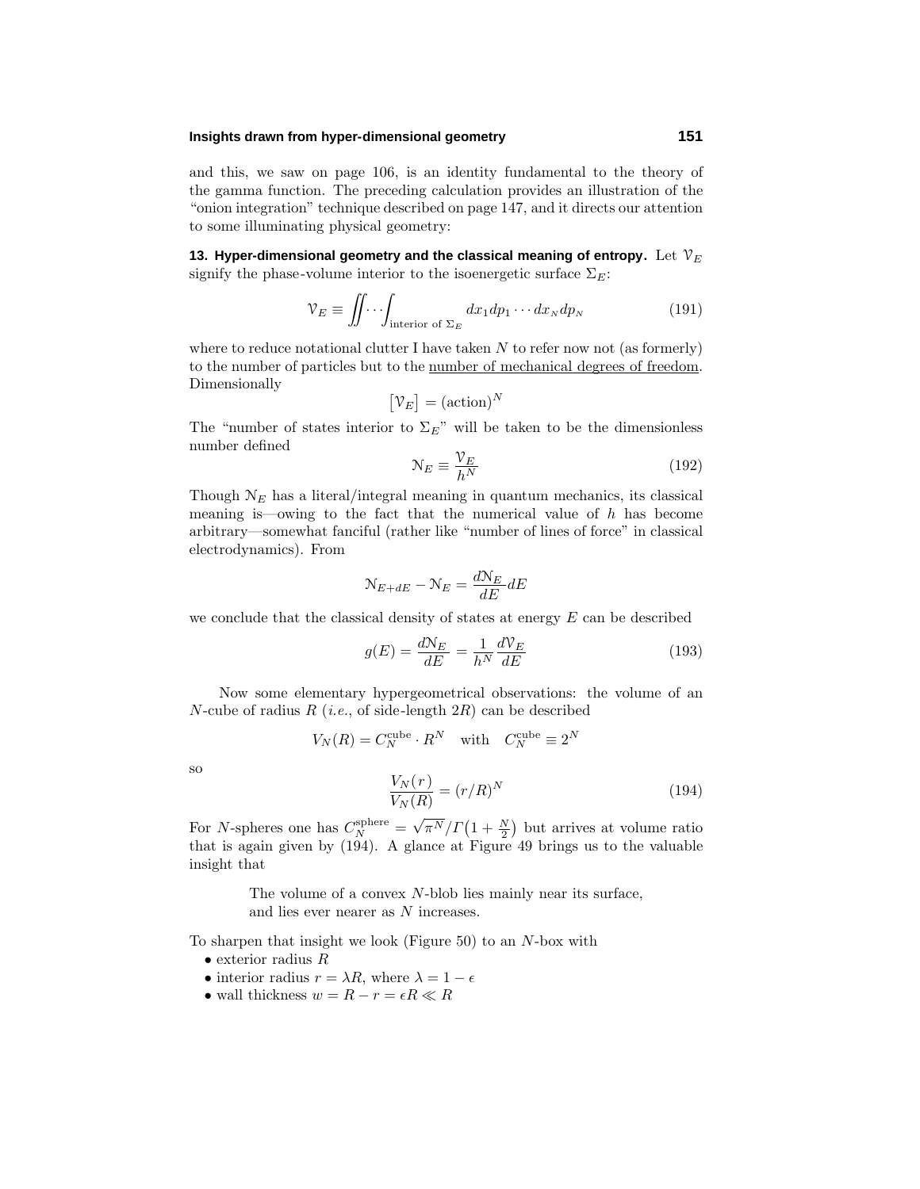and this, we saw on page 106, is an identity fundamental to the theory of the gamma function. The preceding calculation provides an illustration of the "onion integration" technique described on page 147, and it directs our attention to some illuminating physical geometry:

**13. Hyper-dimensional geometry and the classical meaning of entropy.** Let $\mathcal{V}_E$ signify the phase-volume interior to the isoenergetic surface $\Sigma_E$:

$$\mathcal{V}_E \equiv \iint\!\cdots\!\int_{\text{interior of }\Sigma_E} dx_1 dp_1 \cdots dx_N dp_N \tag{191}$$

where to reduce notational clutter I have taken $N$ to refer now not (as formerly) to the number of particles but to the <u>number of mechanical degrees of freedom</u>. Dimensionally

$$\big[\mathcal{V}_E\big] = (\text{action})^N$$

The "number of states interior to $\Sigma_E$" will be taken to be the dimensionless number defined

$$\mathcal{N}_E \equiv \frac{\mathcal{V}_E}{h^N} \tag{192}$$

Though $\mathcal{N}_E$ has a literal/integral meaning in quantum mechanics, its classical meaning is—owing to the fact that the numerical value of $h$ has become arbitrary—somewhat fanciful (rather like "number of lines of force" in classical electrodynamics). From

$$\mathcal{N}_{E+dE} - \mathcal{N}_E = \frac{d\mathcal{N}_E}{dE}dE$$

we conclude that the classical density of states at energy $E$ can be described

$$g(E) = \frac{d\mathcal{N}_E}{dE} = \frac{1}{h^N}\frac{d\mathcal{V}_E}{dE} \tag{193}$$

Now some elementary hypergeometrical observations: the volume of an $N$-cube of radius $R$ (*i.e.*, of side-length $2R$) can be described

$$V_N(R) = C_N^{\text{cube}} \cdot R^N \quad \text{with} \quad C_N^{\text{cube}} \equiv 2^N$$

so

$$\frac{V_N(r)}{V_N(R)} = (r/R)^N \tag{194}$$

For $N$-spheres one has $C_N^{\text{sphere}} = \sqrt{\pi^N}/\Gamma\big(1+\frac{N}{2}\big)$ but arrives at volume ratio that is again given by (194). A glance at Figure 49 brings us to the valuable insight that

> The volume of a convex $N$-blob lies mainly near its surface, and lies ever nearer as $N$ increases.

To sharpen that insight we look (Figure 50) to an $N$-box with

- exterior radius $R$
- interior radius $r = \lambda R$, where $\lambda = 1 - \epsilon$
- wall thickness $w = R - r = \epsilon R \ll R$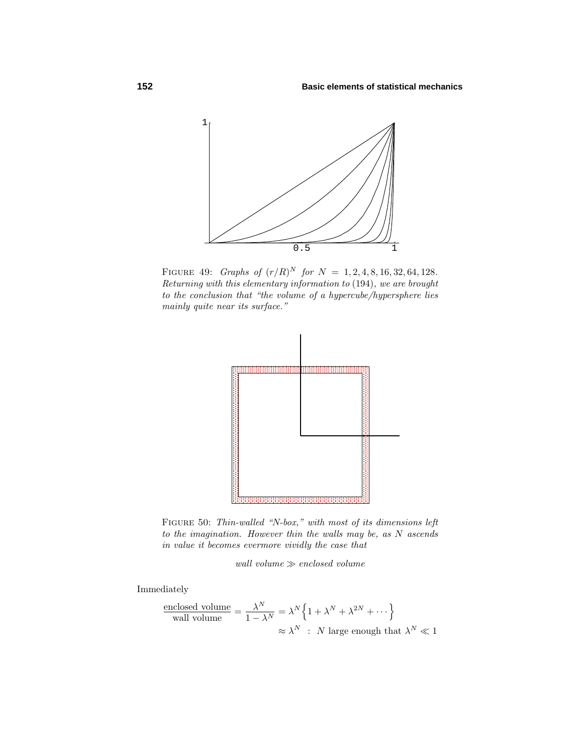FIGURE 49: *Graphs of $(r/R)^N$ for $N = 1, 2, 4, 8, 16, 32, 64, 128$. Returning with this elementary information to* (194)*, we are brought to the conclusion that "the volume of a hypercube/hypersphere lies mainly quite near its surface."*

FIGURE 50: *Thin-walled "N-box," with most of its dimensions left to the imagination. However thin the walls may be, as $N$ ascends in value it becomes evermore vividly the case that*

$$\textit{wall volume} \gg \textit{enclosed volume}$$

Immediately

$$\frac{\text{enclosed volume}}{\text{wall volume}} = \frac{\lambda^N}{1-\lambda^N} = \lambda^N\Big\{1 + \lambda^N + \lambda^{2N} + \cdots\Big\}$$
$$\approx \lambda^N \;\;:\;\; N \text{ large enough that } \lambda^N \ll 1$$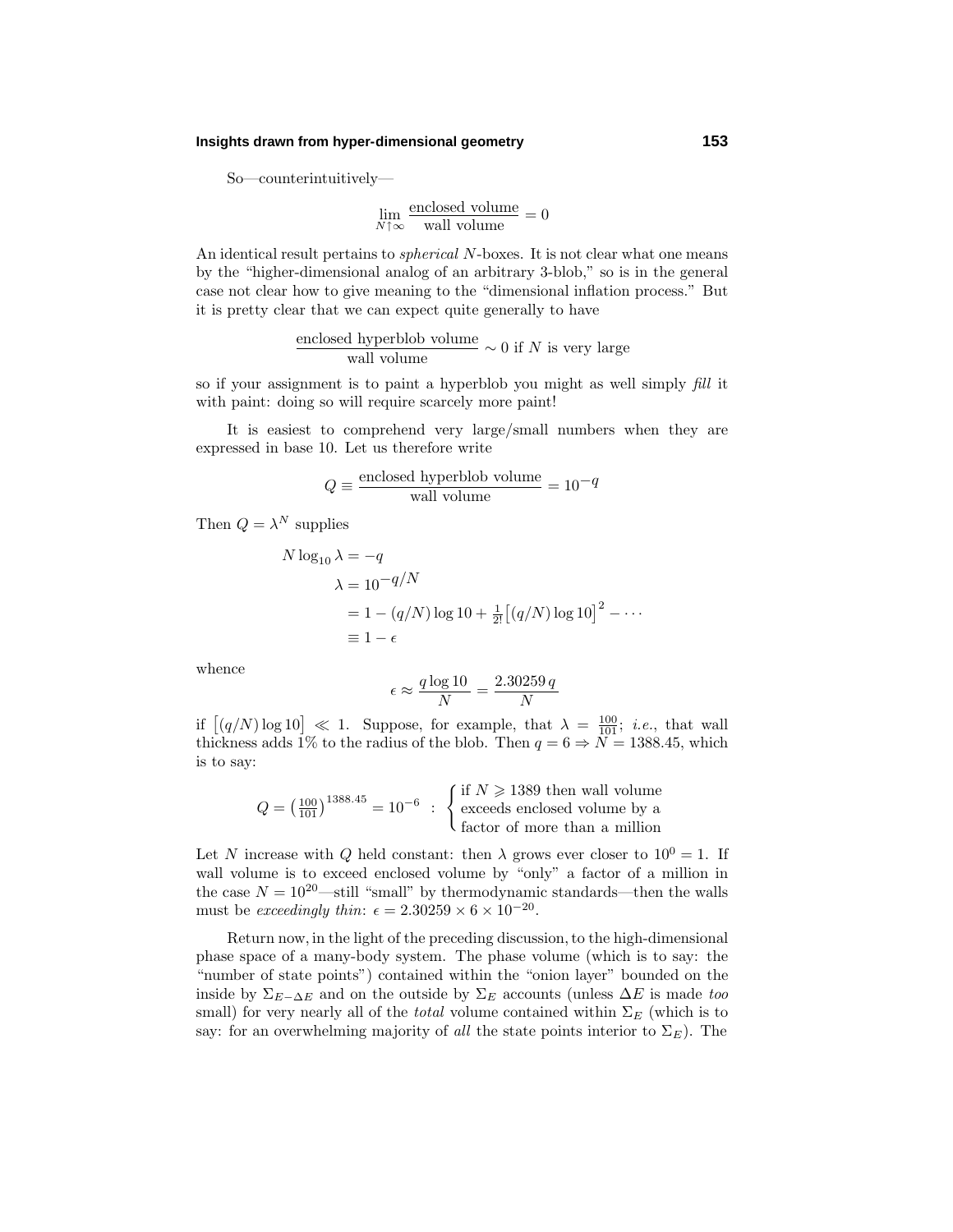So—counterintuitively—

$$\lim_{N\uparrow\infty} \frac{\text{enclosed volume}}{\text{wall volume}} = 0$$

An identical result pertains to *spherical* $N$-boxes. It is not clear what one means by the "higher-dimensional analog of an arbitrary 3-blob," so is in the general case not clear how to give meaning to the "dimensional inflation process." But it is pretty clear that we can expect quite generally to have

$$\frac{\text{enclosed hyperblob volume}}{\text{wall volume}} \sim 0 \text{ if } N \text{ is very large}$$

so if your assignment is to paint a hyperblob you might as well simply *fill* it with paint: doing so will require scarcely more paint!

It is easiest to comprehend very large/small numbers when they are expressed in base 10. Let us therefore write

$$Q \equiv \frac{\text{enclosed hyperblob volume}}{\text{wall volume}} = 10^{-q}$$

Then $Q = \lambda^N$ supplies

$$\begin{aligned}
N \log_{10} \lambda &= -q \\
\lambda &= 10^{-q/N} \\
&= 1 - (q/N)\log 10 + \tfrac{1}{2!}\big[(q/N)\log 10\big]^2 - \cdots \\
&\equiv 1 - \epsilon
\end{aligned}$$

whence

$$\epsilon \approx \frac{q \log 10}{N} = \frac{2.30259\, q}{N}$$

if $\big[(q/N)\log 10\big] \ll 1$. Suppose, for example, that $\lambda = \frac{100}{101}$; *i.e.*, that wall thickness adds 1% to the radius of the blob. Then $q = 6 \Rightarrow N = 1388.45$, which is to say:

$$Q = \left(\tfrac{100}{101}\right)^{1388.45} = 10^{-6} \;:\; \begin{cases} \text{if } N \geqslant 1389 \text{ then wall volume} \\ \text{exceeds enclosed volume by a} \\ \text{factor of more than a million} \end{cases}$$

Let $N$ increase with $Q$ held constant: then $\lambda$ grows ever closer to $10^0 = 1$. If wall volume is to exceed enclosed volume by "only" a factor of a million in the case $N = 10^{20}$—still "small" by thermodynamic standards—then the walls must be *exceedingly thin*: $\epsilon = 2.30259 \times 6 \times 10^{-20}$.

Return now, in the light of the preceding discussion, to the high-dimensional phase space of a many-body system. The phase volume (which is to say: the "number of state points") contained within the "onion layer" bounded on the inside by $\Sigma_{E-\Delta E}$ and on the outside by $\Sigma_E$ accounts (unless $\Delta E$ is made *too* small) for very nearly all of the *total* volume contained within $\Sigma_E$ (which is to say: for an overwhelming majority of *all* the state points interior to $\Sigma_E$). The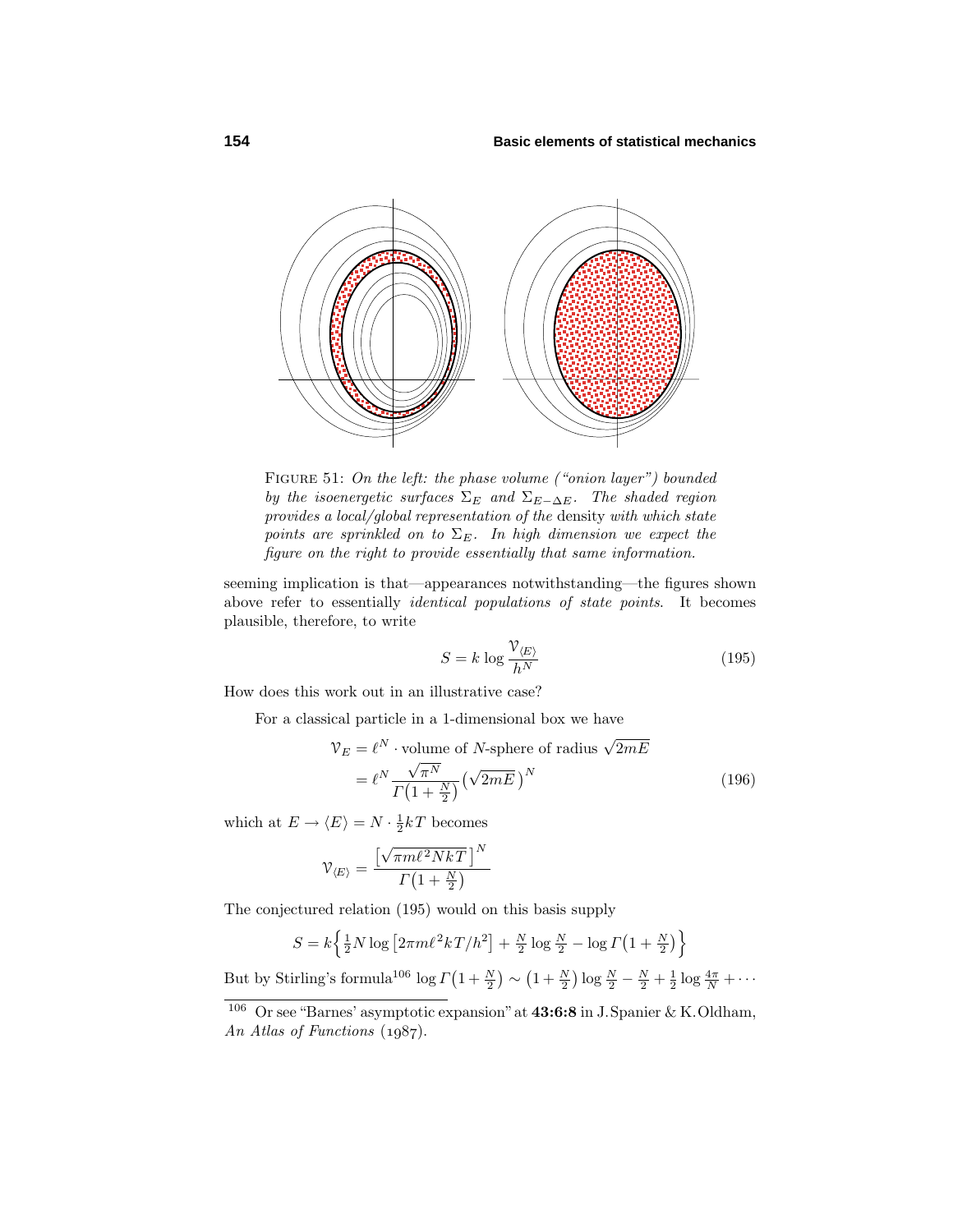FIGURE 51: *On the left: the phase volume ("onion layer") bounded by the isoenergetic surfaces $\Sigma_E$ and $\Sigma_{E-\Delta E}$. The shaded region provides a local/global representation of the* density *with which state points are sprinkled on to $\Sigma_E$. In high dimension we expect the figure on the right to provide essentially that same information.*

seeming implication is that—appearances notwithstanding—the figures shown above refer to essentially *identical populations of state points*. It becomes plausible, therefore, to write

$$S = k \log \frac{\mathcal{V}_{\langle E \rangle}}{h^N} \tag{195}$$

How does this work out in an illustrative case?

For a classical particle in a 1-dimensional box we have

$$\begin{aligned}
\mathcal{V}_E &= \ell^N \cdot \text{volume of } N\text{-sphere of radius } \sqrt{2mE} \\
&= \ell^N \frac{\sqrt{\pi^N}}{\Gamma\big(1+\frac{N}{2}\big)} \big(\sqrt{2mE}\,\big)^N
\end{aligned} \tag{196}$$

which at $E \to \langle E \rangle = N \cdot \frac{1}{2}kT$ becomes

$$\mathcal{V}_{\langle E \rangle} = \frac{\big[\sqrt{\pi m \ell^2 NkT}\,\big]^N}{\Gamma\big(1+\frac{N}{2}\big)}$$

The conjectured relation (195) would on this basis supply

$$S = k\Big\{\tfrac{1}{2}N \log\big[2\pi m \ell^2 kT/h^2\big] + \tfrac{N}{2}\log\tfrac{N}{2} - \log\Gamma\big(1+\tfrac{N}{2}\big)\Big\}$$

But by Stirling's formula[106] $\log\Gamma\big(1+\frac{N}{2}\big) \sim \big(1+\frac{N}{2}\big)\log\frac{N}{2} - \frac{N}{2} + \frac{1}{2}\log\frac{4\pi}{N} + \cdots$

---

[106] Or see "Barnes' asymptotic expansion" at **43:6:8** in J. Spanier & K. Oldham, *An Atlas of Functions* (1987).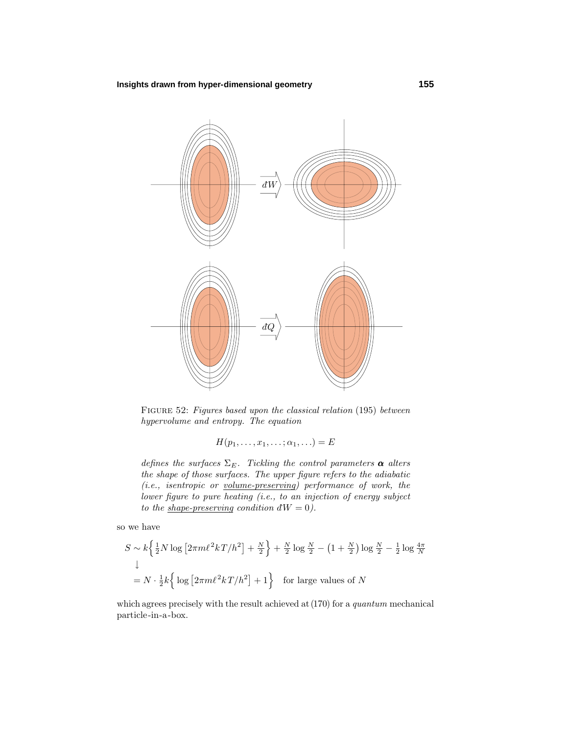FIGURE 52: *Figures based upon the classical relation* (195) *between hypervolume and entropy. The equation*

$$H(p_1, \ldots, x_1, \ldots; \alpha_1, \ldots) = E$$

*defines the surfaces* $\Sigma_E$. *Tickling the control parameters* $\boldsymbol{\alpha}$ *alters the shape of those surfaces. The upper figure refers to the adiabatic (i.e., isentropic or* <u>*volume-preserving*</u>*) performance of work, the lower figure to pure heating (i.e., to an injection of energy subject to the* <u>*shape-preserving*</u> *condition* $đW = 0$*).*

so we have

$$\begin{aligned} S &\sim k\Big\{\tfrac{1}{2}N\log\big[2\pi m\ell^2 kT/h^2\big] + \tfrac{N}{2}\Big\} + \tfrac{N}{2}\log\tfrac{N}{2} - \big(1+\tfrac{N}{2}\big)\log\tfrac{N}{2} - \tfrac{1}{2}\log\tfrac{4\pi}{N} \\ &\downarrow \\ &= N\cdot\tfrac{1}{2}k\Big\{\log\big[2\pi m\ell^2 kT/h^2\big] + 1\Big\} \quad \text{for large values of } N \end{aligned}$$

which agrees precisely with the result achieved at (170) for a *quantum* mechanical particle-in-a-box.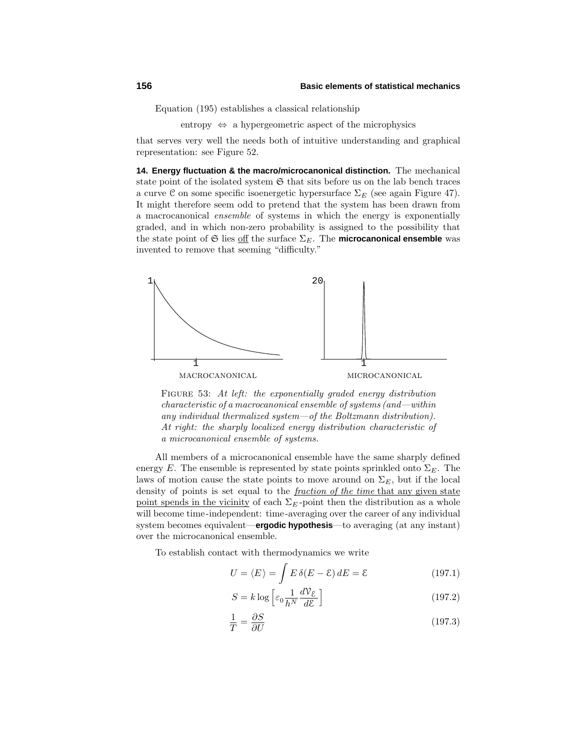Equation (195) establishes a classical relationship

entropy $\Leftrightarrow$ a hypergeometric aspect of the microphysics

that serves very well the needs both of intuitive understanding and graphical representation: see Figure 52.

**14. Energy fluctuation & the macro/microcanonical distinction.** The mechanical state point of the isolated system $\mathfrak{S}$ that sits before us on the lab bench traces a curve $\mathcal{C}$ on some specific isoenergetic hypersurface $\Sigma_E$ (see again Figure 47). It might therefore seem odd to pretend that the system has been drawn from a macrocanonical *ensemble* of systems in which the energy is exponentially graded, and in which non-zero probability is assigned to the possibility that the state point of $\mathfrak{S}$ lies off the surface $\Sigma_E$. The **microcanonical ensemble** was invented to remove that seeming "difficulty."

MACROCANONICAL — MICROCANONICAL

FIGURE 53: *At left: the exponentially graded energy distribution characteristic of a macrocanonical ensemble of systems (and—within any individual thermalized system—of the Boltzmann distribution). At right: the sharply localized energy distribution characteristic of a microcanonical ensemble of systems.*

All members of a microcanonical ensemble have the same sharply defined energy $E$. The ensemble is represented by state points sprinkled onto $\Sigma_E$. The laws of motion cause the state points to move around on $\Sigma_E$, but if the local density of points is set equal to the *fraction of the time* that any given state point spends in the vicinity of each $\Sigma_E$-point then the distribution as a whole will become time-independent: time-averaging over the career of any individual system becomes equivalent—**ergodic hypothesis**—to averaging (at any instant) over the microcanonical ensemble.

To establish contact with thermodynamics we write

$$U = \langle E \rangle = \int E\, \delta(E - \mathcal{E})\, dE = \mathcal{E} \tag{197.1}$$

$$S = k \log \Big[ \varepsilon_0 \frac{1}{h^N} \frac{d\mathcal{V}_{\mathcal{E}}}{d\mathcal{E}} \Big] \tag{197.2}$$

$$\frac{1}{T} = \frac{\partial S}{\partial U} \tag{197.3}$$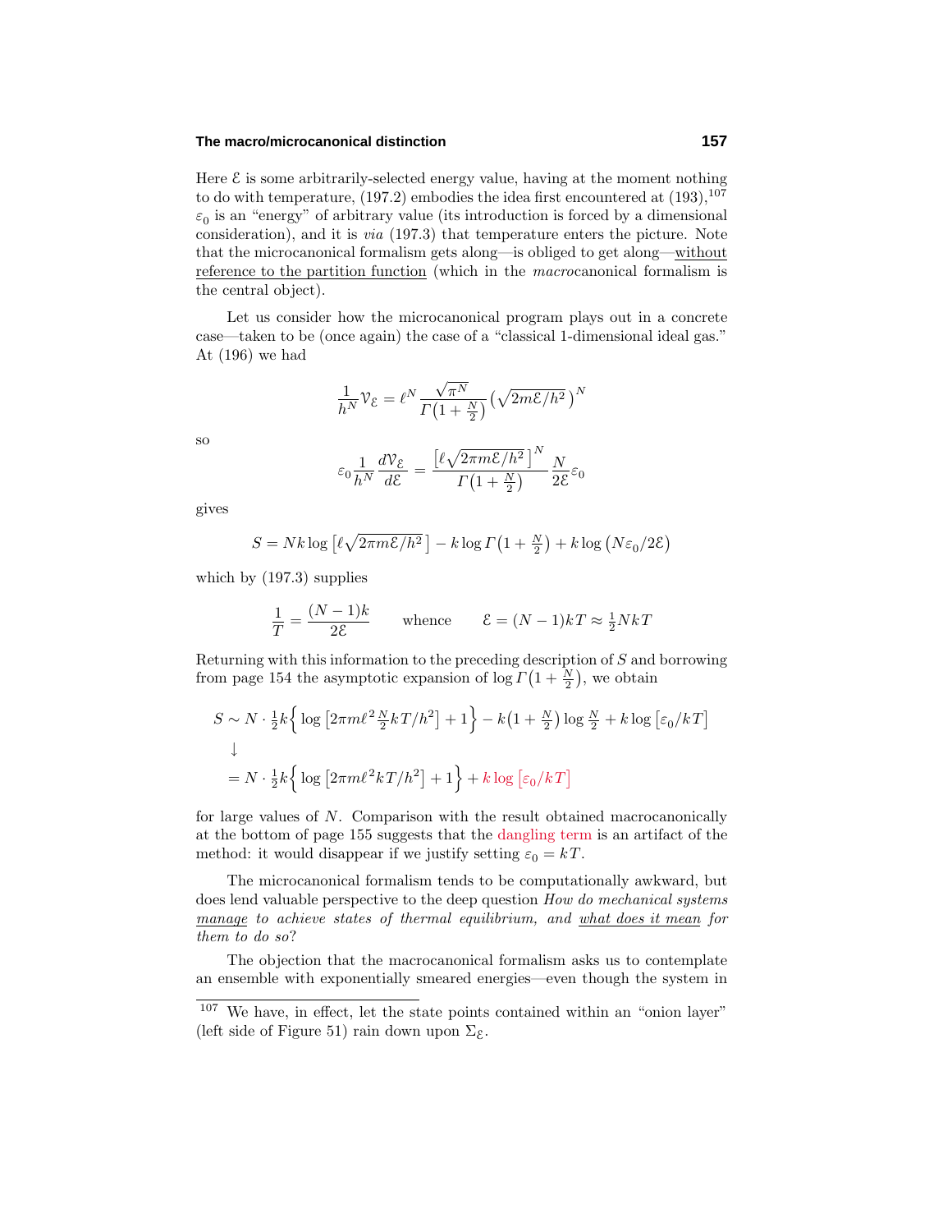Here $\mathcal{E}$ is some arbitrarily-selected energy value, having at the moment nothing to do with temperature, (197.2) embodies the idea first encountered at (193),[107] $\varepsilon_0$ is an "energy" of arbitrary value (its introduction is forced by a dimensional consideration), and it is *via* (197.3) that temperature enters the picture. Note that the microcanonical formalism gets along—is obliged to get along—without reference to the partition function (which in the *macro*canonical formalism is the central object).

Let us consider how the microcanonical program plays out in a concrete case—taken to be (once again) the case of a "classical 1-dimensional ideal gas." At (196) we had

$$\frac{1}{h^N}\mathcal{V}_{\mathcal{E}} = \ell^N \frac{\sqrt{\pi}^N}{\Gamma\big(1+\frac{N}{2}\big)}\big(\sqrt{2m\mathcal{E}/h^2}\,\big)^N$$

so

$$\varepsilon_0 \frac{1}{h^N}\frac{d\mathcal{V}_{\mathcal{E}}}{d\mathcal{E}} = \frac{\big[\ell\sqrt{2\pi m\mathcal{E}/h^2}\,\big]^N}{\Gamma\big(1+\frac{N}{2}\big)}\frac{N}{2\mathcal{E}}\varepsilon_0$$

gives

$$S = Nk\log\big[\ell\sqrt{2\pi m\mathcal{E}/h^2}\,\big] - k\log\Gamma\big(1+\tfrac{N}{2}\big) + k\log\big(N\varepsilon_0/2\mathcal{E}\big)$$

which by (197.3) supplies

$$\frac{1}{T} = \frac{(N-1)k}{2\mathcal{E}} \qquad \text{whence} \qquad \mathcal{E} = (N-1)kT \approx \tfrac{1}{2}NkT$$

Returning with this information to the preceding description of $S$ and borrowing from page 154 the asymptotic expansion of $\log\Gamma\big(1+\frac{N}{2}\big)$, we obtain

$$\begin{aligned} S &\sim N\cdot\tfrac{1}{2}k\Big\{\log\big[2\pi m\ell^2\tfrac{N}{2}kT/h^2\big]+1\Big\} - k\big(1+\tfrac{N}{2}\big)\log\tfrac{N}{2} + k\log\big[\varepsilon_0/kT\big] \\ &\downarrow \\ &= N\cdot\tfrac{1}{2}k\Big\{\log\big[2\pi m\ell^2 kT/h^2\big]+1\Big\} + k\log\big[\varepsilon_0/kT\big] \end{aligned}$$

for large values of $N$. Comparison with the result obtained macrocanonically at the bottom of page 155 suggests that the dangling term is an artifact of the method: it would disappear if we justify setting $\varepsilon_0 = kT$.

The microcanonical formalism tends to be computationally awkward, but does lend valuable perspective to the deep question *How do mechanical systems manage to achieve states of thermal equilibrium, and what does it mean for them to do so?*

The objection that the macrocanonical formalism asks us to contemplate an ensemble with exponentially smeared energies—even though the system in

[107] We have, in effect, let the state points contained within an "onion layer" (left side of Figure 51) rain down upon $\Sigma_{\mathcal{E}}$.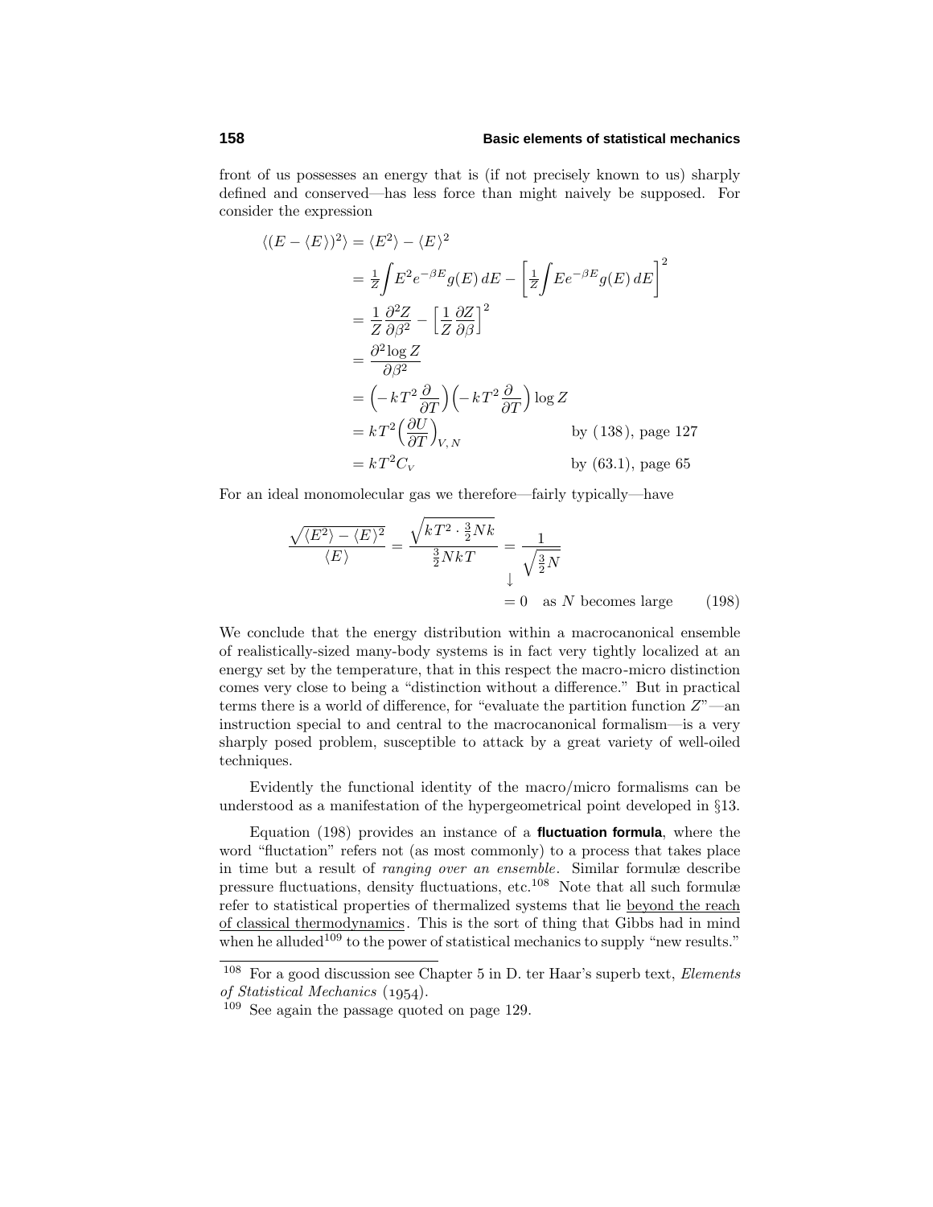front of us possesses an energy that is (if not precisely known to us) sharply defined and conserved—has less force than might naively be supposed. For consider the expression

$$
\begin{aligned}
\langle (E - \langle E \rangle)^2 \rangle &= \langle E^2 \rangle - \langle E \rangle^2 \\
&= \tfrac{1}{Z}\!\int E^2 e^{-\beta E} g(E)\, dE - \Big[\tfrac{1}{Z}\!\int E e^{-\beta E} g(E)\, dE\Big]^2 \\
&= \frac{1}{Z}\frac{\partial^2 Z}{\partial \beta^2} - \Big[\frac{1}{Z}\frac{\partial Z}{\partial \beta}\Big]^2 \\
&= \frac{\partial^2 \log Z}{\partial \beta^2} \\
&= \Big(-kT^2 \frac{\partial}{\partial T}\Big)\Big(-kT^2 \frac{\partial}{\partial T}\Big) \log Z \\
&= kT^2 \Big(\frac{\partial U}{\partial T}\Big)_{V,\,N} && \text{by (138), page 127} \\
&= kT^2 C_V && \text{by (63.1), page 65}
\end{aligned}
$$

For an ideal monomolecular gas we therefore—fairly typically—have

$$
\frac{\sqrt{\langle E^2 \rangle - \langle E \rangle^2}}{\langle E \rangle} = \frac{\sqrt{kT^2 \cdot \frac{3}{2}Nk}}{\frac{3}{2}NkT} = \frac{1}{\sqrt{\frac{3}{2}N}} \;\downarrow\; = 0 \quad \text{as } N \text{ becomes large} \tag{198}
$$

We conclude that the energy distribution within a macrocanonical ensemble of realistically-sized many-body systems is in fact very tightly localized at an energy set by the temperature, that in this respect the macro-micro distinction comes very close to being a "distinction without a difference." But in practical terms there is a world of difference, for "evaluate the partition function $Z$"—an instruction special to and central to the macrocanonical formalism—is a very sharply posed problem, susceptible to attack by a great variety of well-oiled techniques.

Evidently the functional identity of the macro/micro formalisms can be understood as a manifestation of the hypergeometrical point developed in §13.

Equation (198) provides an instance of a **fluctuation formula**, where the word "fluctation" refers not (as most commonly) to a process that takes place in time but a result of *ranging over an ensemble*. Similar formulæ describe pressure fluctuations, density fluctuations, etc.[108] Note that all such formulæ refer to statistical properties of thermalized systems that lie beyond the reach of classical thermodynamics. This is the sort of thing that Gibbs had in mind when he alluded[109] to the power of statistical mechanics to supply "new results."

[108] For a good discussion see Chapter 5 in D. ter Haar's superb text, *Elements of Statistical Mechanics* (1954).

[109] See again the passage quoted on page 129.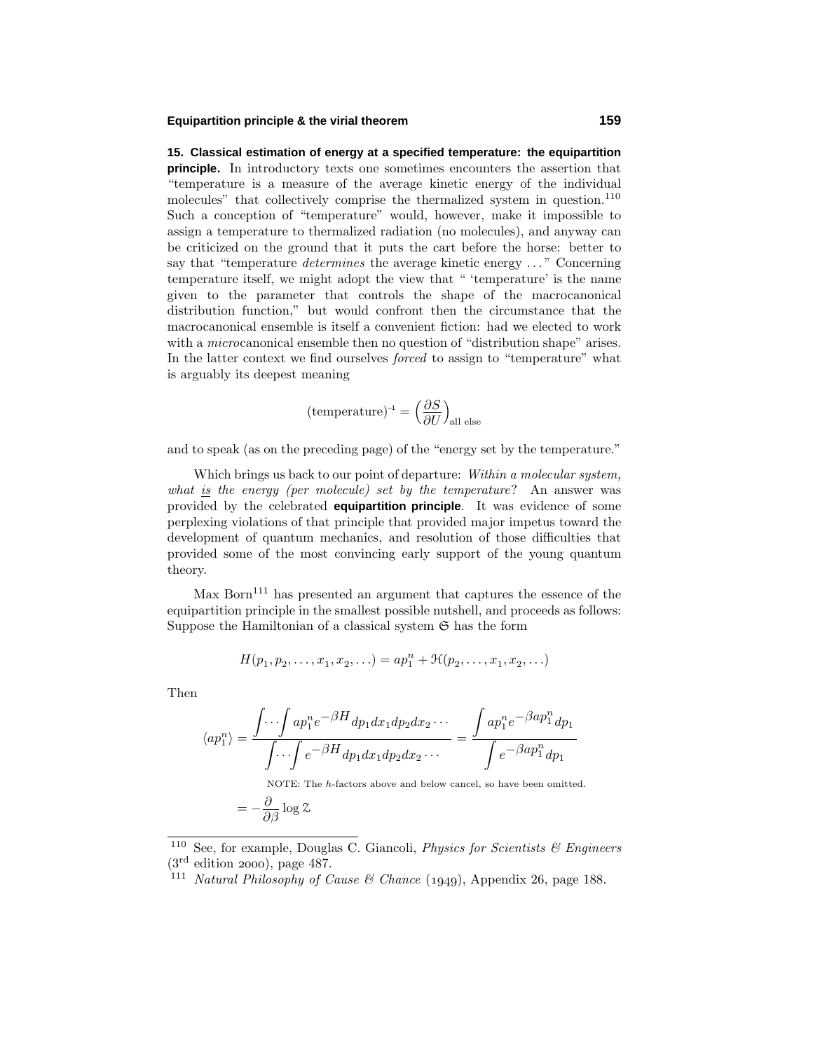**15. Classical estimation of energy at a specified temperature: the equipartition principle.** In introductory texts one sometimes encounters the assertion that "temperature is a measure of the average kinetic energy of the individual molecules" that collectively comprise the thermalized system in question.[110] Such a conception of "temperature" would, however, make it impossible to assign a temperature to thermalized radiation (no molecules), and anyway can be criticized on the ground that it puts the cart before the horse: better to say that "temperature *determines* the average kinetic energy ..." Concerning temperature itself, we might adopt the view that " 'temperature' is the name given to the parameter that controls the shape of the macrocanonical distribution function," but would confront then the circumstance that the macrocanonical ensemble is itself a convenient fiction: had we elected to work with a *micro*canonical ensemble then no question of "distribution shape" arises. In the latter context we find ourselves *forced* to assign to "temperature" what is arguably its deepest meaning

$$(\text{temperature})^{-1} = \Big(\frac{\partial S}{\partial U}\Big)_{\text{all else}}$$

and to speak (as on the preceding page) of the "energy set by the temperature."

Which brings us back to our point of departure: *Within a molecular system, what is the energy (per molecule) set by the temperature*? An answer was provided by the celebrated **equipartition principle**. It was evidence of some perplexing violations of that principle that provided major impetus toward the development of quantum mechanics, and resolution of those difficulties that provided some of the most convincing early support of the young quantum theory.

Max Born[111] has presented an argument that captures the essence of the equipartition principle in the smallest possible nutshell, and proceeds as follows: Suppose the Hamiltonian of a classical system $\mathfrak{S}$ has the form

$$H(p_1, p_2, \ldots, x_1, x_2, \ldots) = ap_1^n + \mathcal{H}(p_2, \ldots, x_1, x_2, \ldots)$$

Then

$$\langle ap_1^n \rangle = \frac{\displaystyle\int\!\!\cdots\!\!\int ap_1^n e^{-\beta H}\, dp_1 dx_1 dp_2 dx_2 \cdots}{\displaystyle\int\!\!\cdots\!\!\int e^{-\beta H}\, dp_1 dx_1 dp_2 dx_2 \cdots} = \frac{\displaystyle\int ap_1^n e^{-\beta a p_1^n}\, dp_1}{\displaystyle\int e^{-\beta a p_1^n}\, dp_1}$$

NOTE: The $h$-factors above and below cancel, so have been omitted.

$$= -\frac{\partial}{\partial \beta} \log \mathcal{Z}$$

---

[110] See, for example, Douglas C. Giancoli, *Physics for Scientists & Engineers* (3rd edition 2000), page 487.

[111] *Natural Philosophy of Cause & Chance* (1949), Appendix 26, page 188.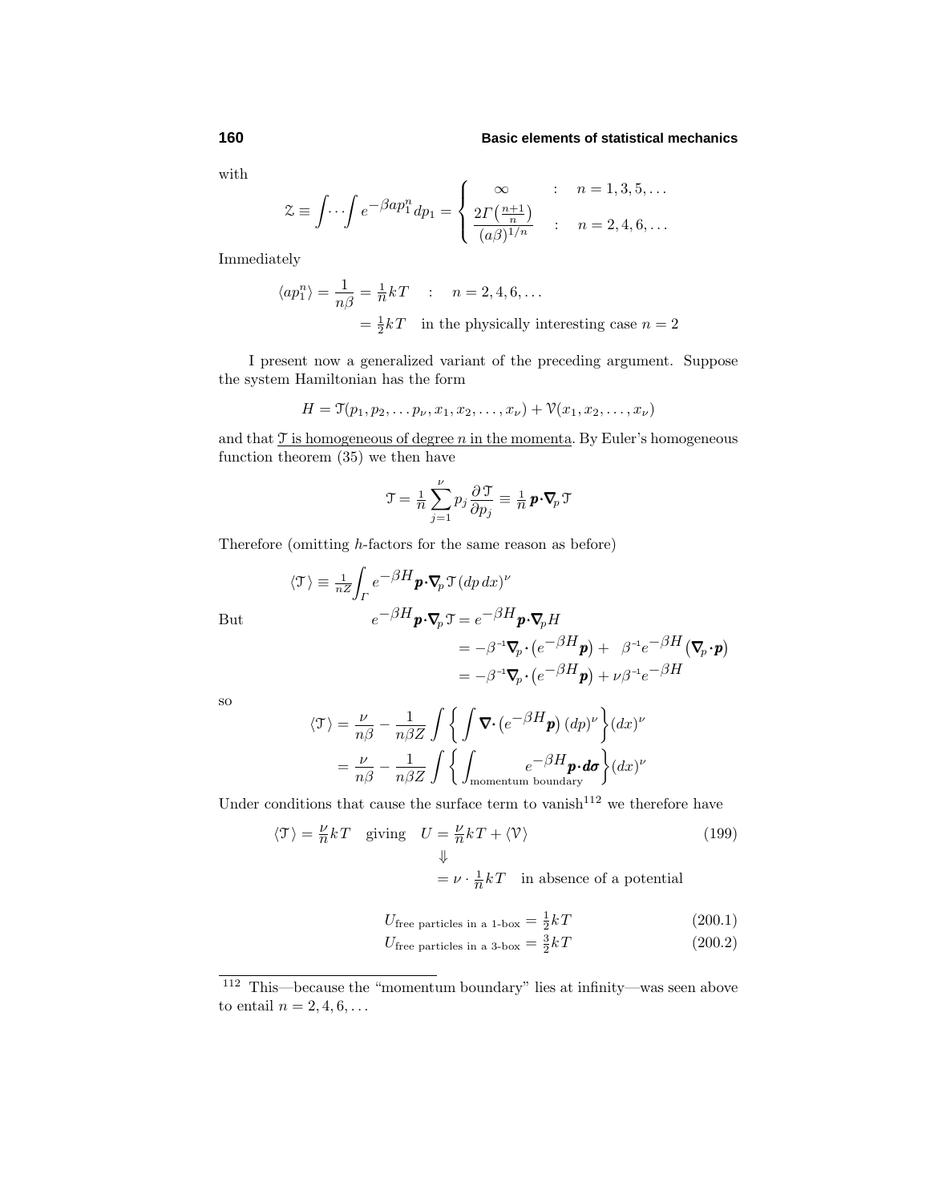with

$$\mathcal{Z} \equiv \int\!\cdots\!\int e^{-\beta a p_1^n}\,dp_1 = \begin{cases} \infty & : \quad n = 1,3,5,\ldots \\ \dfrac{2\Gamma\left(\frac{n+1}{n}\right)}{(a\beta)^{1/n}} & : \quad n = 2,4,6,\ldots \end{cases}$$

Immediately

$$\begin{aligned} \langle a p_1^n \rangle = \frac{1}{n\beta} &= \tfrac{1}{n}kT \quad : \quad n = 2,4,6,\ldots \\ &= \tfrac{1}{2}kT \quad \text{in the physically interesting case } n = 2 \end{aligned}$$

I present now a generalized variant of the preceding argument. Suppose the system Hamiltonian has the form

$$H = \mathcal{T}(p_1, p_2, \ldots p_\nu, x_1, x_2, \ldots, x_\nu) + \mathcal{V}(x_1, x_2, \ldots, x_\nu)$$

and that $\mathcal{T}$ is homogeneous of degree $n$ in the momenta. By Euler's homogeneous function theorem (35) we then have

$$\mathcal{T} = \tfrac{1}{n}\sum_{j=1}^{\nu} p_j \frac{\partial \mathcal{T}}{\partial p_j} \equiv \tfrac{1}{n}\,\boldsymbol{p}\cdot\boldsymbol{\nabla}_p \mathcal{T}$$

Therefore (omitting $h$-factors for the same reason as before)

$$\langle \mathcal{T} \rangle \equiv \tfrac{1}{nZ}\int_\Gamma e^{-\beta H}\boldsymbol{p}\cdot\boldsymbol{\nabla}_p \mathcal{T}\,(dp\,dx)^\nu$$

But

$$\begin{aligned} e^{-\beta H}\boldsymbol{p}\cdot\boldsymbol{\nabla}_p \mathcal{T} &= e^{-\beta H}\boldsymbol{p}\cdot\boldsymbol{\nabla}_p H \\ &= -\beta^{-1}\boldsymbol{\nabla}_p\cdot\big(e^{-\beta H}\boldsymbol{p}\big) + \beta^{-1}e^{-\beta H}\big(\boldsymbol{\nabla}_p\cdot\boldsymbol{p}\big) \\ &= -\beta^{-1}\boldsymbol{\nabla}_p\cdot\big(e^{-\beta H}\boldsymbol{p}\big) + \nu\beta^{-1}e^{-\beta H} \end{aligned}$$

so

$$\begin{aligned} \langle \mathcal{T} \rangle &= \frac{\nu}{n\beta} - \frac{1}{n\beta Z}\int\bigg\{\int \boldsymbol{\nabla}\cdot\big(e^{-\beta H}\boldsymbol{p}\big)\,(dp)^\nu\bigg\}(dx)^\nu \\ &= \frac{\nu}{n\beta} - \frac{1}{n\beta Z}\int\bigg\{\int_{\text{momentum boundary}} e^{-\beta H}\boldsymbol{p}\cdot\boldsymbol{d\sigma}\bigg\}(dx)^\nu \end{aligned}$$

Under conditions that cause the surface term to vanish[112] we therefore have

$$\begin{aligned} \langle \mathcal{T} \rangle = \tfrac{\nu}{n}kT \quad \text{giving} \quad U &= \tfrac{\nu}{n}kT + \langle \mathcal{V} \rangle \qquad (199) \\ &\Downarrow \\ &= \nu\cdot\tfrac{1}{n}kT \quad \text{in absence of a potential} \end{aligned}$$

$$U_{\text{free particles in a 1-box}} = \tfrac{1}{2}kT \qquad (200.1)$$

$$U_{\text{free particles in a 3-box}} = \tfrac{3}{2}kT \qquad (200.2)$$

---

[112] This—because the "momentum boundary" lies at infinity—was seen above to entail $n = 2,4,6,\ldots$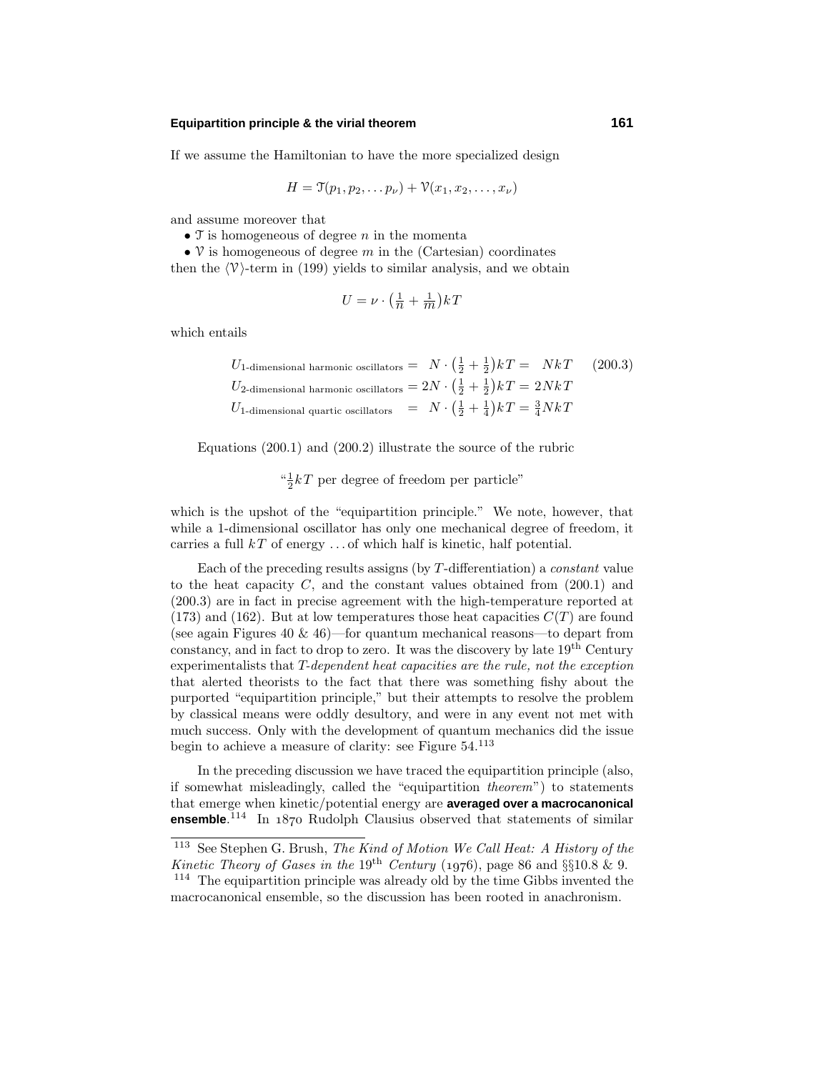If we assume the Hamiltonian to have the more specialized design

$$H = \mathcal{T}(p_1, p_2, \ldots p_\nu) + \mathcal{V}(x_1, x_2, \ldots, x_\nu)$$

and assume moreover that

- $\mathcal{T}$ is homogeneous of degree $n$ in the momenta
- $\mathcal{V}$ is homogeneous of degree $m$ in the (Cartesian) coordinates

then the $\langle\mathcal{V}\rangle$-term in (199) yields to similar analysis, and we obtain

$$U = \nu \cdot \left(\tfrac{1}{n} + \tfrac{1}{m}\right)kT$$

which entails

$$\begin{aligned}
U_{\text{1-dimensional harmonic oscillators}} &= \ \ N \cdot \left(\tfrac{1}{2} + \tfrac{1}{2}\right)kT = \ \ NkT \qquad (200.3)\\
U_{\text{2-dimensional harmonic oscillators}} &= 2N \cdot \left(\tfrac{1}{2} + \tfrac{1}{2}\right)kT = 2NkT\\
U_{\text{1-dimensional quartic oscillators}} &= \ \ N \cdot \left(\tfrac{1}{2} + \tfrac{1}{4}\right)kT = \tfrac{3}{4}NkT
\end{aligned}$$

Equations (200.1) and (200.2) illustrate the source of the rubric

"$\frac{1}{2}kT$ per degree of freedom per particle"

which is the upshot of the "equipartition principle." We note, however, that while a 1-dimensional oscillator has only one mechanical degree of freedom, it carries a full $kT$ of energy . . . of which half is kinetic, half potential.

Each of the preceding results assigns (by $T$-differentiation) a *constant* value to the heat capacity $C$, and the constant values obtained from (200.1) and (200.3) are in fact in precise agreement with the high-temperature reported at (173) and (162). But at low temperatures those heat capacities $C(T)$ are found (see again Figures 40 & 46)—for quantum mechanical reasons—to depart from constancy, and in fact to drop to zero. It was the discovery by late 19th Century experimentalists that *T-dependent heat capacities are the rule, not the exception* that alerted theorists to the fact that there was something fishy about the purported "equipartition principle," but their attempts to resolve the problem by classical means were oddly desultory, and were in any event not met with much success. Only with the development of quantum mechanics did the issue begin to achieve a measure of clarity: see Figure 54.[113]

In the preceding discussion we have traced the equipartition principle (also, if somewhat misleadingly, called the "equipartition *theorem*") to statements that emerge when kinetic/potential energy are **averaged over a macrocanonical ensemble**.[114] In 1870 Rudolph Clausius observed that statements of similar

---

[113] See Stephen G. Brush, *The Kind of Motion We Call Heat: A History of the Kinetic Theory of Gases in the* 19th *Century* (1976), page 86 and §§10.8 & 9.

[114] The equipartition principle was already old by the time Gibbs invented the macrocanonical ensemble, so the discussion has been rooted in anachronism.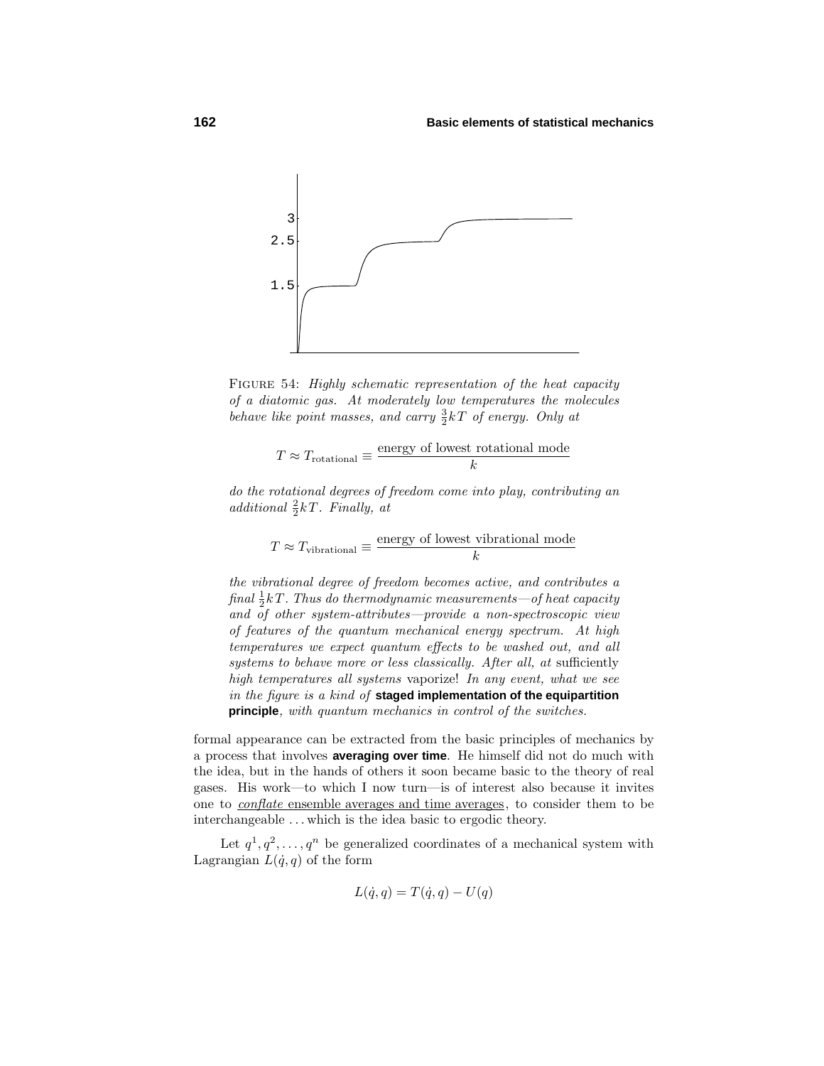FIGURE 54: *Highly schematic representation of the heat capacity of a diatomic gas. At moderately low temperatures the molecules behave like point masses, and carry $\frac{3}{2}kT$ of energy. Only at*

$$T \approx T_{\text{rotational}} \equiv \frac{\text{energy of lowest rotational mode}}{k}$$

*do the rotational degrees of freedom come into play, contributing an additional $\frac{2}{2}kT$. Finally, at*

$$T \approx T_{\text{vibrational}} \equiv \frac{\text{energy of lowest vibrational mode}}{k}$$

*the vibrational degree of freedom becomes active, and contributes a final $\frac{1}{2}kT$. Thus do thermodynamic measurements—of heat capacity and of other system-attributes—provide a non-spectroscopic view of features of the quantum mechanical energy spectrum. At high temperatures we expect quantum effects to be washed out, and all systems to behave more or less classically. After all, at* sufficiently *high temperatures all systems* vaporize! *In any event, what we see in the figure is a kind of* **staged implementation of the equipartition principle**, *with quantum mechanics in control of the switches.*

formal appearance can be extracted from the basic principles of mechanics by a process that involves **averaging over time**. He himself did not do much with the idea, but in the hands of others it soon became basic to the theory of real gases. His work—to which I now turn—is of interest also because it invites one to *conflate* ensemble averages and time averages, to consider them to be interchangeable . . . which is the idea basic to ergodic theory.

Let $q^1, q^2, \ldots, q^n$ be generalized coordinates of a mechanical system with Lagrangian $L(\dot{q}, q)$ of the form

$$L(\dot{q}, q) = T(\dot{q}, q) - U(q)$$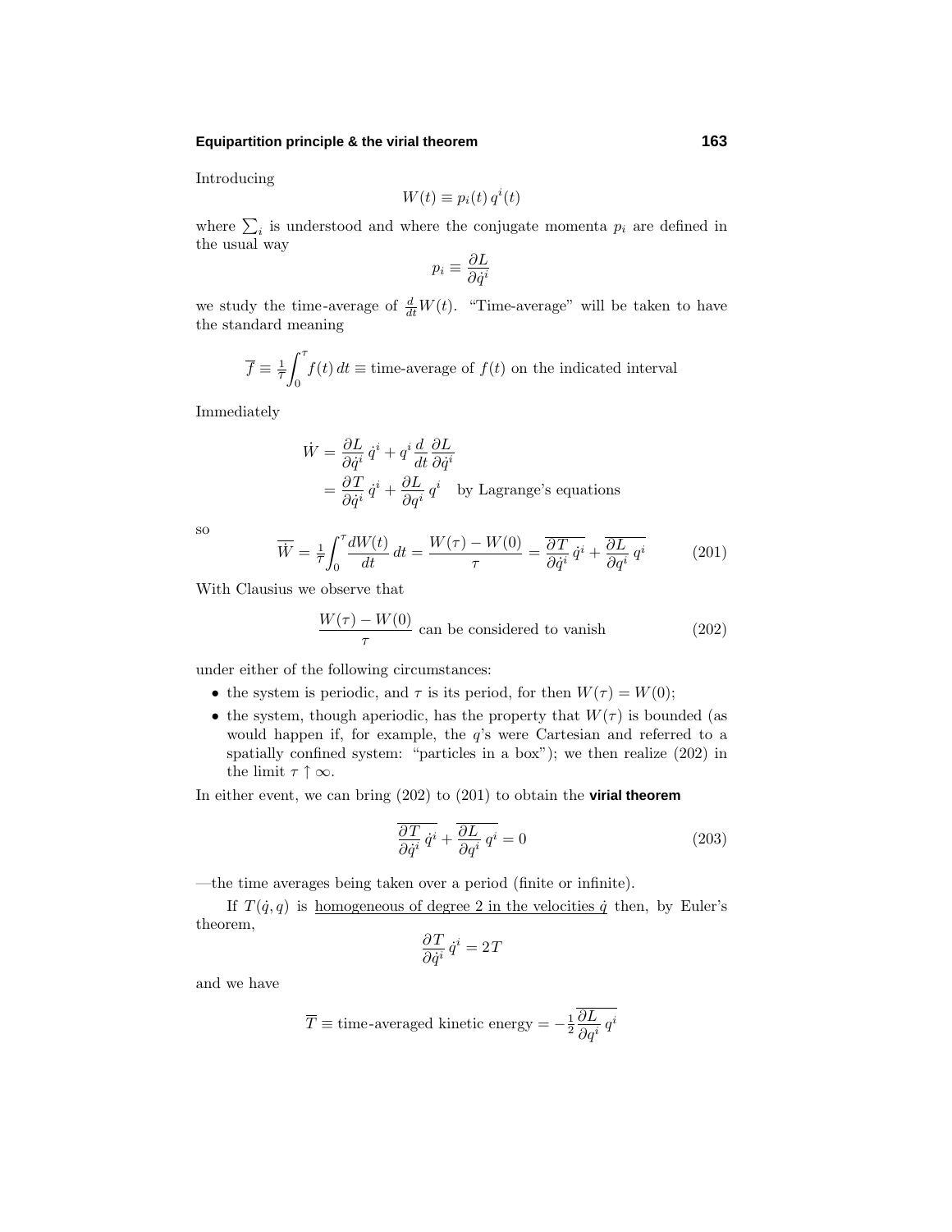Introducing

$$W(t) \equiv p_i(t)\, q^i(t)$$

where $\sum_i$ is understood and where the conjugate momenta $p_i$ are defined in the usual way

$$p_i \equiv \frac{\partial L}{\partial \dot{q}^i}$$

we study the time-average of $\frac{d}{dt}W(t)$. "Time-average" will be taken to have the standard meaning

$$\overline{f} \equiv \tfrac{1}{\tau}\int_0^\tau f(t)\,dt \equiv \text{time-average of } f(t) \text{ on the indicated interval}$$

Immediately

$$\begin{aligned}
\dot{W} &= \frac{\partial L}{\partial \dot{q}^i}\,\dot{q}^i + q^i \frac{d}{dt}\frac{\partial L}{\partial \dot{q}^i}\\
&= \frac{\partial T}{\partial \dot{q}^i}\,\dot{q}^i + \frac{\partial L}{\partial q^i}\,q^i \quad \text{by Lagrange's equations}
\end{aligned}$$

so

$$\overline{\dot{W}} = \tfrac{1}{\tau}\int_0^\tau \frac{dW(t)}{dt}\,dt = \frac{W(\tau)-W(0)}{\tau} = \overline{\frac{\partial T}{\partial \dot{q}^i}\,\dot{q}^i} + \overline{\frac{\partial L}{\partial q^i}\,q^i} \tag{201}$$

With Clausius we observe that

$$\frac{W(\tau)-W(0)}{\tau} \text{ can be considered to vanish} \tag{202}$$

under either of the following circumstances:

- the system is periodic, and $\tau$ is its period, for then $W(\tau) = W(0)$;
- the system, though aperiodic, has the property that $W(\tau)$ is bounded (as would happen if, for example, the $q$'s were Cartesian and referred to a spatially confined system: "particles in a box"); we then realize (202) in the limit $\tau \uparrow \infty$.

In either event, we can bring (202) to (201) to obtain the **virial theorem**

$$\overline{\frac{\partial T}{\partial \dot{q}^i}\,\dot{q}^i} + \overline{\frac{\partial L}{\partial q^i}\,q^i} = 0 \tag{203}$$

—the time averages being taken over a period (finite or infinite).

If $T(\dot{q}, q)$ is homogeneous of degree 2 in the velocities $\dot{q}$ then, by Euler's theorem,

$$\frac{\partial T}{\partial \dot{q}^i}\,\dot{q}^i = 2T$$

and we have

$$\overline{T} \equiv \text{time-averaged kinetic energy} = -\tfrac{1}{2}\overline{\frac{\partial L}{\partial q^i}\,q^i}$$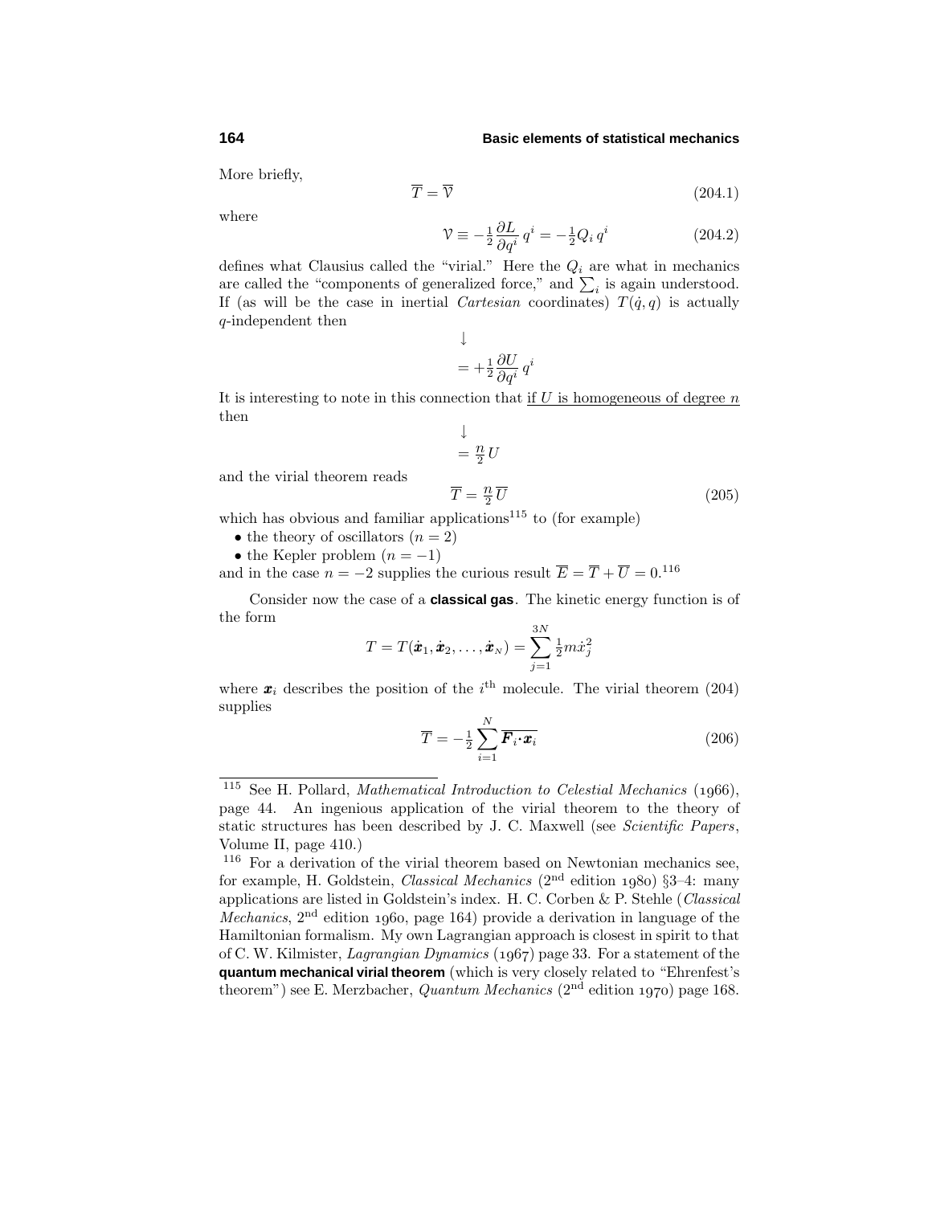More briefly,

$$\overline{T} = \overline{\mathcal{V}} \tag{204.1}$$

where

$$\mathcal{V} \equiv -\tfrac{1}{2}\frac{\partial L}{\partial q^i}\,q^i = -\tfrac{1}{2}Q_i\,q^i \tag{204.2}$$

defines what Clausius called the "virial." Here the $Q_i$ are what in mechanics are called the "components of generalized force," and $\sum_i$ is again understood. If (as will be the case in inertial *Cartesian* coordinates) $T(\dot{q}, q)$ is actually $q$-independent then

$$\downarrow$$
$$= +\tfrac{1}{2}\frac{\partial U}{\partial q^i}\,q^i$$

It is interesting to note in this connection that if $U$ is homogeneous of degree $n$ then

$$\downarrow$$
$$= \tfrac{n}{2}\,U$$

and the virial theorem reads

$$\overline{T} = \tfrac{n}{2}\,\overline{U} \tag{205}$$

which has obvious and familiar applications[115] to (for example)

- the theory of oscillators ($n = 2$)
- the Kepler problem ($n = -1$)

and in the case $n = -2$ supplies the curious result $\overline{E} = \overline{T} + \overline{U} = 0$.[116]

Consider now the case of a **classical gas**. The kinetic energy function is of the form

$$T = T(\dot{\boldsymbol{x}}_1, \dot{\boldsymbol{x}}_2, \ldots, \dot{\boldsymbol{x}}_N) = \sum_{j=1}^{3N} \tfrac{1}{2}m\dot{x}_j^2$$

where $\boldsymbol{x}_i$ describes the position of the $i^{\text{th}}$ molecule. The virial theorem (204) supplies

$$\overline{T} = -\tfrac{1}{2}\sum_{i=1}^{N} \overline{\boldsymbol{F}_i\cdot\boldsymbol{x}_i} \tag{206}$$

---

[115] See H. Pollard, *Mathematical Introduction to Celestial Mechanics* (1966), page 44. An ingenious application of the virial theorem to the theory of static structures has been described by J. C. Maxwell (see *Scientific Papers*, Volume II, page 410.)

[116] For a derivation of the virial theorem based on Newtonian mechanics see, for example, H. Goldstein, *Classical Mechanics* (2nd edition 1980) §3–4: many applications are listed in Goldstein's index. H. C. Corben & P. Stehle (*Classical Mechanics*, 2nd edition 1960, page 164) provide a derivation in language of the Hamiltonian formalism. My own Lagrangian approach is closest in spirit to that of C. W. Kilmister, *Lagrangian Dynamics* (1967) page 33. For a statement of the **quantum mechanical virial theorem** (which is very closely related to "Ehrenfest's theorem") see E. Merzbacher, *Quantum Mechanics* (2nd edition 1970) page 168.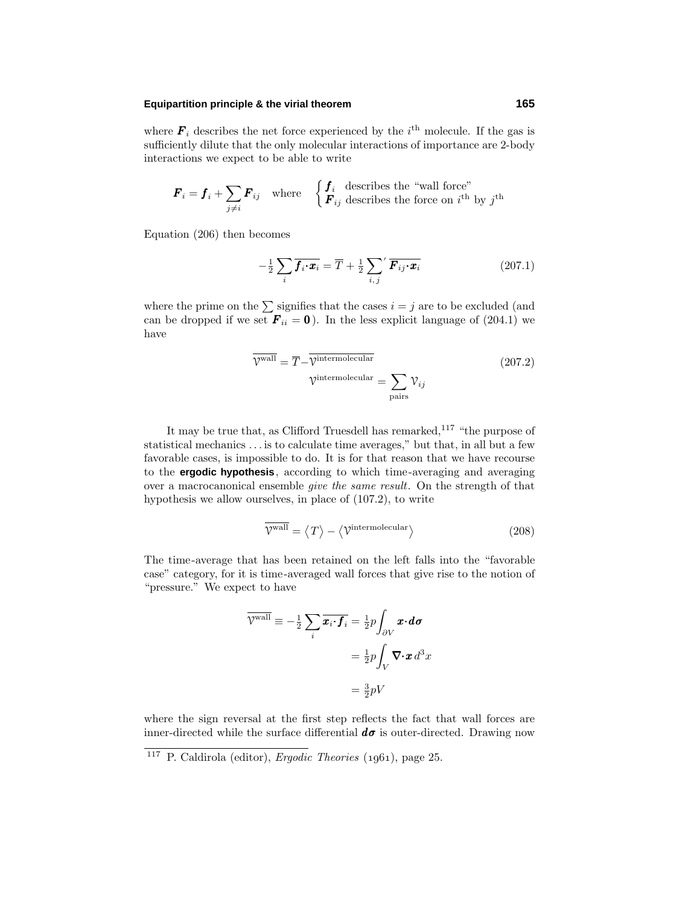where $\boldsymbol{F}_i$ describes the net force experienced by the $i^{\text{th}}$ molecule. If the gas is sufficiently dilute that the only molecular interactions of importance are 2-body interactions we expect to be able to write

$$\boldsymbol{F}_i = \boldsymbol{f}_i + \sum_{j\neq i} \boldsymbol{F}_{ij} \quad \text{where} \quad \begin{cases} \boldsymbol{f}_i & \text{describes the "wall force"} \\ \boldsymbol{F}_{ij} & \text{describes the force on } i^{\text{th}} \text{ by } j^{\text{th}} \end{cases}$$

Equation (206) then becomes

$$-\tfrac{1}{2}\sum_i \overline{\boldsymbol{f}_i\cdot\boldsymbol{x}_i} = \overline{T} + \tfrac{1}{2}{\sum_{i,j}}' \overline{\boldsymbol{F}_{ij}\cdot\boldsymbol{x}_i} \tag{207.1}$$

where the prime on the $\sum$ signifies that the cases $i = j$ are to be excluded (and can be dropped if we set $\boldsymbol{F}_{ii} = \boldsymbol{0}$). In the less explicit language of (204.1) we have

$$\begin{aligned} \overline{\mathcal{V}^{\text{wall}}} &= \overline{T} - \overline{\mathcal{V}^{\text{intermolecular}}} \\ \mathcal{V}^{\text{intermolecular}} &= \sum_{\text{pairs}} \mathcal{V}_{ij} \end{aligned} \tag{207.2}$$

It may be true that, as Clifford Truesdell has remarked,[117] "the purpose of statistical mechanics ... is to calculate time averages," but that, in all but a few favorable cases, is impossible to do. It is for that reason that we have recourse to the **ergodic hypothesis**, according to which time-averaging and averaging over a macrocanonical ensemble *give the same result*. On the strength of that hypothesis we allow ourselves, in place of (107.2), to write

$$\overline{\mathcal{V}^{\text{wall}}} = \langle T \rangle - \langle \mathcal{V}^{\text{intermolecular}} \rangle \tag{208}$$

The time-average that has been retained on the left falls into the "favorable case" category, for it is time-averaged wall forces that give rise to the notion of "pressure." We expect to have

$$\begin{aligned} \overline{\mathcal{V}^{\text{wall}}} \equiv -\tfrac{1}{2}\sum_i \overline{\boldsymbol{x}_i\cdot\boldsymbol{f}_i} &= \tfrac{1}{2}p\int_{\partial V} \boldsymbol{x}\cdot\boldsymbol{d\sigma} \\ &= \tfrac{1}{2}p\int_V \boldsymbol{\nabla}\cdot\boldsymbol{x}\, d^3x \\ &= \tfrac{3}{2}pV \end{aligned}$$

where the sign reversal at the first step reflects the fact that wall forces are inner-directed while the surface differential $\boldsymbol{d\sigma}$ is outer-directed. Drawing now

[117] P. Caldirola (editor), *Ergodic Theories* (1961), page 25.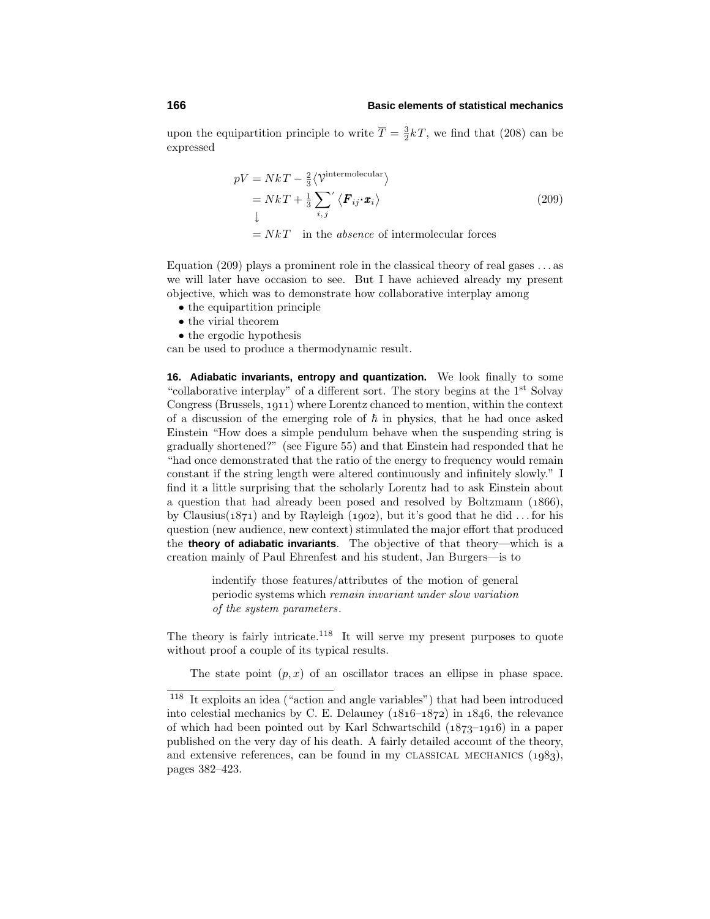upon the equipartition principle to write $\overline{T} = \frac{3}{2}kT$, we find that (208) can be expressed

$$
\begin{aligned}
pV &= NkT - \tfrac{2}{3}\langle \mathcal{V}^{\text{intermolecular}} \rangle \\
&= NkT + \tfrac{1}{3}\sum_{i,j}{}' \langle \boldsymbol{F}_{ij} \boldsymbol{\cdot} \boldsymbol{x}_i \rangle \\
&\downarrow \\
&= NkT \quad \text{in the } \textit{absence} \text{ of intermolecular forces}
\end{aligned}
\tag{209}
$$

Equation (209) plays a prominent role in the classical theory of real gases . . . as we will later have occasion to see. But I have achieved already my present objective, which was to demonstrate how collaborative interplay among

- the equipartition principle
- the virial theorem
- the ergodic hypothesis

can be used to produce a thermodynamic result.

**16. Adiabatic invariants, entropy and quantization.** We look finally to some "collaborative interplay" of a different sort. The story begins at the 1st Solvay Congress (Brussels, 1911) where Lorentz chanced to mention, within the context of a discussion of the emerging role of $\hbar$ in physics, that he had once asked Einstein "How does a simple pendulum behave when the suspending string is gradually shortened?" (see Figure 55) and that Einstein had responded that he "had once demonstrated that the ratio of the energy to frequency would remain constant if the string length were altered continuously and infinitely slowly." I find it a little surprising that the scholarly Lorentz had to ask Einstein about a question that had already been posed and resolved by Boltzmann (1866), by Clausius(1871) and by Rayleigh (1902), but it's good that he did . . . for his question (new audience, new context) stimulated the major effort that produced the **theory of adiabatic invariants**. The objective of that theory—which is a creation mainly of Paul Ehrenfest and his student, Jan Burgers—is to

> indentify those features/attributes of the motion of general periodic systems which *remain invariant under slow variation of the system parameters*.

The theory is fairly intricate.[118] It will serve my present purposes to quote without proof a couple of its typical results.

The state point $(p, x)$ of an oscillator traces an ellipse in phase space.

[118] It exploits an idea ("action and angle variables") that had been introduced into celestial mechanics by C. E. Delauney (1816–1872) in 1846, the relevance of which had been pointed out by Karl Schwartschild (1873–1916) in a paper published on the very day of his death. A fairly detailed account of the theory, and extensive references, can be found in my CLASSICAL MECHANICS (1983), pages 382–423.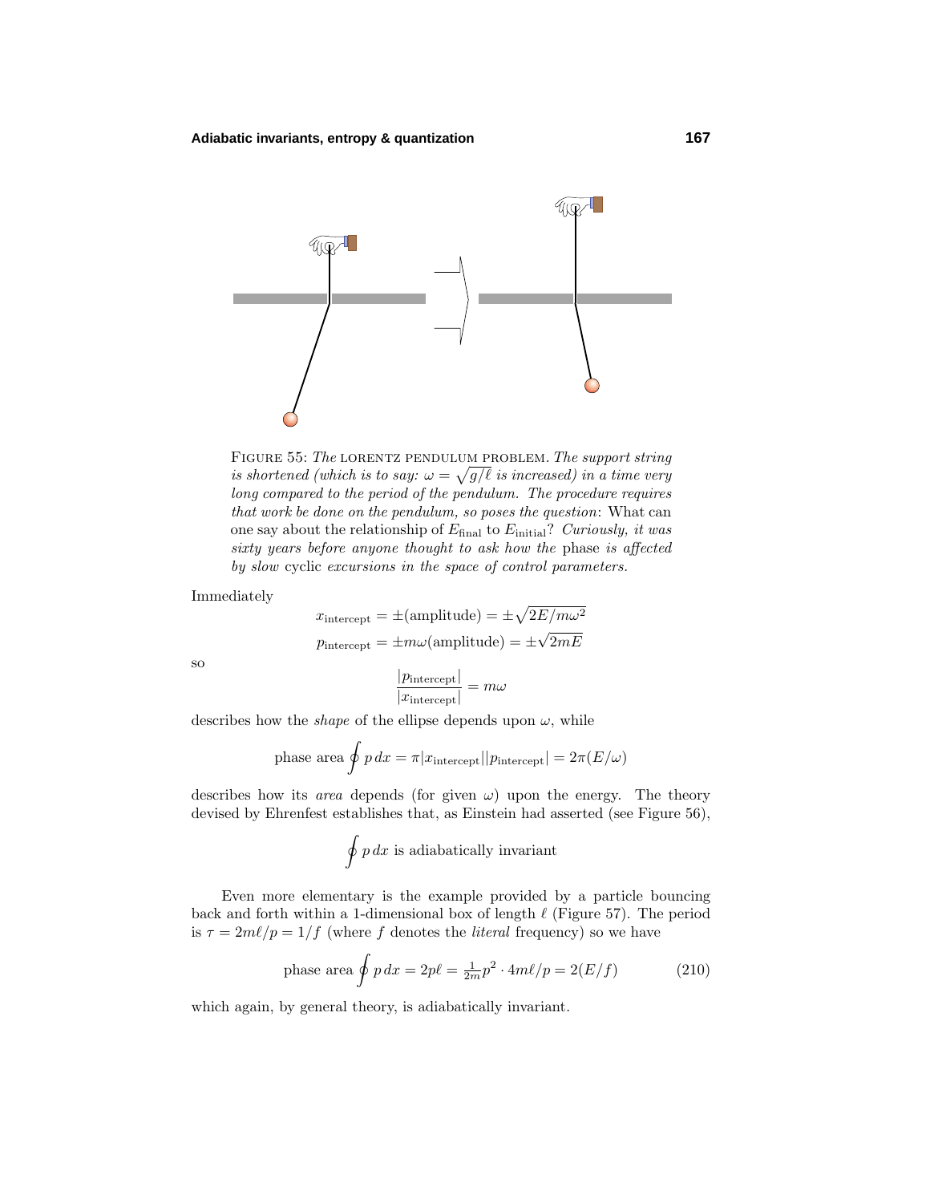FIGURE 55: *The* LORENTZ PENDULUM PROBLEM. *The support string is shortened (which is to say: $\omega = \sqrt{g/\ell}$ is increased) in a time very long compared to the period of the pendulum. The procedure requires that work be done on the pendulum, so poses the question*: What can one say about the relationship of $E_{\text{final}}$ to $E_{\text{initial}}$? *Curiously, it was sixty years before anyone thought to ask how the* phase *is affected by slow* cyclic *excursions in the space of control parameters.*

Immediately

$$x_{\text{intercept}} = \pm(\text{amplitude}) = \pm\sqrt{2E/m\omega^2}$$
$$p_{\text{intercept}} = \pm m\omega(\text{amplitude}) = \pm\sqrt{2mE}$$

so

$$\frac{|p_{\text{intercept}}|}{|x_{\text{intercept}}|} = m\omega$$

describes how the *shape* of the ellipse depends upon $\omega$, while

$$\text{phase area} \oint p\,dx = \pi|x_{\text{intercept}}||p_{\text{intercept}}| = 2\pi(E/\omega)$$

describes how its *area* depends (for given $\omega$) upon the energy. The theory devised by Ehrenfest establishes that, as Einstein had asserted (see Figure 56),

$$\oint p\,dx \text{ is adiabatically invariant}$$

Even more elementary is the example provided by a particle bouncing back and forth within a 1-dimensional box of length $\ell$ (Figure 57). The period is $\tau = 2m\ell/p = 1/f$ (where $f$ denotes the *literal* frequency) so we have

$$\text{phase area} \oint p\,dx = 2p\ell = \tfrac{1}{2m}p^2 \cdot 4m\ell/p = 2(E/f) \tag{210}$$

which again, by general theory, is adiabatically invariant.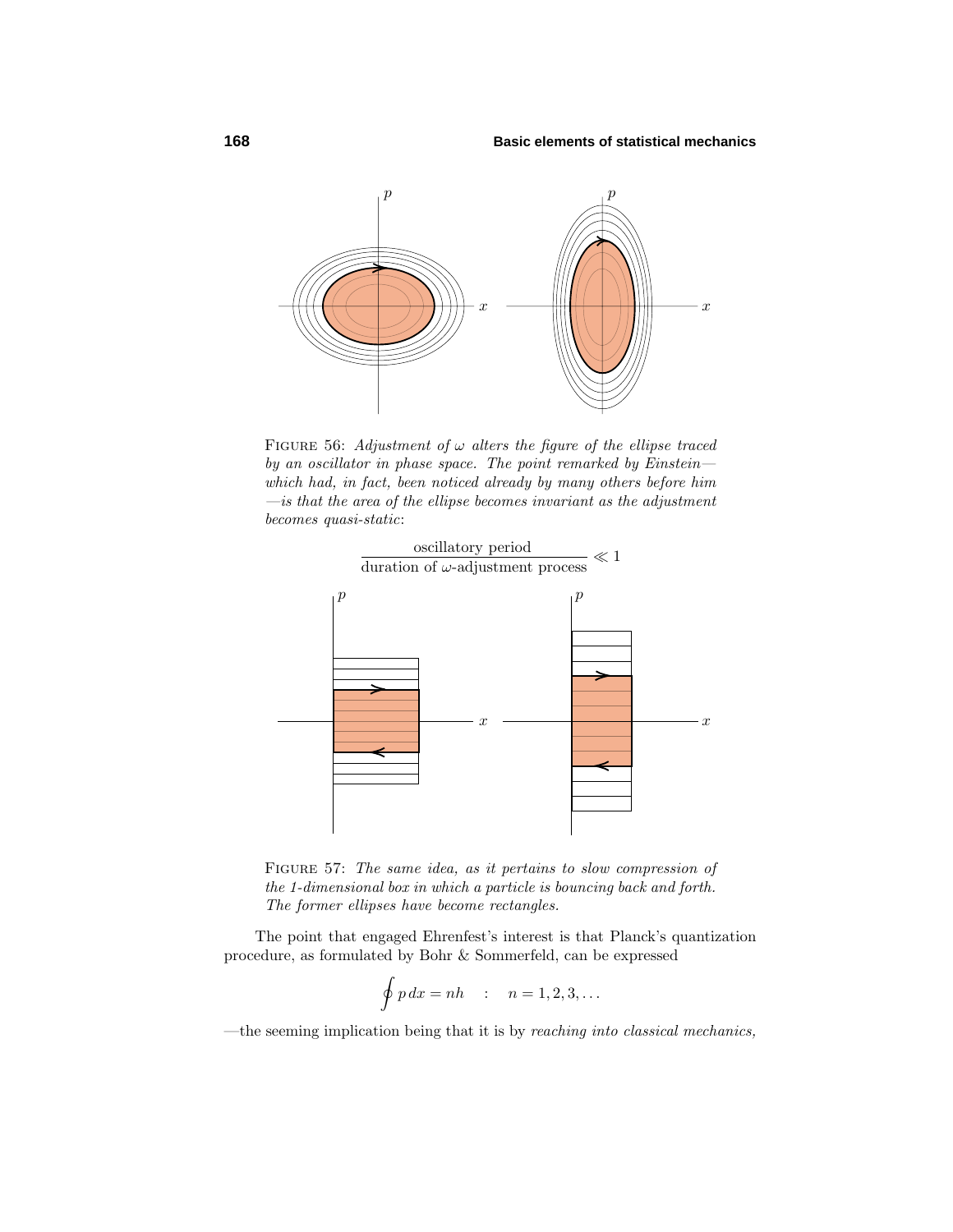FIGURE 56: *Adjustment of $\omega$ alters the figure of the ellipse traced by an oscillator in phase space. The point remarked by Einstein—which had, in fact, been noticed already by many others before him—is that the area of the ellipse becomes invariant as the adjustment becomes quasi-static*:

$$\frac{\text{oscillatory period}}{\text{duration of }\omega\text{-adjustment process}} \ll 1$$

FIGURE 57: *The same idea, as it pertains to slow compression of the 1-dimensional box in which a particle is bouncing back and forth. The former ellipses have become rectangles.*

The point that engaged Ehrenfest's interest is that Planck's quantization procedure, as formulated by Bohr & Sommerfeld, can be expressed

$$\oint p\,dx = nh \quad : \quad n = 1, 2, 3, \ldots$$

—the seeming implication being that it is by *reaching into classical mechanics,*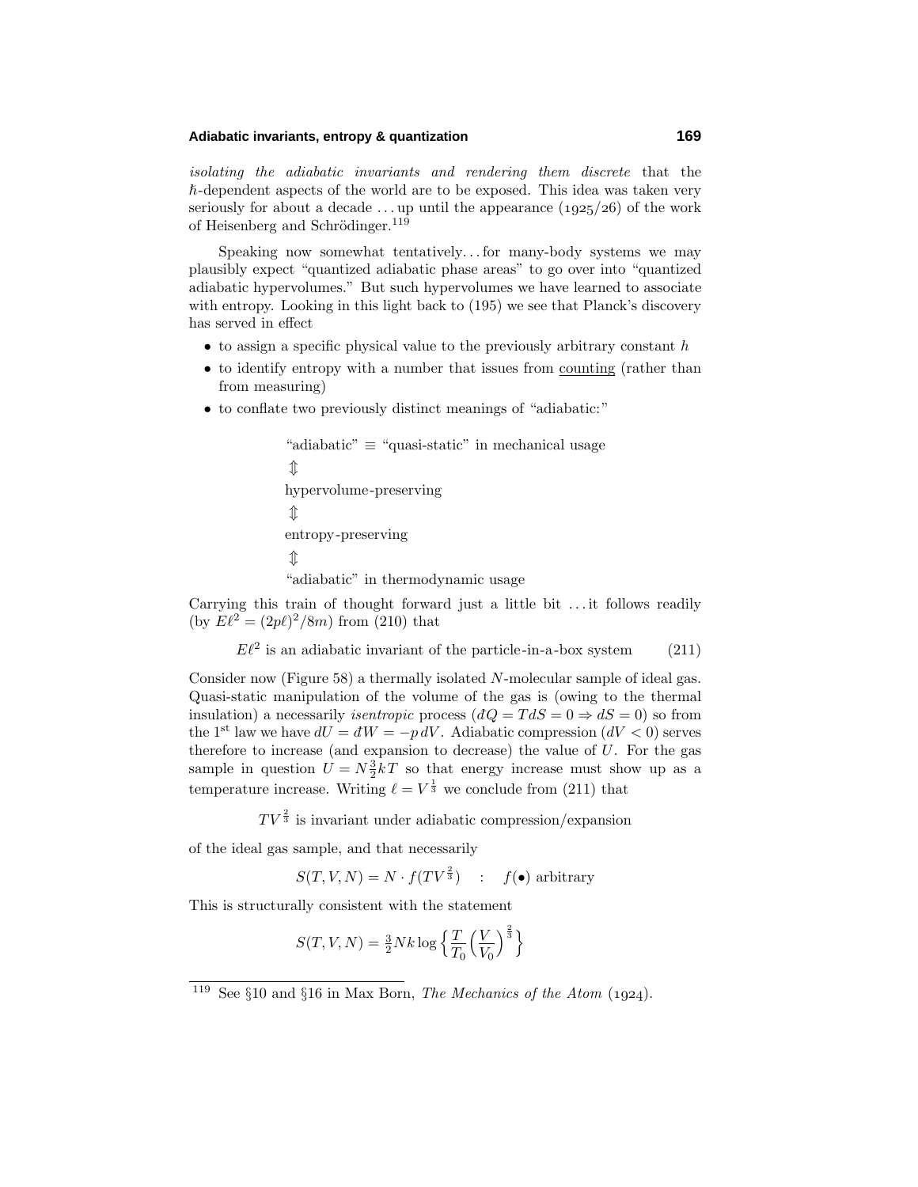*isolating the adiabatic invariants and rendering them discrete* that the $\hbar$-dependent aspects of the world are to be exposed. This idea was taken very seriously for about a decade ... up until the appearance (1925/26) of the work of Heisenberg and Schrödinger.[119]

Speaking now somewhat tentatively... for many-body systems we may plausibly expect "quantized adiabatic phase areas" to go over into "quantized adiabatic hypervolumes." But such hypervolumes we have learned to associate with entropy. Looking in this light back to (195) we see that Planck's discovery has served in effect

- to assign a specific physical value to the previously arbitrary constant $h$
- to identify entropy with a number that issues from counting (rather than from measuring)
- to conflate two previously distinct meanings of "adiabatic:"

"adiabatic" $\equiv$ "quasi-static" in mechanical usage
$\Updownarrow$
hypervolume-preserving
$\Updownarrow$
entropy-preserving
$\Updownarrow$
"adiabatic" in thermodynamic usage

Carrying this train of thought forward just a little bit ... it follows readily (by $E\ell^2 = (2p\ell)^2/8m$) from (210) that

$$E\ell^2 \text{ is an adiabatic invariant of the particle-in-a-box system} \tag{211}$$

Consider now (Figure 58) a thermally isolated $N$-molecular sample of ideal gas. Quasi-static manipulation of the volume of the gas is (owing to the thermal insulation) a necessarily *isentropic* process ($đQ = T dS = 0 \Rightarrow dS = 0$) so from the 1st law we have $dU = đW = -p\,dV$. Adiabatic compression ($dV < 0$) serves therefore to increase (and expansion to decrease) the value of $U$. For the gas sample in question $U = N\frac{3}{2}kT$ so that energy increase must show up as a temperature increase. Writing $\ell = V^{\frac{1}{3}}$ we conclude from (211) that

$$TV^{\frac{2}{3}} \text{ is invariant under adiabatic compression/expansion}$$

of the ideal gas sample, and that necessarily

$$S(T, V, N) = N \cdot f(TV^{\frac{2}{3}}) \quad : \quad f(\bullet) \text{ arbitrary}$$

This is structurally consistent with the statement

$$S(T, V, N) = \tfrac{3}{2}Nk \log\left\{\frac{T}{T_0}\Big(\frac{V}{V_0}\Big)^{\frac{2}{3}}\right\}$$

[119] See §10 and §16 in Max Born, *The Mechanics of the Atom* (1924).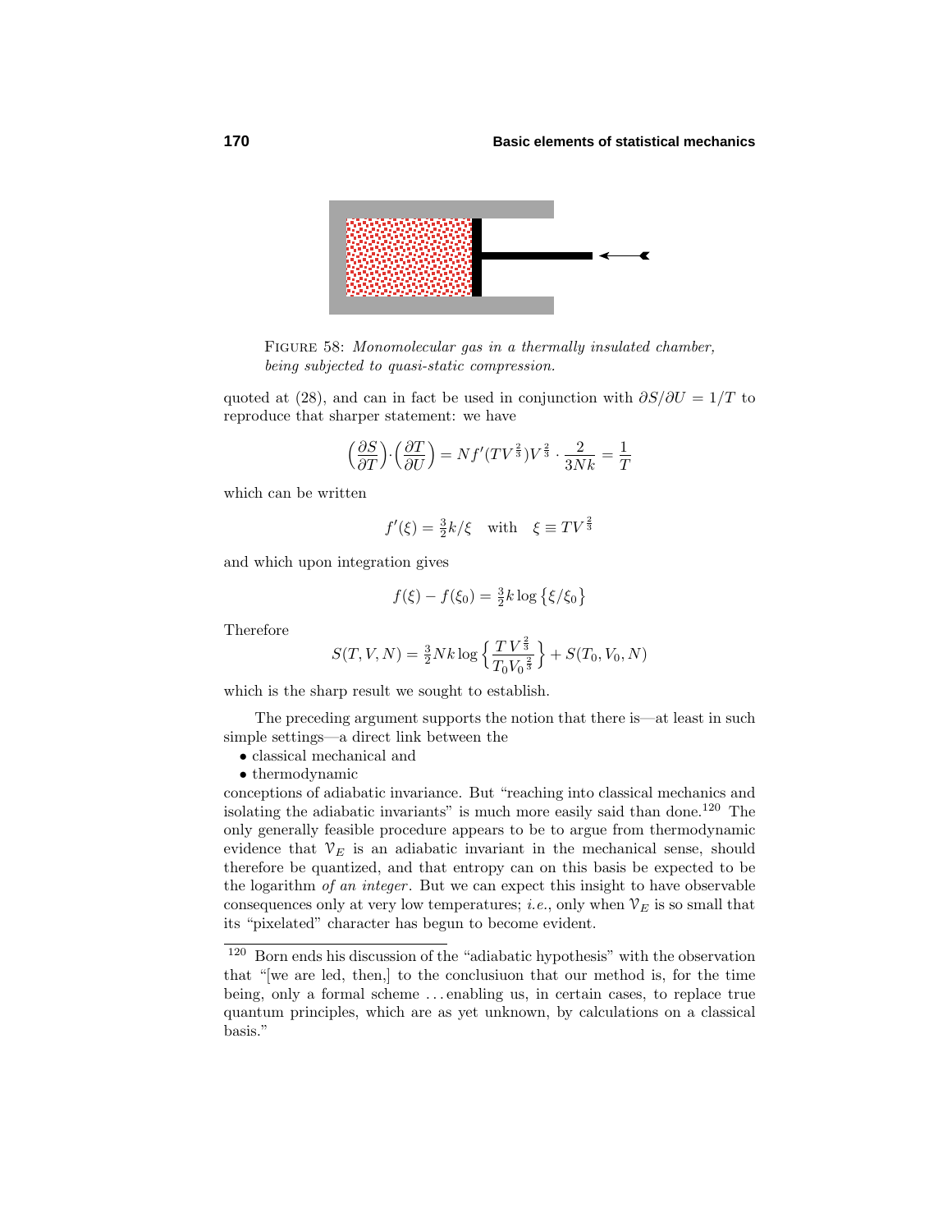FIGURE 58: *Monomolecular gas in a thermally insulated chamber, being subjected to quasi-static compression.*

quoted at (28), and can in fact be used in conjunction with $\partial S/\partial U = 1/T$ to reproduce that sharper statement: we have

$$\Big(\frac{\partial S}{\partial T}\Big)\cdot\Big(\frac{\partial T}{\partial U}\Big) = Nf'(TV^{\frac{2}{3}})V^{\frac{2}{3}}\cdot\frac{2}{3Nk} = \frac{1}{T}$$

which can be written

$$f'(\xi) = \tfrac{3}{2}k/\xi \quad \text{with} \quad \xi \equiv TV^{\frac{2}{3}}$$

and which upon integration gives

$$f(\xi) - f(\xi_0) = \tfrac{3}{2}k\log\big\{\xi/\xi_0\big\}$$

Therefore

$$S(T,V,N) = \tfrac{3}{2}Nk\log\Big\{\frac{T\,V^{\frac{2}{3}}}{T_0V_0^{\frac{2}{3}}}\Big\} + S(T_0,V_0,N)$$

which is the sharp result we sought to establish.

The preceding argument supports the notion that there is—at least in such simple settings—a direct link between the

- classical mechanical and
- thermodynamic

conceptions of adiabatic invariance. But "reaching into classical mechanics and isolating the adiabatic invariants" is much more easily said than done.[120] The only generally feasible procedure appears to be to argue from thermodynamic evidence that $\mathcal{V}_E$ is an adiabatic invariant in the mechanical sense, should therefore be quantized, and that entropy can on this basis be expected to be the logarithm *of an integer*. But we can expect this insight to have observable consequences only at very low temperatures; *i.e.*, only when $\mathcal{V}_E$ is so small that its "pixelated" character has begun to become evident.

[120] Born ends his discussion of the "adiabatic hypothesis" with the observation that "[we are led, then,] to the conclusiuon that our method is, for the time being, only a formal scheme ...enabling us, in certain cases, to replace true quantum principles, which are as yet unknown, by calculations on a classical basis."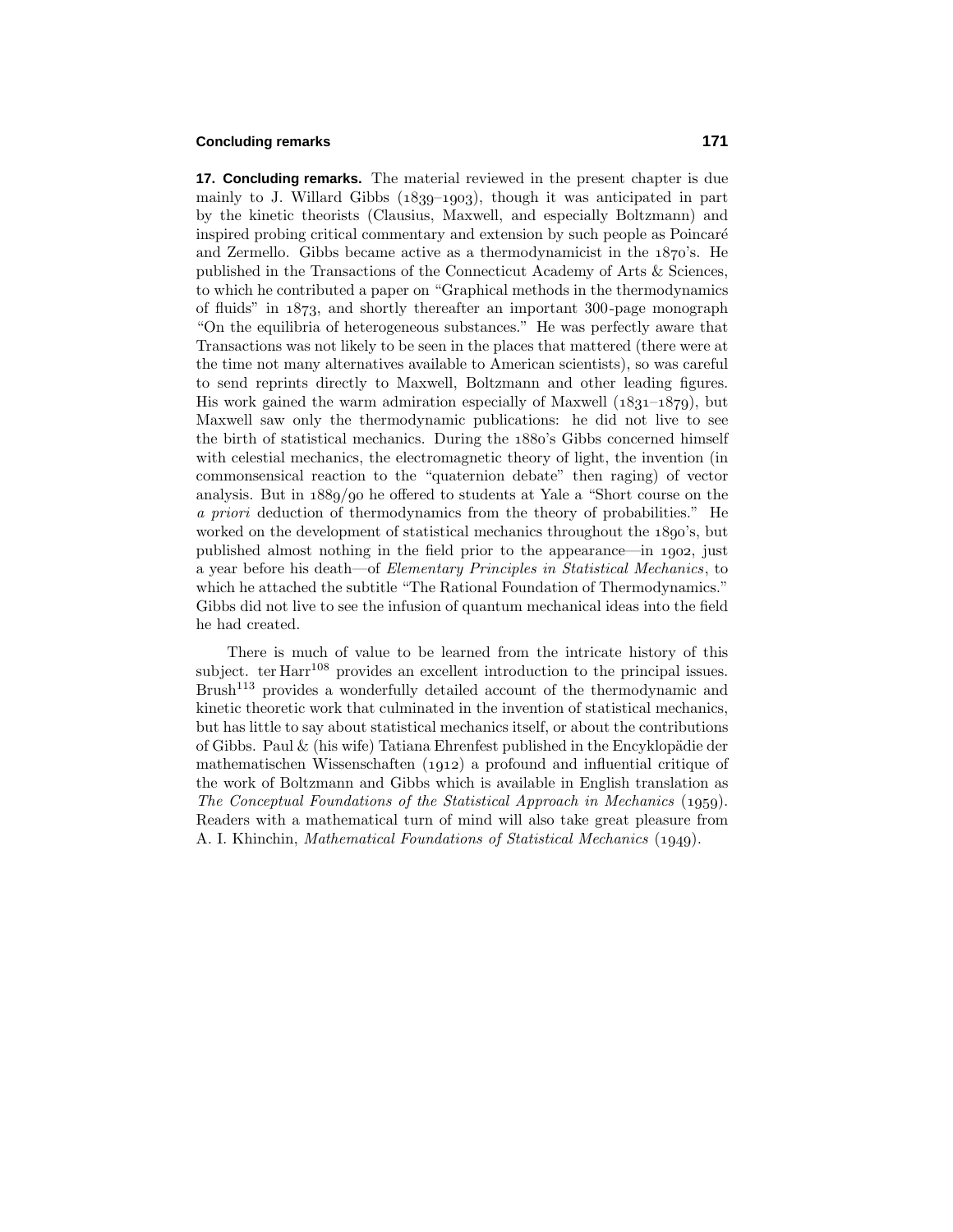**17. Concluding remarks.** The material reviewed in the present chapter is due mainly to J. Willard Gibbs (1839–1903), though it was anticipated in part by the kinetic theorists (Clausius, Maxwell, and especially Boltzmann) and inspired probing critical commentary and extension by such people as Poincaré and Zermello. Gibbs became active as a thermodynamicist in the 1870's. He published in the Transactions of the Connecticut Academy of Arts & Sciences, to which he contributed a paper on "Graphical methods in the thermodynamics of fluids" in 1873, and shortly thereafter an important 300-page monograph "On the equilibria of heterogeneous substances." He was perfectly aware that Transactions was not likely to be seen in the places that mattered (there were at the time not many alternatives available to American scientists), so was careful to send reprints directly to Maxwell, Boltzmann and other leading figures. His work gained the warm admiration especially of Maxwell (1831–1879), but Maxwell saw only the thermodynamic publications: he did not live to see the birth of statistical mechanics. During the 1880's Gibbs concerned himself with celestial mechanics, the electromagnetic theory of light, the invention (in commonsensical reaction to the "quaternion debate" then raging) of vector analysis. But in 1889/90 he offered to students at Yale a "Short course on the *a priori* deduction of thermodynamics from the theory of probabilities." He worked on the development of statistical mechanics throughout the 1890's, but published almost nothing in the field prior to the appearance—in 1902, just a year before his death—of *Elementary Principles in Statistical Mechanics*, to which he attached the subtitle "The Rational Foundation of Thermodynamics." Gibbs did not live to see the infusion of quantum mechanical ideas into the field he had created.

There is much of value to be learned from the intricate history of this subject. ter Harr[108] provides an excellent introduction to the principal issues. Brush[113] provides a wonderfully detailed account of the thermodynamic and kinetic theoretic work that culminated in the invention of statistical mechanics, but has little to say about statistical mechanics itself, or about the contributions of Gibbs. Paul & (his wife) Tatiana Ehrenfest published in the Encyklopädie der mathematischen Wissenschaften (1912) a profound and influential critique of the work of Boltzmann and Gibbs which is available in English translation as *The Conceptual Foundations of the Statistical Approach in Mechanics* (1959). Readers with a mathematical turn of mind will also take great pleasure from A. I. Khinchin, *Mathematical Foundations of Statistical Mechanics* (1949).